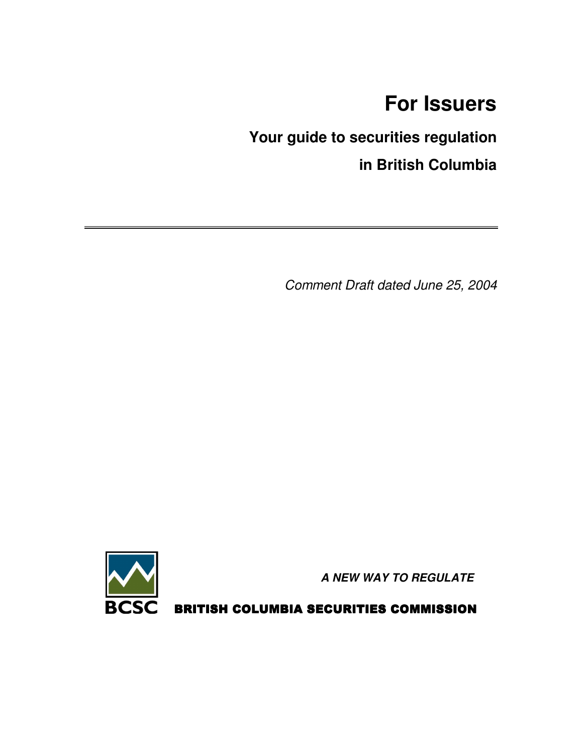# For Issuers

## Your guide to securities regulation in British Columbia

---

*Comment Draft dated June 25, 2004*

***A NEW WAY TO REGULATE***

BCSC **BRITISH COLUMBIA SECURITIES COMMISSION**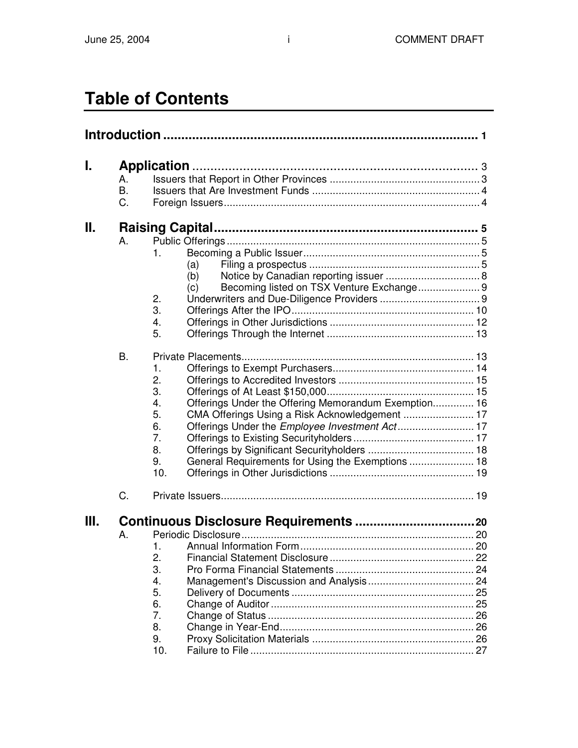# Table of Contents

**Introduction** ........................................................................................ 1

**I. Application** .................................................................................. 3

- A. Issuers that Report in Other Provinces .................................................. 3
- B. Issuers that Are Investment Funds ......................................................... 4
- C. Foreign Issuers ...................................................................................... 4

**II. Raising Capital** ........................................................................... 5

- A. Public Offerings ..................................................................................... 5
  - 1. Becoming a Public Issuer ............................................................ 5
    - (a) Filing a prospectus .......................................................... 5
    - (b) Notice by Canadian reporting issuer ................................ 8
    - (c) Becoming listed on TSX Venture Exchange ..................... 9
  - 2. Underwriters and Due-Diligence Providers .................................. 9
  - 3. Offerings After the IPO .............................................................. 10
  - 4. Offerings in Other Jurisdictions ................................................. 12
  - 5. Offerings Through the Internet .................................................. 13
- B. Private Placements .............................................................................. 13
  - 1. Offerings to Exempt Purchasers ................................................ 14
  - 2. Offerings to Accredited Investors .............................................. 15
  - 3. Offerings of At Least $150,000 .................................................. 15
  - 4. Offerings Under the Offering Memorandum Exemption .............. 16
  - 5. CMA Offerings Using a Risk Acknowledgement ........................ 17
  - 6. Offerings Under the *Employee Investment Act* .......................... 17
  - 7. Offerings to Existing Securityholders ......................................... 17
  - 8. Offerings by Significant Securityholders .................................... 18
  - 9. General Requirements for Using the Exemptions ...................... 18
  - 10. Offerings in Other Jurisdictions ................................................. 19
- C. Private Issuers ..................................................................................... 19

**III. Continuous Disclosure Requirements** ....................................... 20

- A. Periodic Disclosure ............................................................................... 20
  - 1. Annual Information Form ........................................................... 20
  - 2. Financial Statement Disclosure ................................................. 22
  - 3. Pro Forma Financial Statements ............................................... 24
  - 4. Management's Discussion and Analysis .................................... 24
  - 5. Delivery of Documents .............................................................. 25
  - 6. Change of Auditor ..................................................................... 25
  - 7. Change of Status ...................................................................... 26
  - 8. Change in Year-End .................................................................. 26
  - 9. Proxy Solicitation Materials ....................................................... 26
  - 10. Failure to File ............................................................................ 27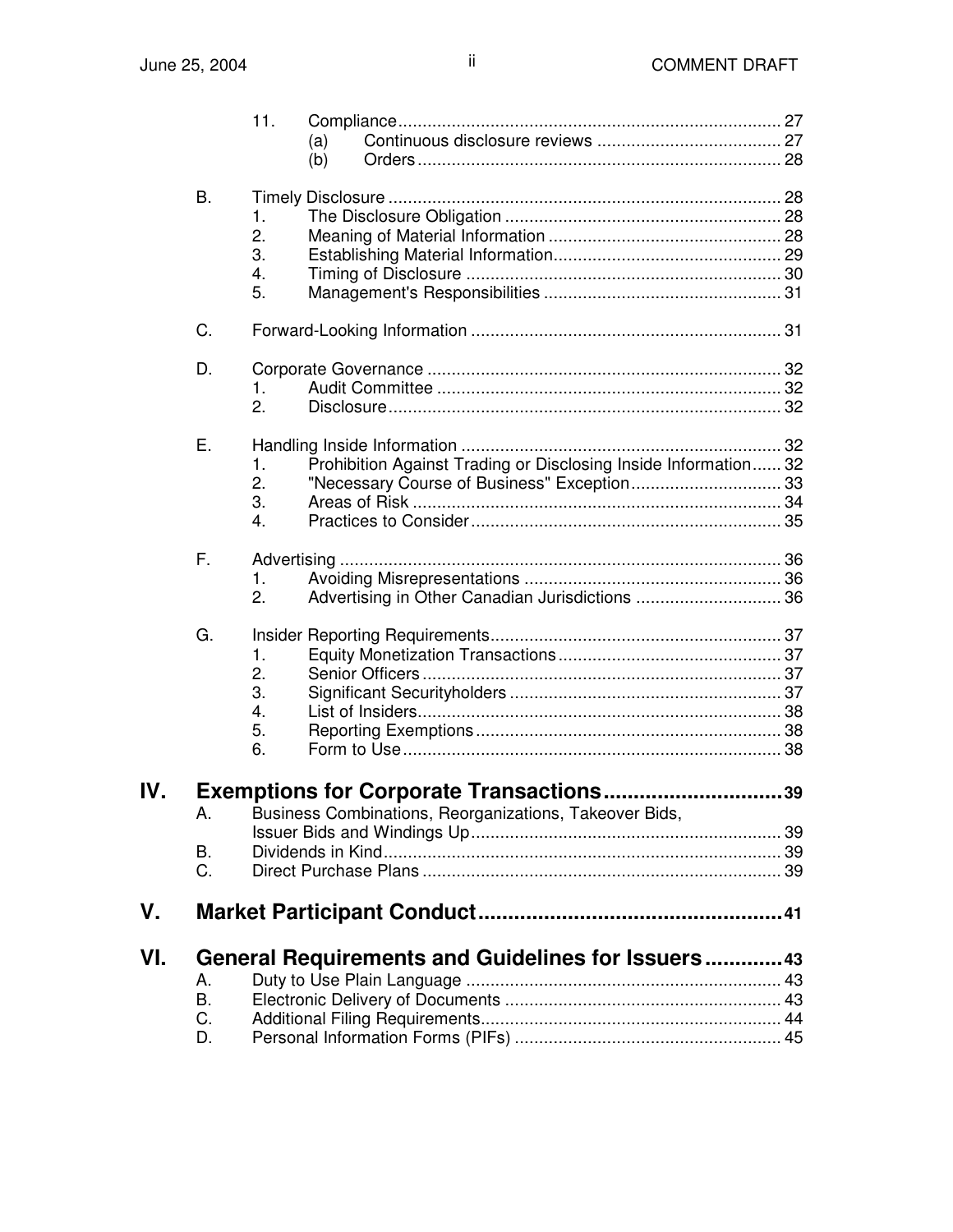11. Compliance ........ 27
    - (a) Continuous disclosure reviews ........ 27
    - (b) Orders ........ 28

B. Timely Disclosure ........ 28
1. The Disclosure Obligation ........ 28
2. Meaning of Material Information ........ 28
3. Establishing Material Information ........ 29
4. Timing of Disclosure ........ 30
5. Management's Responsibilities ........ 31

C. Forward-Looking Information ........ 31

D. Corporate Governance ........ 32
1. Audit Committee ........ 32
2. Disclosure ........ 32

E. Handling Inside Information ........ 32
1. Prohibition Against Trading or Disclosing Inside Information ........ 32
2. "Necessary Course of Business" Exception ........ 33
3. Areas of Risk ........ 34
4. Practices to Consider ........ 35

F. Advertising ........ 36
1. Avoiding Misrepresentations ........ 36
2. Advertising in Other Canadian Jurisdictions ........ 36

G. Insider Reporting Requirements ........ 37
1. Equity Monetization Transactions ........ 37
2. Senior Officers ........ 37
3. Significant Securityholders ........ 37
4. List of Insiders ........ 38
5. Reporting Exemptions ........ 38
6. Form to Use ........ 38

## IV. Exemptions for Corporate Transactions ........ 39

A. Business Combinations, Reorganizations, Takeover Bids, Issuer Bids and Windings Up ........ 39

B. Dividends in Kind ........ 39

C. Direct Purchase Plans ........ 39

## V. Market Participant Conduct ........ 41

## VI. General Requirements and Guidelines for Issuers ........ 43

A. Duty to Use Plain Language ........ 43

B. Electronic Delivery of Documents ........ 43

C. Additional Filing Requirements ........ 44

D. Personal Information Forms (PIFs) ........ 45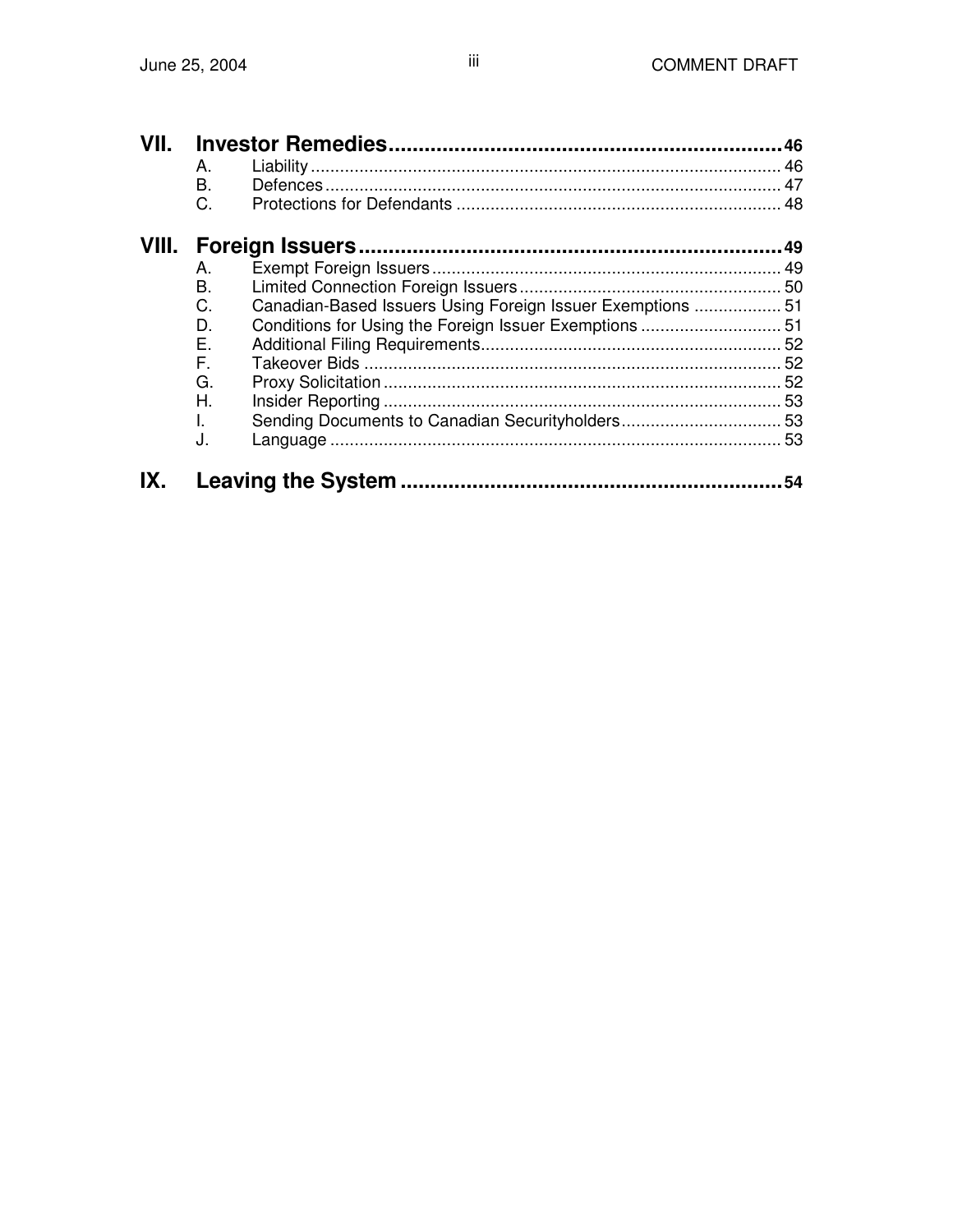**VII. Investor Remedies** .......... 46

- A. Liability .......... 46
- B. Defences .......... 47
- C. Protections for Defendants .......... 48

**VIII. Foreign Issuers** .......... 49

- A. Exempt Foreign Issuers .......... 49
- B. Limited Connection Foreign Issuers .......... 50
- C. Canadian-Based Issuers Using Foreign Issuer Exemptions .......... 51
- D. Conditions for Using the Foreign Issuer Exemptions .......... 51
- E. Additional Filing Requirements .......... 52
- F. Takeover Bids .......... 52
- G. Proxy Solicitation .......... 52
- H. Insider Reporting .......... 53
- I. Sending Documents to Canadian Securityholders .......... 53
- J. Language .......... 53

**IX. Leaving the System** .......... 54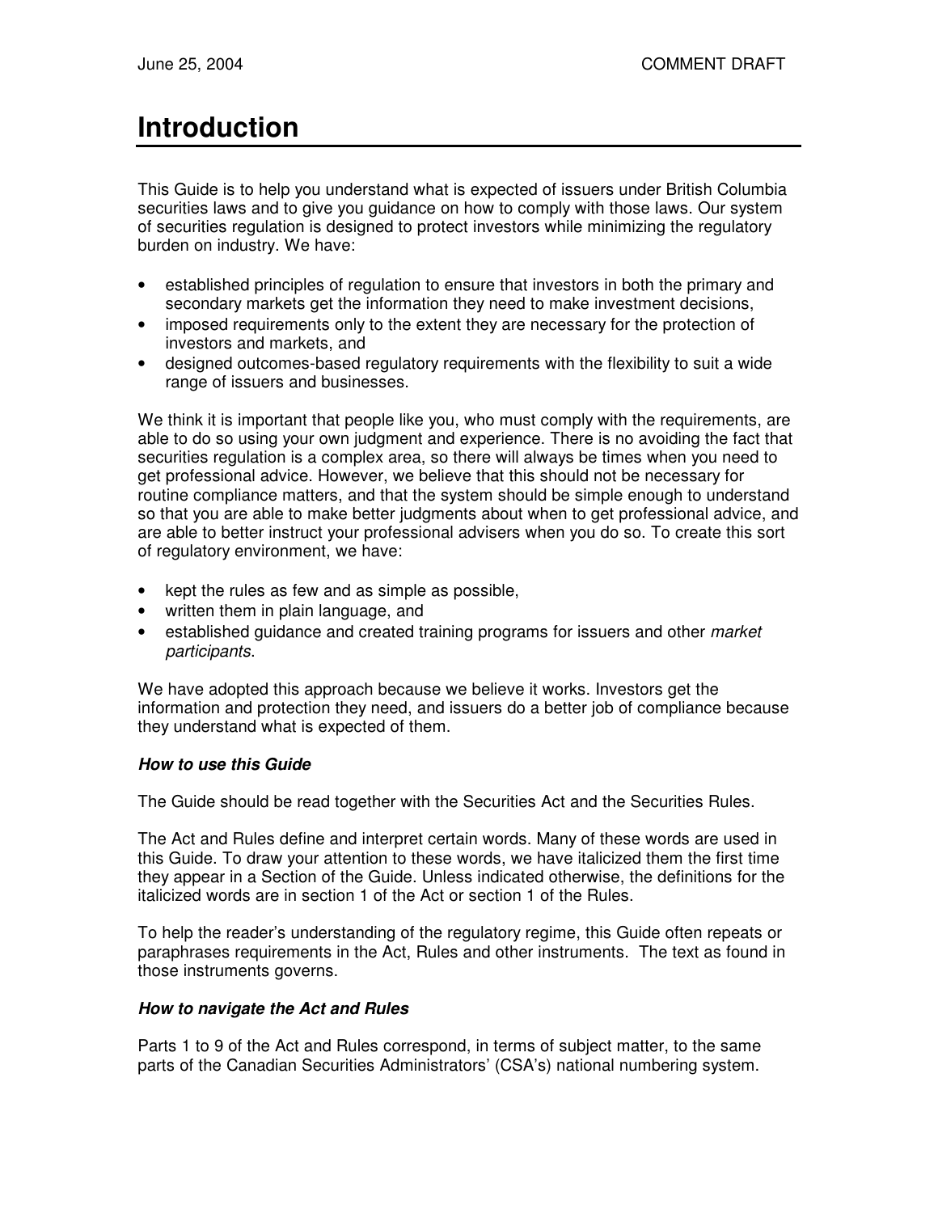# Introduction

This Guide is to help you understand what is expected of issuers under British Columbia securities laws and to give you guidance on how to comply with those laws. Our system of securities regulation is designed to protect investors while minimizing the regulatory burden on industry. We have:

- established principles of regulation to ensure that investors in both the primary and secondary markets get the information they need to make investment decisions,
- imposed requirements only to the extent they are necessary for the protection of investors and markets, and
- designed outcomes-based regulatory requirements with the flexibility to suit a wide range of issuers and businesses.

We think it is important that people like you, who must comply with the requirements, are able to do so using your own judgment and experience. There is no avoiding the fact that securities regulation is a complex area, so there will always be times when you need to get professional advice. However, we believe that this should not be necessary for routine compliance matters, and that the system should be simple enough to understand so that you are able to make better judgments about when to get professional advice, and are able to better instruct your professional advisers when you do so. To create this sort of regulatory environment, we have:

- kept the rules as few and as simple as possible,
- written them in plain language, and
- established guidance and created training programs for issuers and other *market participants*.

We have adopted this approach because we believe it works. Investors get the information and protection they need, and issuers do a better job of compliance because they understand what is expected of them.

***How to use this Guide***

The Guide should be read together with the Securities Act and the Securities Rules.

The Act and Rules define and interpret certain words. Many of these words are used in this Guide. To draw your attention to these words, we have italicized them the first time they appear in a Section of the Guide. Unless indicated otherwise, the definitions for the italicized words are in section 1 of the Act or section 1 of the Rules.

To help the reader's understanding of the regulatory regime, this Guide often repeats or paraphrases requirements in the Act, Rules and other instruments. The text as found in those instruments governs.

***How to navigate the Act and Rules***

Parts 1 to 9 of the Act and Rules correspond, in terms of subject matter, to the same parts of the Canadian Securities Administrators' (CSA's) national numbering system.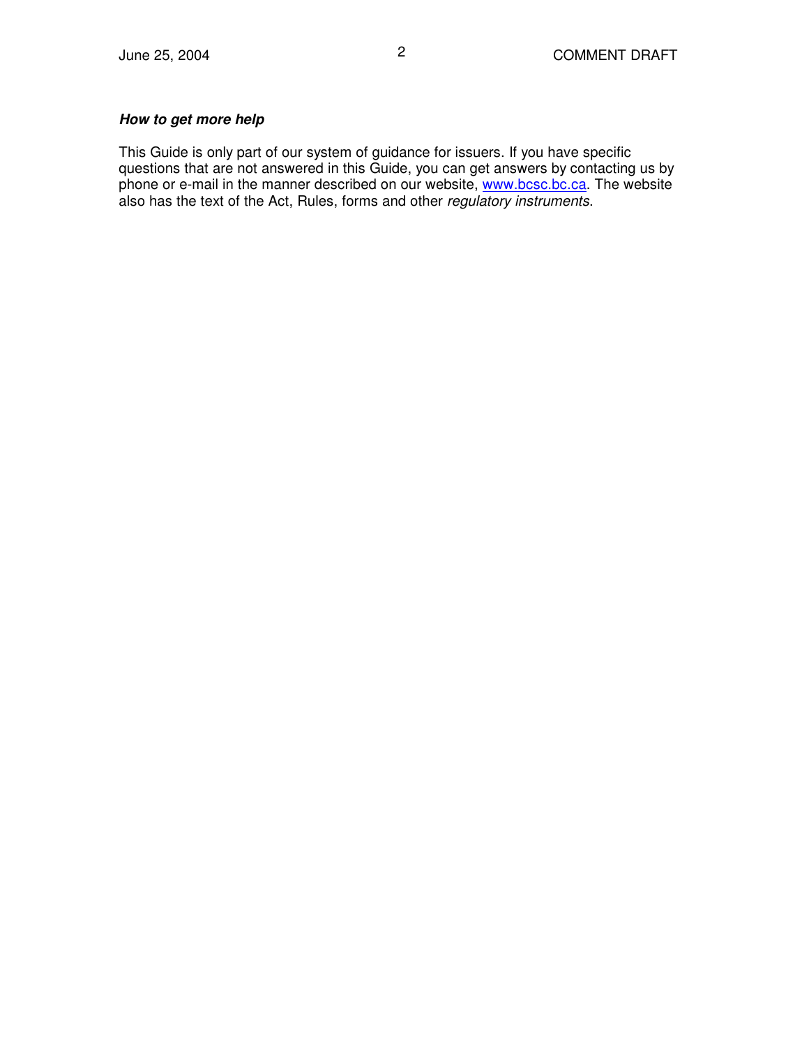***How to get more help***

This Guide is only part of our system of guidance for issuers. If you have specific questions that are not answered in this Guide, you can get answers by contacting us by phone or e-mail in the manner described on our website, [www.bcsc.bc.ca](http://www.bcsc.bc.ca). The website also has the text of the Act, Rules, forms and other *regulatory instruments*.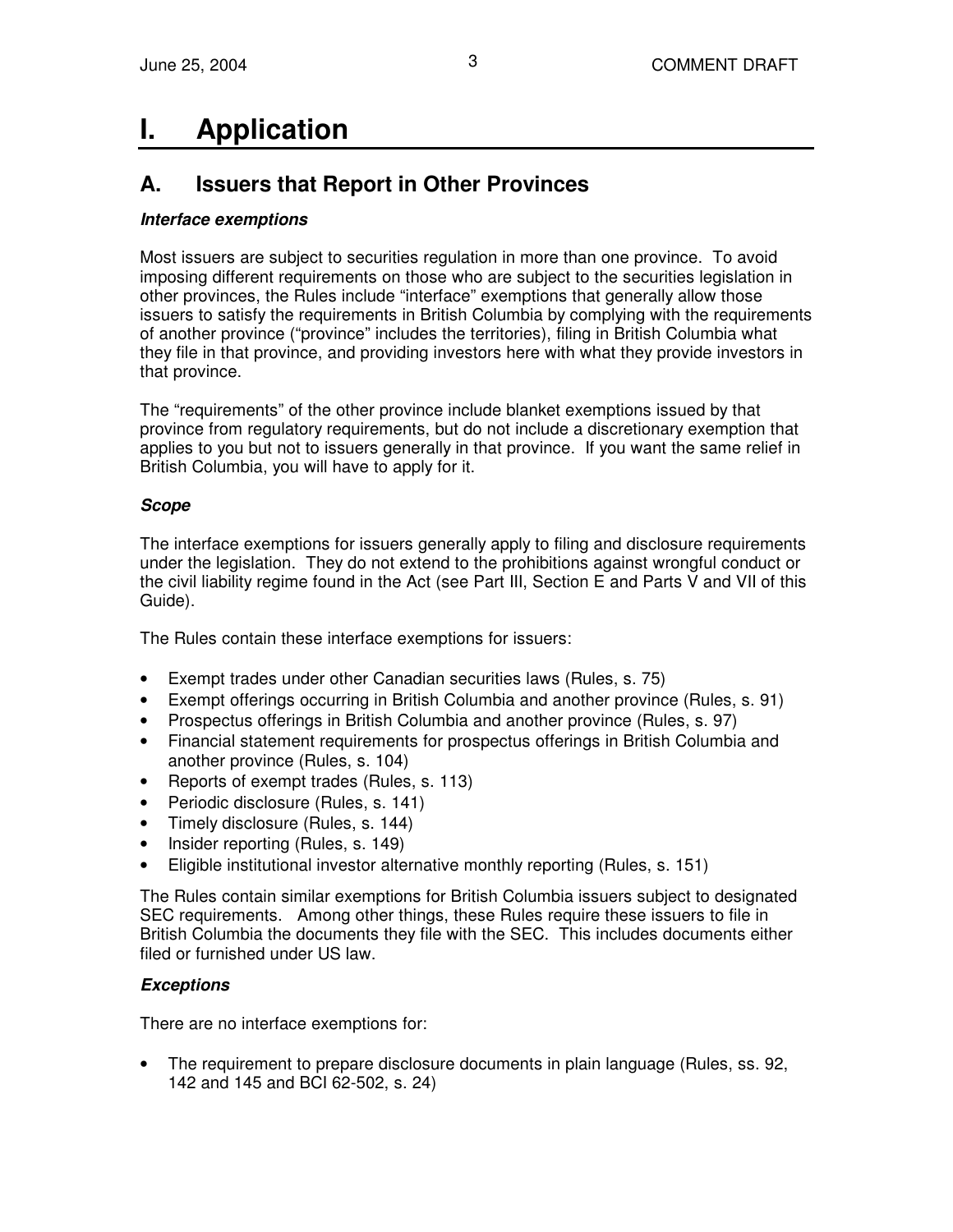# I. Application

## A. Issuers that Report in Other Provinces

### *Interface exemptions*

Most issuers are subject to securities regulation in more than one province. To avoid imposing different requirements on those who are subject to the securities legislation in other provinces, the Rules include "interface" exemptions that generally allow those issuers to satisfy the requirements in British Columbia by complying with the requirements of another province ("province" includes the territories), filing in British Columbia what they file in that province, and providing investors here with what they provide investors in that province.

The "requirements" of the other province include blanket exemptions issued by that province from regulatory requirements, but do not include a discretionary exemption that applies to you but not to issuers generally in that province. If you want the same relief in British Columbia, you will have to apply for it.

### *Scope*

The interface exemptions for issuers generally apply to filing and disclosure requirements under the legislation. They do not extend to the prohibitions against wrongful conduct or the civil liability regime found in the Act (see Part III, Section E and Parts V and VII of this Guide).

The Rules contain these interface exemptions for issuers:

- Exempt trades under other Canadian securities laws (Rules, s. 75)
- Exempt offerings occurring in British Columbia and another province (Rules, s. 91)
- Prospectus offerings in British Columbia and another province (Rules, s. 97)
- Financial statement requirements for prospectus offerings in British Columbia and another province (Rules, s. 104)
- Reports of exempt trades (Rules, s. 113)
- Periodic disclosure (Rules, s. 141)
- Timely disclosure (Rules, s. 144)
- Insider reporting (Rules, s. 149)
- Eligible institutional investor alternative monthly reporting (Rules, s. 151)

The Rules contain similar exemptions for British Columbia issuers subject to designated SEC requirements. Among other things, these Rules require these issuers to file in British Columbia the documents they file with the SEC. This includes documents either filed or furnished under US law.

### *Exceptions*

There are no interface exemptions for:

- The requirement to prepare disclosure documents in plain language (Rules, ss. 92, 142 and 145 and BCI 62-502, s. 24)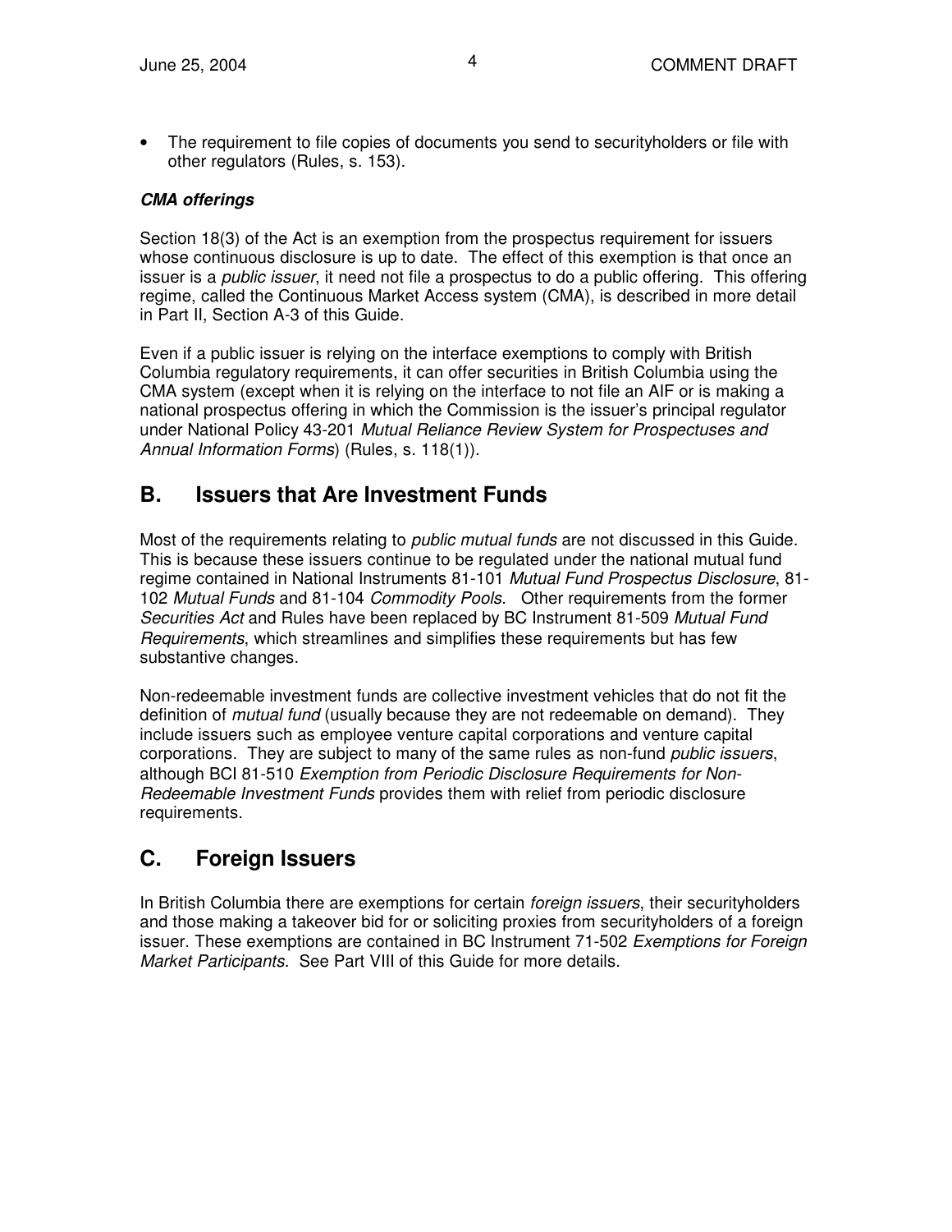- The requirement to file copies of documents you send to securityholders or file with other regulators (Rules, s. 153).

***CMA offerings***

Section 18(3) of the Act is an exemption from the prospectus requirement for issuers whose continuous disclosure is up to date. The effect of this exemption is that once an issuer is a *public issuer*, it need not file a prospectus to do a public offering. This offering regime, called the Continuous Market Access system (CMA), is described in more detail in Part II, Section A-3 of this Guide.

Even if a public issuer is relying on the interface exemptions to comply with British Columbia regulatory requirements, it can offer securities in British Columbia using the CMA system (except when it is relying on the interface to not file an AIF or is making a national prospectus offering in which the Commission is the issuer's principal regulator under National Policy 43-201 *Mutual Reliance Review System for Prospectuses and Annual Information Forms*) (Rules, s. 118(1)).

## B. Issuers that Are Investment Funds

Most of the requirements relating to *public mutual funds* are not discussed in this Guide. This is because these issuers continue to be regulated under the national mutual fund regime contained in National Instruments 81-101 *Mutual Fund Prospectus Disclosure*, 81-102 *Mutual Funds* and 81-104 *Commodity Pools*. Other requirements from the former *Securities Act* and Rules have been replaced by BC Instrument 81-509 *Mutual Fund Requirements*, which streamlines and simplifies these requirements but has few substantive changes.

Non-redeemable investment funds are collective investment vehicles that do not fit the definition of *mutual fund* (usually because they are not redeemable on demand). They include issuers such as employee venture capital corporations and venture capital corporations. They are subject to many of the same rules as non-fund *public issuers*, although BCI 81-510 *Exemption from Periodic Disclosure Requirements for Non-Redeemable Investment Funds* provides them with relief from periodic disclosure requirements.

## C. Foreign Issuers

In British Columbia there are exemptions for certain *foreign issuers*, their securityholders and those making a takeover bid for or soliciting proxies from securityholders of a foreign issuer. These exemptions are contained in BC Instrument 71-502 *Exemptions for Foreign Market Participants*. See Part VIII of this Guide for more details.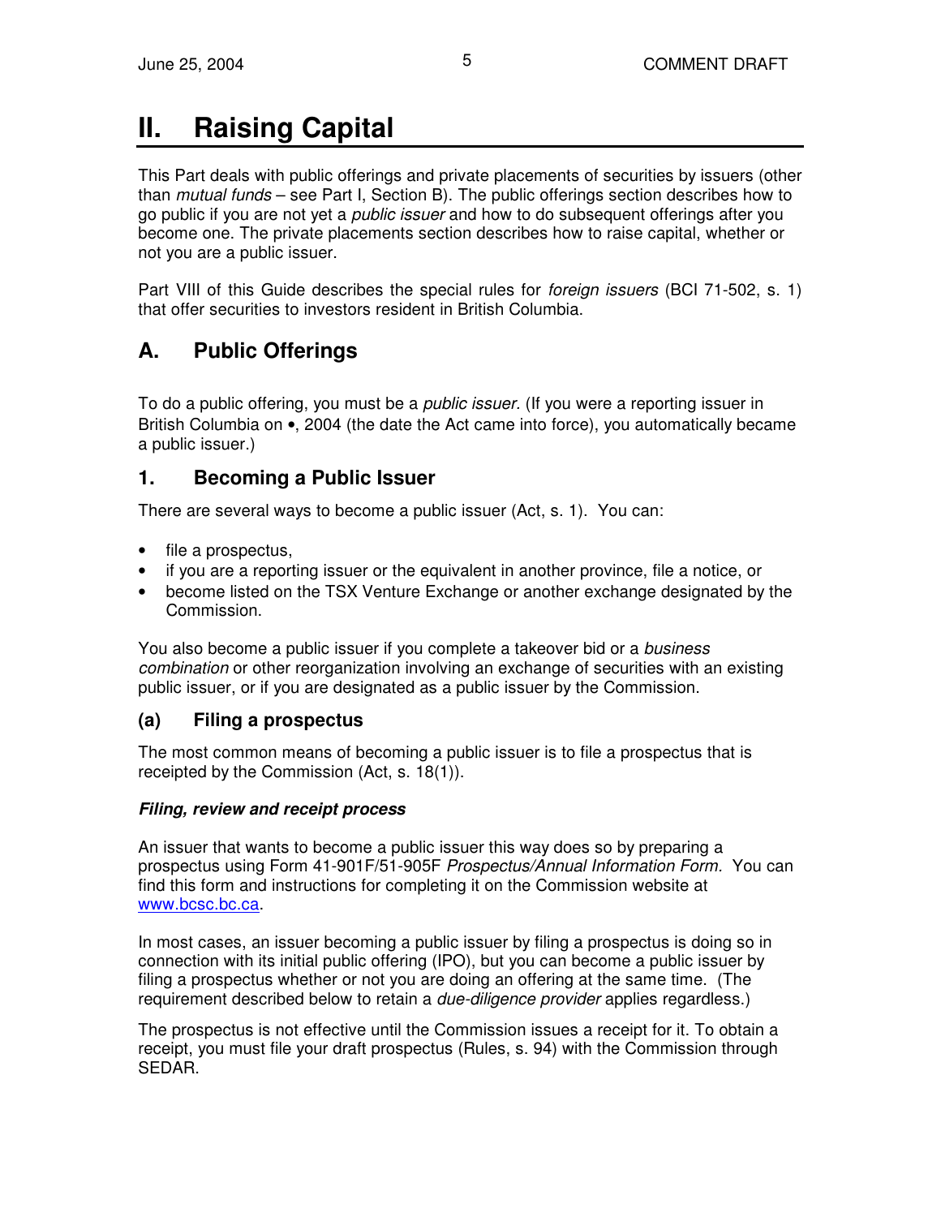# II. Raising Capital

This Part deals with public offerings and private placements of securities by issuers (other than *mutual funds* – see Part I, Section B). The public offerings section describes how to go public if you are not yet a *public issuer* and how to do subsequent offerings after you become one. The private placements section describes how to raise capital, whether or not you are a public issuer.

Part VIII of this Guide describes the special rules for *foreign issuers* (BCI 71-502, s. 1) that offer securities to investors resident in British Columbia.

## A. Public Offerings

To do a public offering, you must be a *public issuer.* (If you were a reporting issuer in British Columbia on •, 2004 (the date the Act came into force), you automatically became a public issuer.)

### 1. Becoming a Public Issuer

There are several ways to become a public issuer (Act, s. 1). You can:

- file a prospectus,
- if you are a reporting issuer or the equivalent in another province, file a notice, or
- become listed on the TSX Venture Exchange or another exchange designated by the Commission.

You also become a public issuer if you complete a takeover bid or a *business combination* or other reorganization involving an exchange of securities with an existing public issuer, or if you are designated as a public issuer by the Commission.

#### (a) Filing a prospectus

The most common means of becoming a public issuer is to file a prospectus that is receipted by the Commission (Act, s. 18(1)).

***Filing, review and receipt process***

An issuer that wants to become a public issuer this way does so by preparing a prospectus using Form 41-901F/51-905F *Prospectus/Annual Information Form.* You can find this form and instructions for completing it on the Commission website at www.bcsc.bc.ca.

In most cases, an issuer becoming a public issuer by filing a prospectus is doing so in connection with its initial public offering (IPO), but you can become a public issuer by filing a prospectus whether or not you are doing an offering at the same time. (The requirement described below to retain a *due-diligence provider* applies regardless.)

The prospectus is not effective until the Commission issues a receipt for it. To obtain a receipt, you must file your draft prospectus (Rules, s. 94) with the Commission through SEDAR.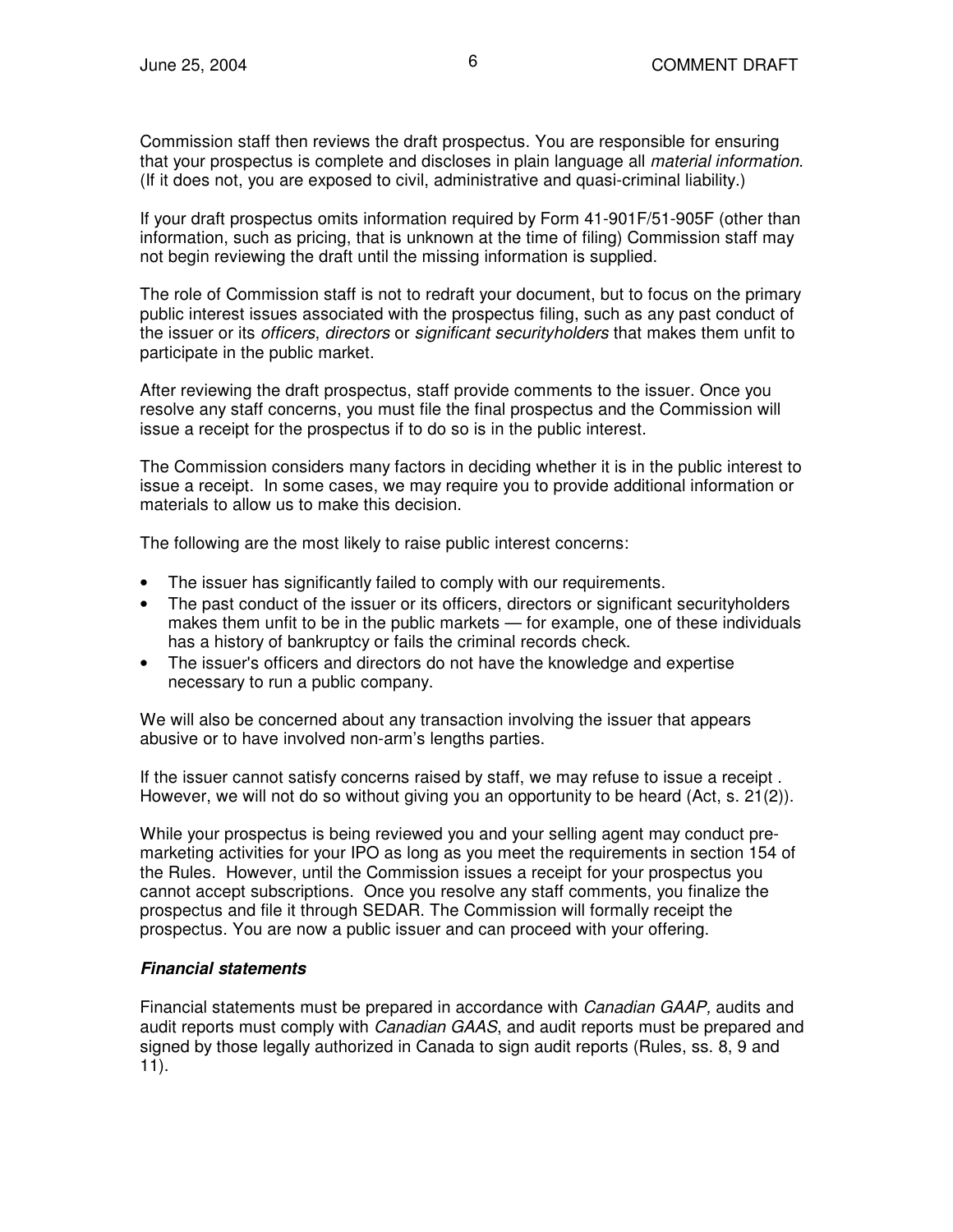Commission staff then reviews the draft prospectus. You are responsible for ensuring that your prospectus is complete and discloses in plain language all *material information*. (If it does not, you are exposed to civil, administrative and quasi-criminal liability.)

If your draft prospectus omits information required by Form 41-901F/51-905F (other than information, such as pricing, that is unknown at the time of filing) Commission staff may not begin reviewing the draft until the missing information is supplied.

The role of Commission staff is not to redraft your document, but to focus on the primary public interest issues associated with the prospectus filing, such as any past conduct of the issuer or its *officers*, *directors* or *significant securityholders* that makes them unfit to participate in the public market.

After reviewing the draft prospectus, staff provide comments to the issuer. Once you resolve any staff concerns, you must file the final prospectus and the Commission will issue a receipt for the prospectus if to do so is in the public interest.

The Commission considers many factors in deciding whether it is in the public interest to issue a receipt. In some cases, we may require you to provide additional information or materials to allow us to make this decision.

The following are the most likely to raise public interest concerns:

- The issuer has significantly failed to comply with our requirements.
- The past conduct of the issuer or its officers, directors or significant securityholders makes them unfit to be in the public markets — for example, one of these individuals has a history of bankruptcy or fails the criminal records check.
- The issuer's officers and directors do not have the knowledge and expertise necessary to run a public company.

We will also be concerned about any transaction involving the issuer that appears abusive or to have involved non-arm's lengths parties.

If the issuer cannot satisfy concerns raised by staff, we may refuse to issue a receipt . However, we will not do so without giving you an opportunity to be heard (Act, s. 21(2)).

While your prospectus is being reviewed you and your selling agent may conduct pre-marketing activities for your IPO as long as you meet the requirements in section 154 of the Rules. However, until the Commission issues a receipt for your prospectus you cannot accept subscriptions. Once you resolve any staff comments, you finalize the prospectus and file it through SEDAR. The Commission will formally receipt the prospectus. You are now a public issuer and can proceed with your offering.

#### ***Financial statements***

Financial statements must be prepared in accordance with *Canadian GAAP,* audits and audit reports must comply with *Canadian GAAS*, and audit reports must be prepared and signed by those legally authorized in Canada to sign audit reports (Rules, ss. 8, 9 and 11).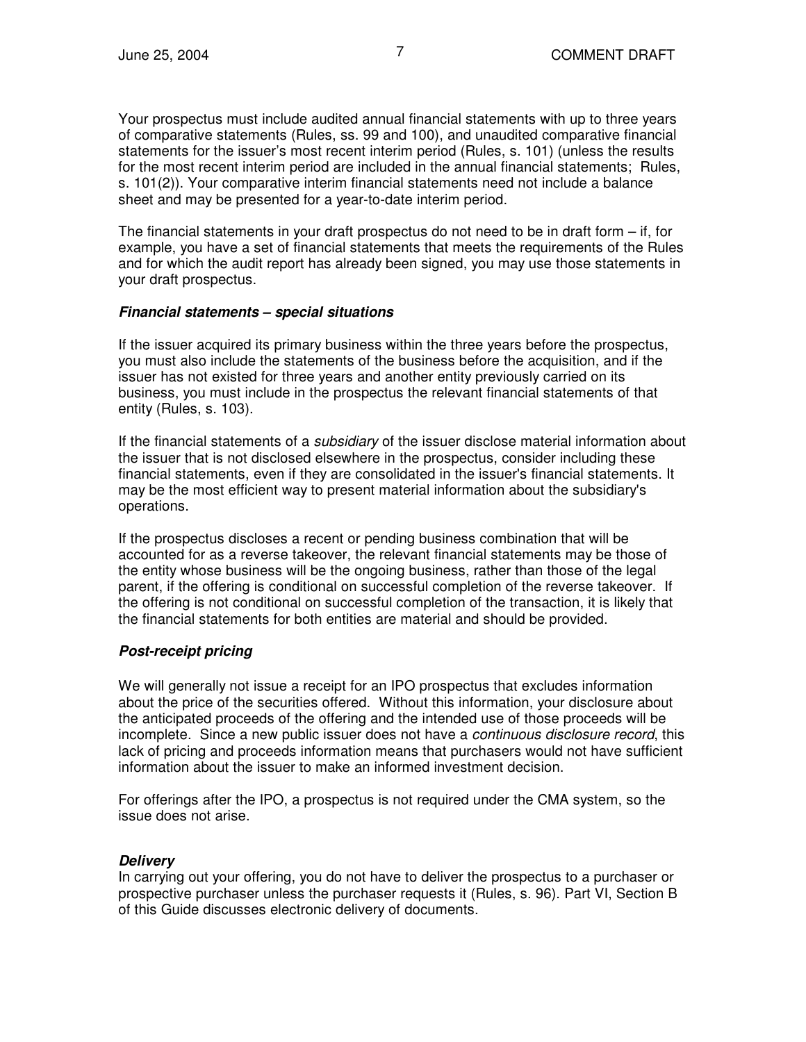Your prospectus must include audited annual financial statements with up to three years of comparative statements (Rules, ss. 99 and 100), and unaudited comparative financial statements for the issuer's most recent interim period (Rules, s. 101) (unless the results for the most recent interim period are included in the annual financial statements; Rules, s. 101(2)). Your comparative interim financial statements need not include a balance sheet and may be presented for a year-to-date interim period.

The financial statements in your draft prospectus do not need to be in draft form – if, for example, you have a set of financial statements that meets the requirements of the Rules and for which the audit report has already been signed, you may use those statements in your draft prospectus.

***Financial statements – special situations***

If the issuer acquired its primary business within the three years before the prospectus, you must also include the statements of the business before the acquisition, and if the issuer has not existed for three years and another entity previously carried on its business, you must include in the prospectus the relevant financial statements of that entity (Rules, s. 103).

If the financial statements of a *subsidiary* of the issuer disclose material information about the issuer that is not disclosed elsewhere in the prospectus, consider including these financial statements, even if they are consolidated in the issuer's financial statements. It may be the most efficient way to present material information about the subsidiary's operations.

If the prospectus discloses a recent or pending business combination that will be accounted for as a reverse takeover, the relevant financial statements may be those of the entity whose business will be the ongoing business, rather than those of the legal parent, if the offering is conditional on successful completion of the reverse takeover. If the offering is not conditional on successful completion of the transaction, it is likely that the financial statements for both entities are material and should be provided.

***Post-receipt pricing***

We will generally not issue a receipt for an IPO prospectus that excludes information about the price of the securities offered. Without this information, your disclosure about the anticipated proceeds of the offering and the intended use of those proceeds will be incomplete. Since a new public issuer does not have a *continuous disclosure record*, this lack of pricing and proceeds information means that purchasers would not have sufficient information about the issuer to make an informed investment decision.

For offerings after the IPO, a prospectus is not required under the CMA system, so the issue does not arise.

***Delivery***

In carrying out your offering, you do not have to deliver the prospectus to a purchaser or prospective purchaser unless the purchaser requests it (Rules, s. 96). Part VI, Section B of this Guide discusses electronic delivery of documents.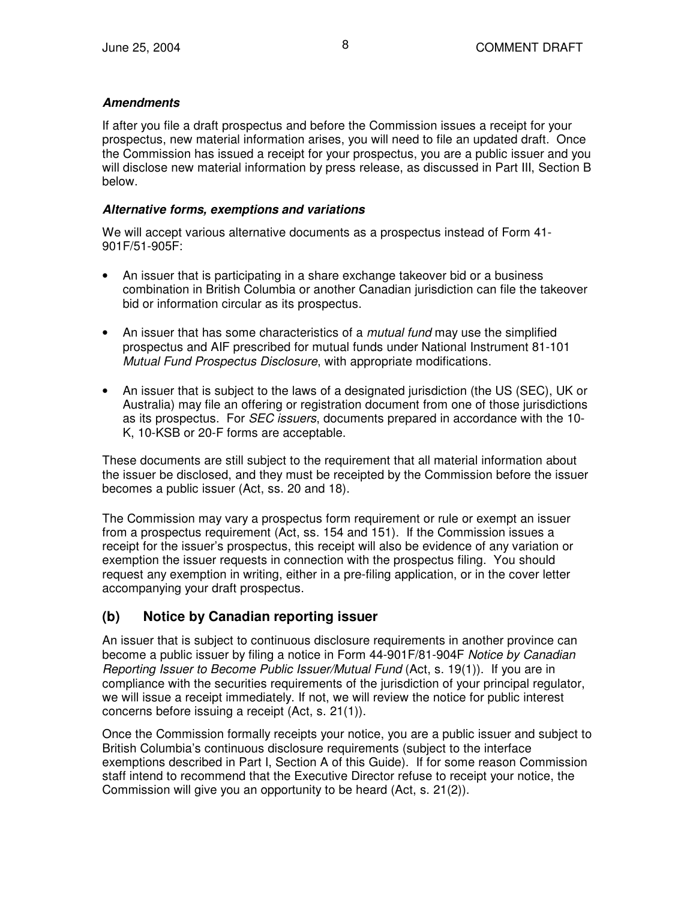***Amendments***

If after you file a draft prospectus and before the Commission issues a receipt for your prospectus, new material information arises, you will need to file an updated draft. Once the Commission has issued a receipt for your prospectus, you are a public issuer and you will disclose new material information by press release, as discussed in Part III, Section B below.

***Alternative forms, exemptions and variations***

We will accept various alternative documents as a prospectus instead of Form 41-901F/51-905F:

- An issuer that is participating in a share exchange takeover bid or a business combination in British Columbia or another Canadian jurisdiction can file the takeover bid or information circular as its prospectus.
- An issuer that has some characteristics of a *mutual fund* may use the simplified prospectus and AIF prescribed for mutual funds under National Instrument 81-101 *Mutual Fund Prospectus Disclosure*, with appropriate modifications.
- An issuer that is subject to the laws of a designated jurisdiction (the US (SEC), UK or Australia) may file an offering or registration document from one of those jurisdictions as its prospectus. For *SEC issuers*, documents prepared in accordance with the 10-K, 10-KSB or 20-F forms are acceptable.

These documents are still subject to the requirement that all material information about the issuer be disclosed, and they must be receipted by the Commission before the issuer becomes a public issuer (Act, ss. 20 and 18).

The Commission may vary a prospectus form requirement or rule or exempt an issuer from a prospectus requirement (Act, ss. 154 and 151). If the Commission issues a receipt for the issuer's prospectus, this receipt will also be evidence of any variation or exemption the issuer requests in connection with the prospectus filing. You should request any exemption in writing, either in a pre-filing application, or in the cover letter accompanying your draft prospectus.

## (b) Notice by Canadian reporting issuer

An issuer that is subject to continuous disclosure requirements in another province can become a public issuer by filing a notice in Form 44-901F/81-904F *Notice by Canadian Reporting Issuer to Become Public Issuer/Mutual Fund* (Act, s. 19(1)). If you are in compliance with the securities requirements of the jurisdiction of your principal regulator, we will issue a receipt immediately. If not, we will review the notice for public interest concerns before issuing a receipt (Act, s. 21(1)).

Once the Commission formally receipts your notice, you are a public issuer and subject to British Columbia's continuous disclosure requirements (subject to the interface exemptions described in Part I, Section A of this Guide). If for some reason Commission staff intend to recommend that the Executive Director refuse to receipt your notice, the Commission will give you an opportunity to be heard (Act, s. 21(2)).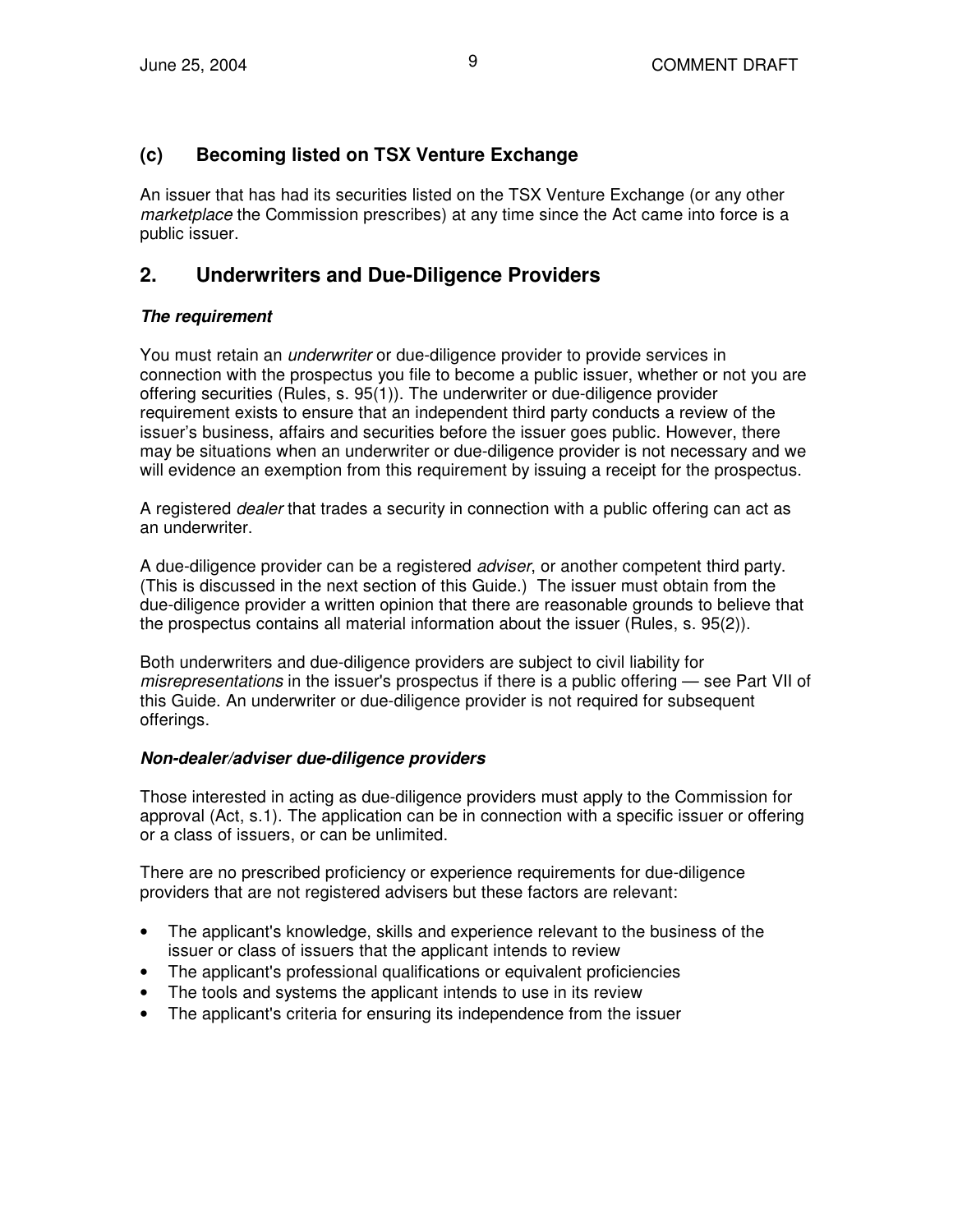### (c) Becoming listed on TSX Venture Exchange

An issuer that has had its securities listed on the TSX Venture Exchange (or any other *marketplace* the Commission prescribes) at any time since the Act came into force is a public issuer.

## 2. Underwriters and Due-Diligence Providers

***The requirement***

You must retain an *underwriter* or due-diligence provider to provide services in connection with the prospectus you file to become a public issuer, whether or not you are offering securities (Rules, s. 95(1)). The underwriter or due-diligence provider requirement exists to ensure that an independent third party conducts a review of the issuer's business, affairs and securities before the issuer goes public. However, there may be situations when an underwriter or due-diligence provider is not necessary and we will evidence an exemption from this requirement by issuing a receipt for the prospectus.

A registered *dealer* that trades a security in connection with a public offering can act as an underwriter.

A due-diligence provider can be a registered *adviser*, or another competent third party. (This is discussed in the next section of this Guide.) The issuer must obtain from the due-diligence provider a written opinion that there are reasonable grounds to believe that the prospectus contains all material information about the issuer (Rules, s. 95(2)).

Both underwriters and due-diligence providers are subject to civil liability for *misrepresentations* in the issuer's prospectus if there is a public offering — see Part VII of this Guide. An underwriter or due-diligence provider is not required for subsequent offerings.

***Non-dealer/adviser due-diligence providers***

Those interested in acting as due-diligence providers must apply to the Commission for approval (Act, s.1). The application can be in connection with a specific issuer or offering or a class of issuers, or can be unlimited.

There are no prescribed proficiency or experience requirements for due-diligence providers that are not registered advisers but these factors are relevant:

- The applicant's knowledge, skills and experience relevant to the business of the issuer or class of issuers that the applicant intends to review
- The applicant's professional qualifications or equivalent proficiencies
- The tools and systems the applicant intends to use in its review
- The applicant's criteria for ensuring its independence from the issuer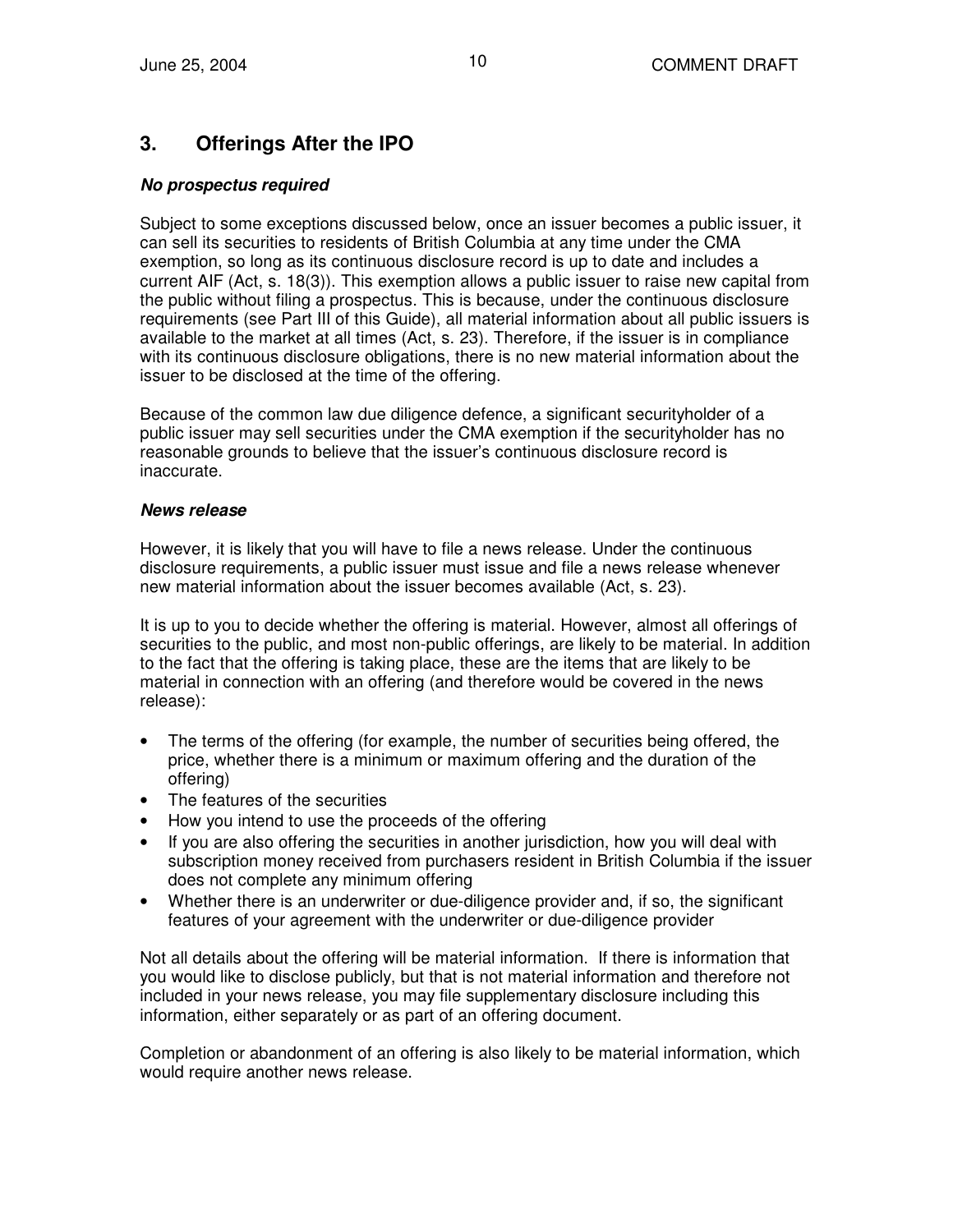## 3. Offerings After the IPO

***No prospectus required***

Subject to some exceptions discussed below, once an issuer becomes a public issuer, it can sell its securities to residents of British Columbia at any time under the CMA exemption, so long as its continuous disclosure record is up to date and includes a current AIF (Act, s. 18(3)). This exemption allows a public issuer to raise new capital from the public without filing a prospectus. This is because, under the continuous disclosure requirements (see Part III of this Guide), all material information about all public issuers is available to the market at all times (Act, s. 23). Therefore, if the issuer is in compliance with its continuous disclosure obligations, there is no new material information about the issuer to be disclosed at the time of the offering.

Because of the common law due diligence defence, a significant securityholder of a public issuer may sell securities under the CMA exemption if the securityholder has no reasonable grounds to believe that the issuer's continuous disclosure record is inaccurate.

***News release***

However, it is likely that you will have to file a news release. Under the continuous disclosure requirements, a public issuer must issue and file a news release whenever new material information about the issuer becomes available (Act, s. 23).

It is up to you to decide whether the offering is material. However, almost all offerings of securities to the public, and most non-public offerings, are likely to be material. In addition to the fact that the offering is taking place, these are the items that are likely to be material in connection with an offering (and therefore would be covered in the news release):

- The terms of the offering (for example, the number of securities being offered, the price, whether there is a minimum or maximum offering and the duration of the offering)
- The features of the securities
- How you intend to use the proceeds of the offering
- If you are also offering the securities in another jurisdiction, how you will deal with subscription money received from purchasers resident in British Columbia if the issuer does not complete any minimum offering
- Whether there is an underwriter or due-diligence provider and, if so, the significant features of your agreement with the underwriter or due-diligence provider

Not all details about the offering will be material information. If there is information that you would like to disclose publicly, but that is not material information and therefore not included in your news release, you may file supplementary disclosure including this information, either separately or as part of an offering document.

Completion or abandonment of an offering is also likely to be material information, which would require another news release.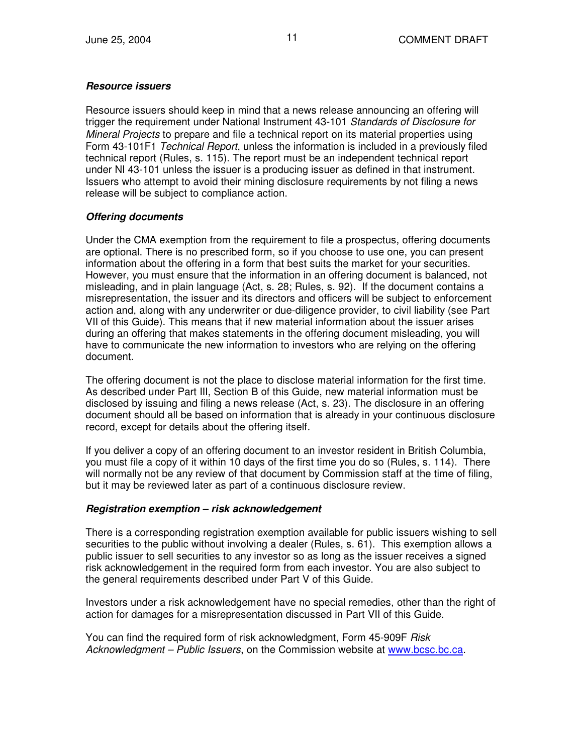### *Resource issuers*

Resource issuers should keep in mind that a news release announcing an offering will trigger the requirement under National Instrument 43-101 *Standards of Disclosure for Mineral Projects* to prepare and file a technical report on its material properties using Form 43-101F1 *Technical Report*, unless the information is included in a previously filed technical report (Rules, s. 115). The report must be an independent technical report under NI 43-101 unless the issuer is a producing issuer as defined in that instrument. Issuers who attempt to avoid their mining disclosure requirements by not filing a news release will be subject to compliance action.

### *Offering documents*

Under the CMA exemption from the requirement to file a prospectus, offering documents are optional. There is no prescribed form, so if you choose to use one, you can present information about the offering in a form that best suits the market for your securities. However, you must ensure that the information in an offering document is balanced, not misleading, and in plain language (Act, s. 28; Rules, s. 92). If the document contains a misrepresentation, the issuer and its directors and officers will be subject to enforcement action and, along with any underwriter or due-diligence provider, to civil liability (see Part VII of this Guide). This means that if new material information about the issuer arises during an offering that makes statements in the offering document misleading, you will have to communicate the new information to investors who are relying on the offering document.

The offering document is not the place to disclose material information for the first time. As described under Part III, Section B of this Guide, new material information must be disclosed by issuing and filing a news release (Act, s. 23). The disclosure in an offering document should all be based on information that is already in your continuous disclosure record, except for details about the offering itself.

If you deliver a copy of an offering document to an investor resident in British Columbia, you must file a copy of it within 10 days of the first time you do so (Rules, s. 114). There will normally not be any review of that document by Commission staff at the time of filing, but it may be reviewed later as part of a continuous disclosure review.

### *Registration exemption – risk acknowledgement*

There is a corresponding registration exemption available for public issuers wishing to sell securities to the public without involving a dealer (Rules, s. 61). This exemption allows a public issuer to sell securities to any investor so as long as the issuer receives a signed risk acknowledgement in the required form from each investor. You are also subject to the general requirements described under Part V of this Guide.

Investors under a risk acknowledgement have no special remedies, other than the right of action for damages for a misrepresentation discussed in Part VII of this Guide.

You can find the required form of risk acknowledgment, Form 45-909F *Risk Acknowledgment – Public Issuers*, on the Commission website at www.bcsc.bc.ca.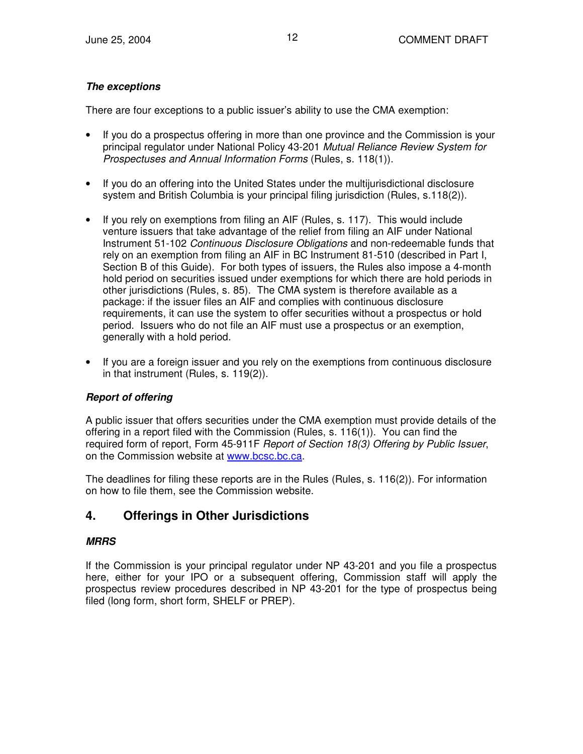***The exceptions***

There are four exceptions to a public issuer's ability to use the CMA exemption:

- If you do a prospectus offering in more than one province and the Commission is your principal regulator under National Policy 43-201 *Mutual Reliance Review System for Prospectuses and Annual Information Forms* (Rules, s. 118(1)).

- If you do an offering into the United States under the multijurisdictional disclosure system and British Columbia is your principal filing jurisdiction (Rules, s.118(2)).

- If you rely on exemptions from filing an AIF (Rules, s. 117). This would include venture issuers that take advantage of the relief from filing an AIF under National Instrument 51-102 *Continuous Disclosure Obligations* and non-redeemable funds that rely on an exemption from filing an AIF in BC Instrument 81-510 (described in Part I, Section B of this Guide). For both types of issuers, the Rules also impose a 4-month hold period on securities issued under exemptions for which there are hold periods in other jurisdictions (Rules, s. 85). The CMA system is therefore available as a package: if the issuer files an AIF and complies with continuous disclosure requirements, it can use the system to offer securities without a prospectus or hold period. Issuers who do not file an AIF must use a prospectus or an exemption, generally with a hold period.

- If you are a foreign issuer and you rely on the exemptions from continuous disclosure in that instrument (Rules, s. 119(2)).

***Report of offering***

A public issuer that offers securities under the CMA exemption must provide details of the offering in a report filed with the Commission (Rules, s. 116(1)). You can find the required form of report, Form 45-911F *Report of Section 18(3) Offering by Public Issuer*, on the Commission website at [www.bcsc.bc.ca](www.bcsc.bc.ca).

The deadlines for filing these reports are in the Rules (Rules, s. 116(2)). For information on how to file them, see the Commission website.

## 4. Offerings in Other Jurisdictions

***MRRS***

If the Commission is your principal regulator under NP 43-201 and you file a prospectus here, either for your IPO or a subsequent offering, Commission staff will apply the prospectus review procedures described in NP 43-201 for the type of prospectus being filed (long form, short form, SHELF or PREP).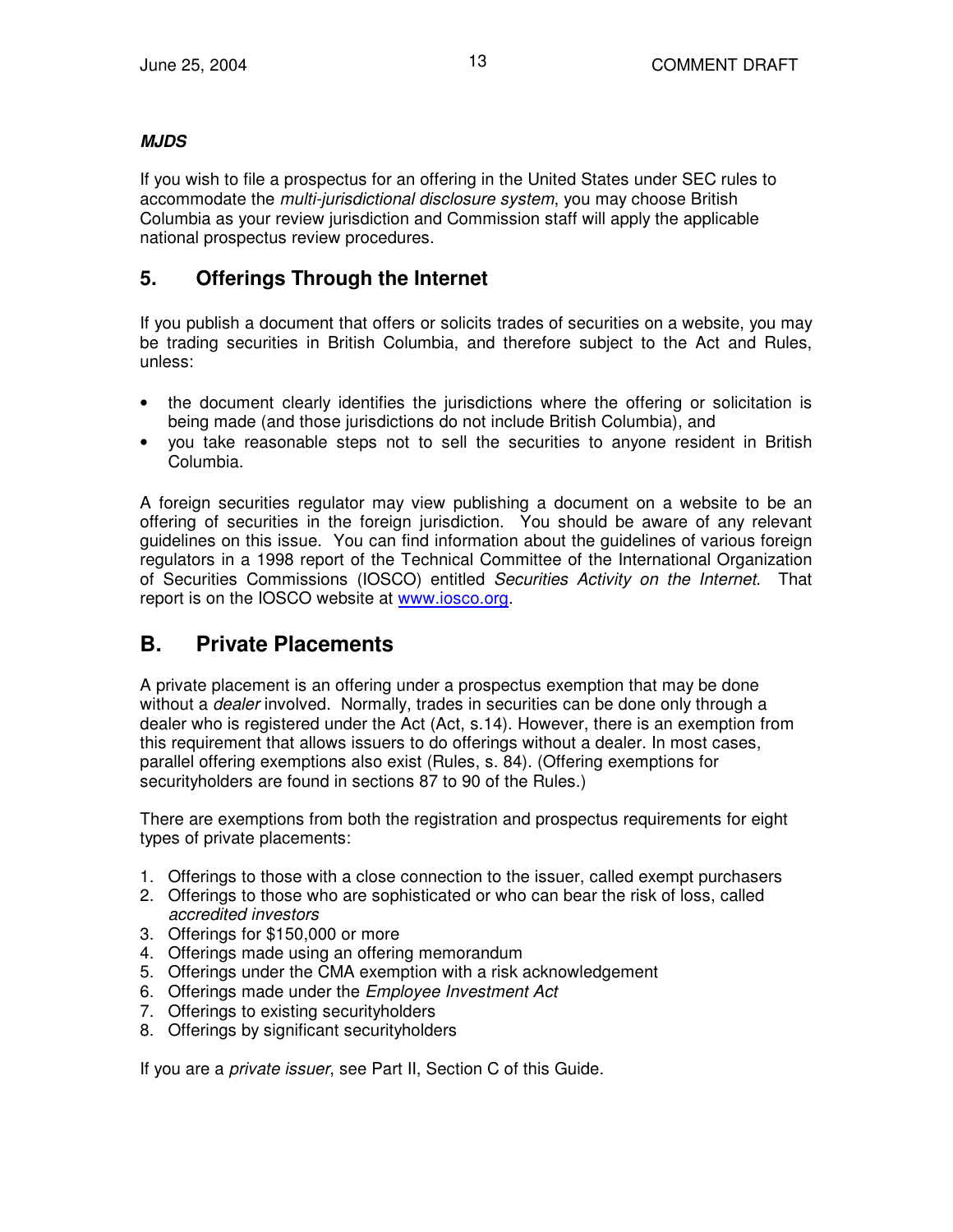***MJDS***

If you wish to file a prospectus for an offering in the United States under SEC rules to accommodate the *multi-jurisdictional disclosure system*, you may choose British Columbia as your review jurisdiction and Commission staff will apply the applicable national prospectus review procedures.

## 5. Offerings Through the Internet

If you publish a document that offers or solicits trades of securities on a website, you may be trading securities in British Columbia, and therefore subject to the Act and Rules, unless:

- the document clearly identifies the jurisdictions where the offering or solicitation is being made (and those jurisdictions do not include British Columbia), and
- you take reasonable steps not to sell the securities to anyone resident in British Columbia.

A foreign securities regulator may view publishing a document on a website to be an offering of securities in the foreign jurisdiction. You should be aware of any relevant guidelines on this issue. You can find information about the guidelines of various foreign regulators in a 1998 report of the Technical Committee of the International Organization of Securities Commissions (IOSCO) entitled *Securities Activity on the Internet*. That report is on the IOSCO website at www.iosco.org.

# B. Private Placements

A private placement is an offering under a prospectus exemption that may be done without a *dealer* involved. Normally, trades in securities can be done only through a dealer who is registered under the Act (Act, s.14). However, there is an exemption from this requirement that allows issuers to do offerings without a dealer. In most cases, parallel offering exemptions also exist (Rules, s. 84). (Offering exemptions for securityholders are found in sections 87 to 90 of the Rules.)

There are exemptions from both the registration and prospectus requirements for eight types of private placements:

1. Offerings to those with a close connection to the issuer, called exempt purchasers
2. Offerings to those who are sophisticated or who can bear the risk of loss, called *accredited investors*
3. Offerings for $150,000 or more
4. Offerings made using an offering memorandum
5. Offerings under the CMA exemption with a risk acknowledgement
6. Offerings made under the *Employee Investment Act*
7. Offerings to existing securityholders
8. Offerings by significant securityholders

If you are a *private issuer*, see Part II, Section C of this Guide.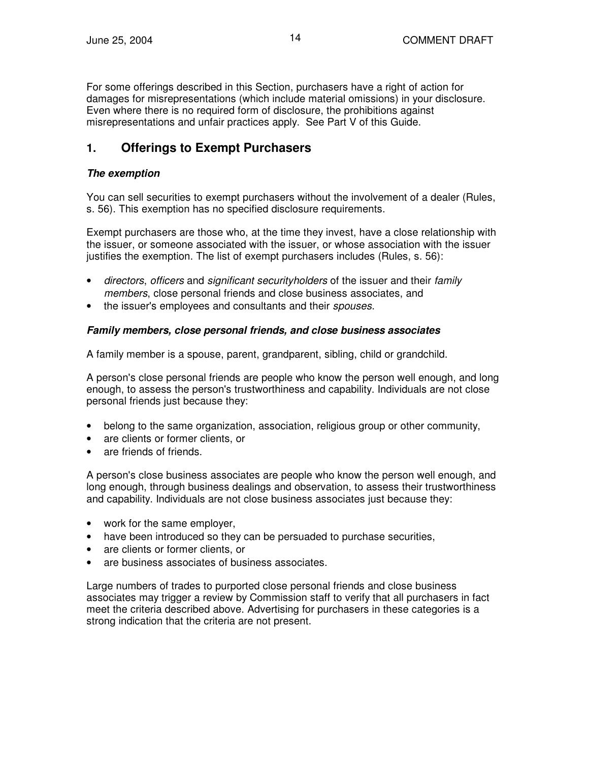For some offerings described in this Section, purchasers have a right of action for damages for misrepresentations (which include material omissions) in your disclosure. Even where there is no required form of disclosure, the prohibitions against misrepresentations and unfair practices apply. See Part V of this Guide.

## 1. Offerings to Exempt Purchasers

### *The exemption*

You can sell securities to exempt purchasers without the involvement of a dealer (Rules, s. 56). This exemption has no specified disclosure requirements.

Exempt purchasers are those who, at the time they invest, have a close relationship with the issuer, or someone associated with the issuer, or whose association with the issuer justifies the exemption. The list of exempt purchasers includes (Rules, s. 56):

- *directors*, *officers* and *significant securityholders* of the issuer and their *family members*, close personal friends and close business associates, and
- the issuer's employees and consultants and their *spouses*.

### *Family members, close personal friends, and close business associates*

A family member is a spouse, parent, grandparent, sibling, child or grandchild.

A person's close personal friends are people who know the person well enough, and long enough, to assess the person's trustworthiness and capability. Individuals are not close personal friends just because they:

- belong to the same organization, association, religious group or other community,
- are clients or former clients, or
- are friends of friends.

A person's close business associates are people who know the person well enough, and long enough, through business dealings and observation, to assess their trustworthiness and capability. Individuals are not close business associates just because they:

- work for the same employer,
- have been introduced so they can be persuaded to purchase securities,
- are clients or former clients, or
- are business associates of business associates.

Large numbers of trades to purported close personal friends and close business associates may trigger a review by Commission staff to verify that all purchasers in fact meet the criteria described above. Advertising for purchasers in these categories is a strong indication that the criteria are not present.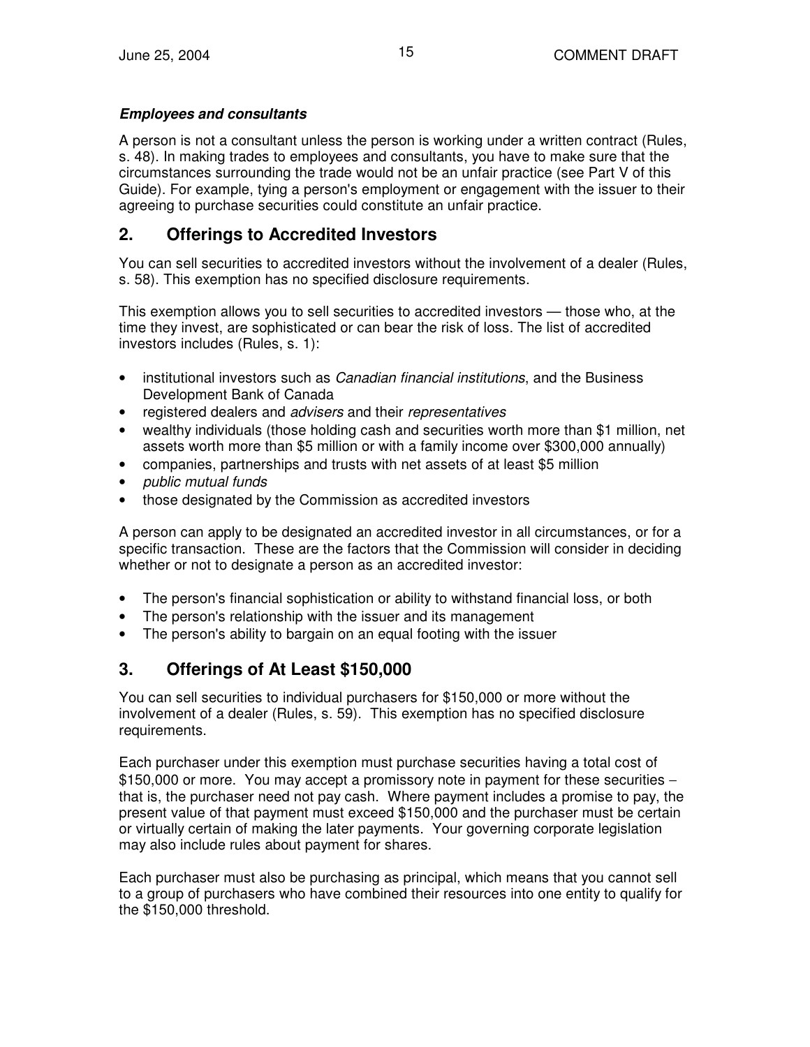***Employees and consultants***

A person is not a consultant unless the person is working under a written contract (Rules, s. 48). In making trades to employees and consultants, you have to make sure that the circumstances surrounding the trade would not be an unfair practice (see Part V of this Guide). For example, tying a person's employment or engagement with the issuer to their agreeing to purchase securities could constitute an unfair practice.

## 2. Offerings to Accredited Investors

You can sell securities to accredited investors without the involvement of a dealer (Rules, s. 58). This exemption has no specified disclosure requirements.

This exemption allows you to sell securities to accredited investors — those who, at the time they invest, are sophisticated or can bear the risk of loss. The list of accredited investors includes (Rules, s. 1):

- institutional investors such as *Canadian financial institutions*, and the Business Development Bank of Canada
- registered dealers and *advisers* and their *representatives*
- wealthy individuals (those holding cash and securities worth more than $1 million, net assets worth more than $5 million or with a family income over $300,000 annually)
- companies, partnerships and trusts with net assets of at least $5 million
- *public mutual funds*
- those designated by the Commission as accredited investors

A person can apply to be designated an accredited investor in all circumstances, or for a specific transaction. These are the factors that the Commission will consider in deciding whether or not to designate a person as an accredited investor:

- The person's financial sophistication or ability to withstand financial loss, or both
- The person's relationship with the issuer and its management
- The person's ability to bargain on an equal footing with the issuer

## 3. Offerings of At Least $150,000

You can sell securities to individual purchasers for $150,000 or more without the involvement of a dealer (Rules, s. 59). This exemption has no specified disclosure requirements.

Each purchaser under this exemption must purchase securities having a total cost of $150,000 or more. You may accept a promissory note in payment for these securities – that is, the purchaser need not pay cash. Where payment includes a promise to pay, the present value of that payment must exceed $150,000 and the purchaser must be certain or virtually certain of making the later payments. Your governing corporate legislation may also include rules about payment for shares.

Each purchaser must also be purchasing as principal, which means that you cannot sell to a group of purchasers who have combined their resources into one entity to qualify for the $150,000 threshold.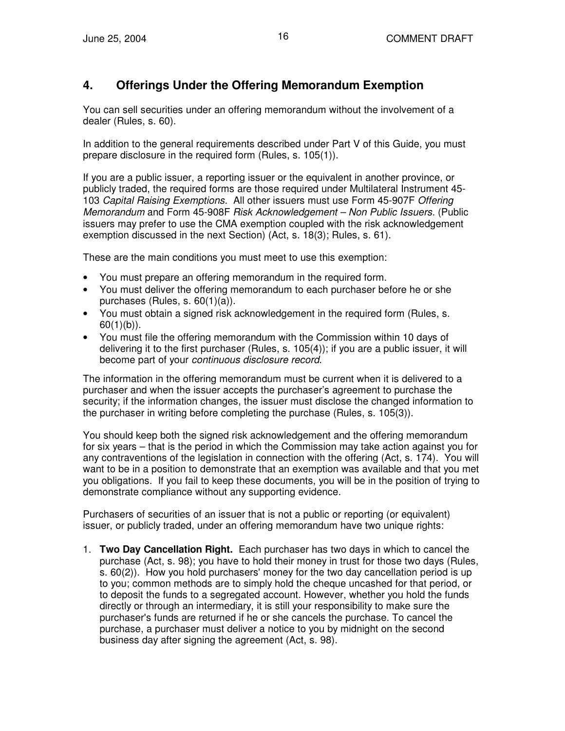## 4. Offerings Under the Offering Memorandum Exemption

You can sell securities under an offering memorandum without the involvement of a dealer (Rules, s. 60).

In addition to the general requirements described under Part V of this Guide, you must prepare disclosure in the required form (Rules, s. 105(1)).

If you are a public issuer, a reporting issuer or the equivalent in another province, or publicly traded, the required forms are those required under Multilateral Instrument 45-103 *Capital Raising Exemptions.* All other issuers must use Form 45-907F *Offering Memorandum* and Form 45-908F *Risk Acknowledgement – Non Public Issuers.* (Public issuers may prefer to use the CMA exemption coupled with the risk acknowledgement exemption discussed in the next Section) (Act, s. 18(3); Rules, s. 61).

These are the main conditions you must meet to use this exemption:

- You must prepare an offering memorandum in the required form.
- You must deliver the offering memorandum to each purchaser before he or she purchases (Rules, s. 60(1)(a)).
- You must obtain a signed risk acknowledgement in the required form (Rules, s. 60(1)(b)).
- You must file the offering memorandum with the Commission within 10 days of delivering it to the first purchaser (Rules, s. 105(4)); if you are a public issuer, it will become part of your *continuous disclosure record*.

The information in the offering memorandum must be current when it is delivered to a purchaser and when the issuer accepts the purchaser's agreement to purchase the security; if the information changes, the issuer must disclose the changed information to the purchaser in writing before completing the purchase (Rules, s. 105(3)).

You should keep both the signed risk acknowledgement and the offering memorandum for six years – that is the period in which the Commission may take action against you for any contraventions of the legislation in connection with the offering (Act, s. 174). You will want to be in a position to demonstrate that an exemption was available and that you met you obligations. If you fail to keep these documents, you will be in the position of trying to demonstrate compliance without any supporting evidence.

Purchasers of securities of an issuer that is not a public or reporting (or equivalent) issuer, or publicly traded, under an offering memorandum have two unique rights:

1. **Two Day Cancellation Right.** Each purchaser has two days in which to cancel the purchase (Act, s. 98); you have to hold their money in trust for those two days (Rules, s. 60(2)). How you hold purchasers' money for the two day cancellation period is up to you; common methods are to simply hold the cheque uncashed for that period, or to deposit the funds to a segregated account. However, whether you hold the funds directly or through an intermediary, it is still your responsibility to make sure the purchaser's funds are returned if he or she cancels the purchase. To cancel the purchase, a purchaser must deliver a notice to you by midnight on the second business day after signing the agreement (Act, s. 98).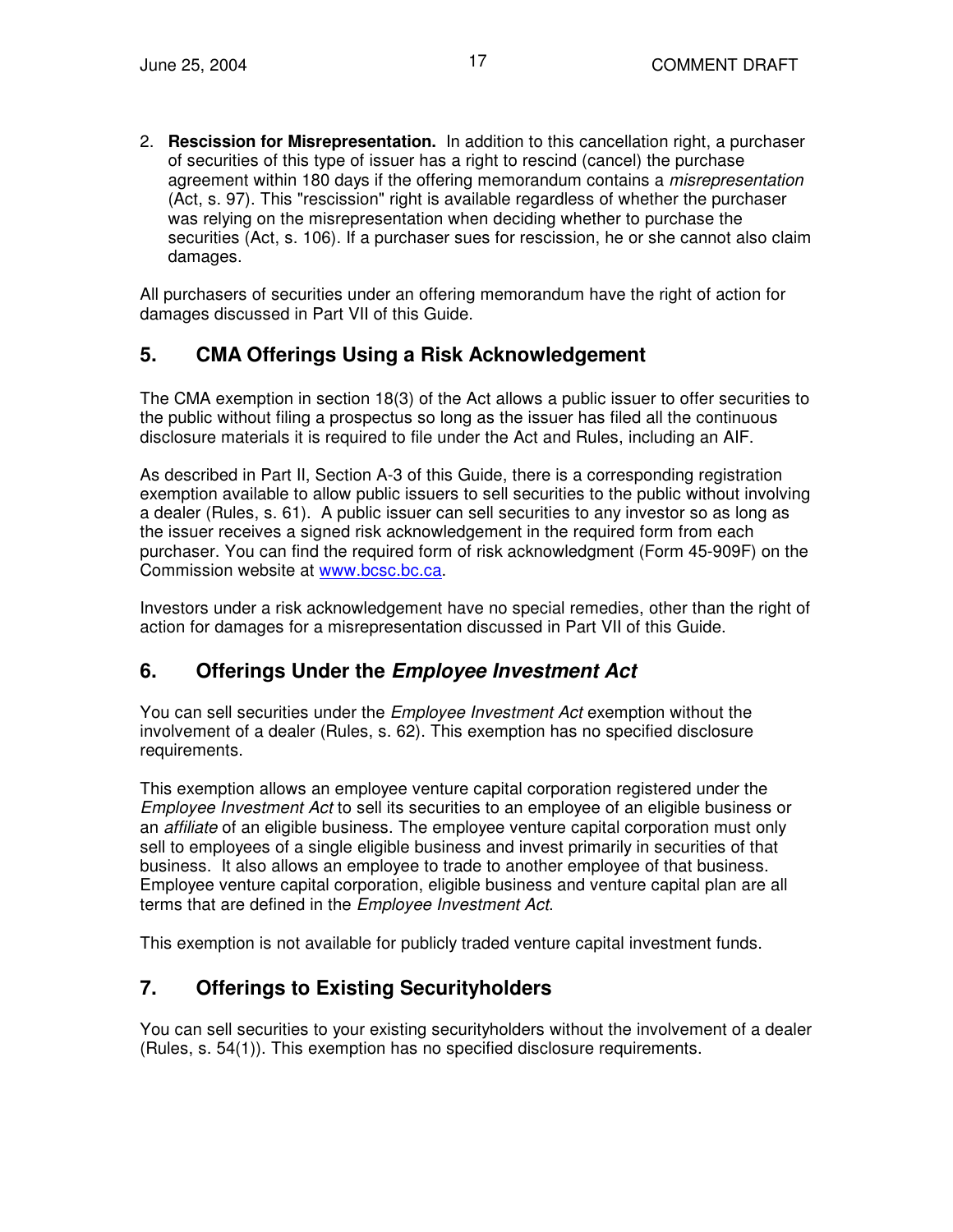2. **Rescission for Misrepresentation.** In addition to this cancellation right, a purchaser of securities of this type of issuer has a right to rescind (cancel) the purchase agreement within 180 days if the offering memorandum contains a *misrepresentation* (Act, s. 97). This "rescission" right is available regardless of whether the purchaser was relying on the misrepresentation when deciding whether to purchase the securities (Act, s. 106). If a purchaser sues for rescission, he or she cannot also claim damages.

All purchasers of securities under an offering memorandum have the right of action for damages discussed in Part VII of this Guide.

## 5. CMA Offerings Using a Risk Acknowledgement

The CMA exemption in section 18(3) of the Act allows a public issuer to offer securities to the public without filing a prospectus so long as the issuer has filed all the continuous disclosure materials it is required to file under the Act and Rules, including an AIF.

As described in Part II, Section A-3 of this Guide, there is a corresponding registration exemption available to allow public issuers to sell securities to the public without involving a dealer (Rules, s. 61). A public issuer can sell securities to any investor so as long as the issuer receives a signed risk acknowledgement in the required form from each purchaser. You can find the required form of risk acknowledgment (Form 45-909F) on the Commission website at www.bcsc.bc.ca.

Investors under a risk acknowledgement have no special remedies, other than the right of action for damages for a misrepresentation discussed in Part VII of this Guide.

## 6. Offerings Under the *Employee Investment Act*

You can sell securities under the *Employee Investment Act* exemption without the involvement of a dealer (Rules, s. 62). This exemption has no specified disclosure requirements.

This exemption allows an employee venture capital corporation registered under the *Employee Investment Act* to sell its securities to an employee of an eligible business or an *affiliate* of an eligible business. The employee venture capital corporation must only sell to employees of a single eligible business and invest primarily in securities of that business. It also allows an employee to trade to another employee of that business. Employee venture capital corporation, eligible business and venture capital plan are all terms that are defined in the *Employee Investment Act*.

This exemption is not available for publicly traded venture capital investment funds.

## 7. Offerings to Existing Securityholders

You can sell securities to your existing securityholders without the involvement of a dealer (Rules, s. 54(1)). This exemption has no specified disclosure requirements.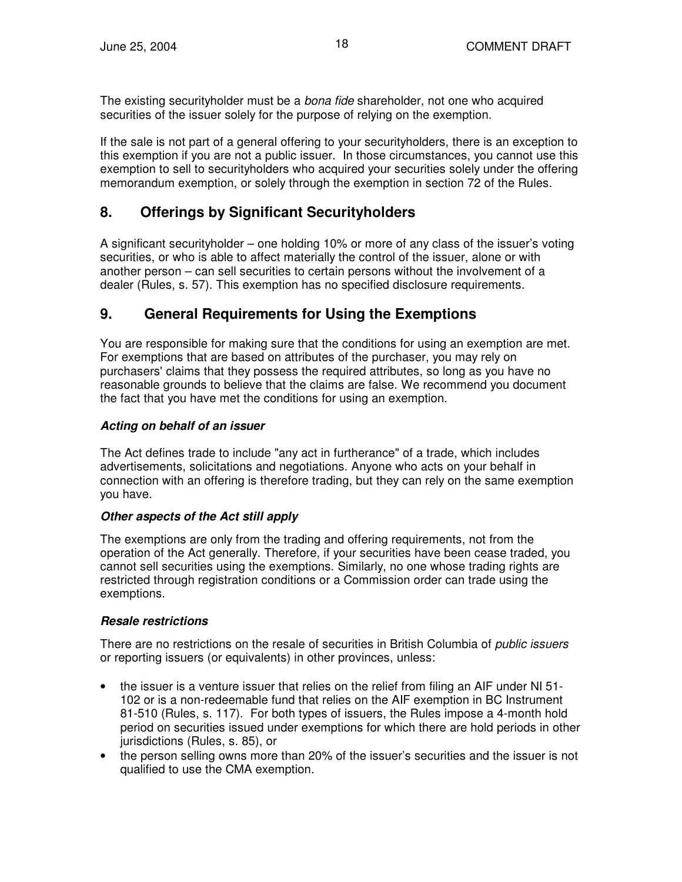The existing securityholder must be a *bona fide* shareholder, not one who acquired securities of the issuer solely for the purpose of relying on the exemption.

If the sale is not part of a general offering to your securityholders, there is an exception to this exemption if you are not a public issuer. In those circumstances, you cannot use this exemption to sell to securityholders who acquired your securities solely under the offering memorandum exemption, or solely through the exemption in section 72 of the Rules.

## 8. Offerings by Significant Securityholders

A significant securityholder – one holding 10% or more of any class of the issuer's voting securities, or who is able to affect materially the control of the issuer, alone or with another person – can sell securities to certain persons without the involvement of a dealer (Rules, s. 57). This exemption has no specified disclosure requirements.

## 9. General Requirements for Using the Exemptions

You are responsible for making sure that the conditions for using an exemption are met. For exemptions that are based on attributes of the purchaser, you may rely on purchasers' claims that they possess the required attributes, so long as you have no reasonable grounds to believe that the claims are false. We recommend you document the fact that you have met the conditions for using an exemption.

***Acting on behalf of an issuer***

The Act defines trade to include "any act in furtherance" of a trade, which includes advertisements, solicitations and negotiations. Anyone who acts on your behalf in connection with an offering is therefore trading, but they can rely on the same exemption you have.

***Other aspects of the Act still apply***

The exemptions are only from the trading and offering requirements, not from the operation of the Act generally. Therefore, if your securities have been cease traded, you cannot sell securities using the exemptions. Similarly, no one whose trading rights are restricted through registration conditions or a Commission order can trade using the exemptions.

***Resale restrictions***

There are no restrictions on the resale of securities in British Columbia of *public issuers* or reporting issuers (or equivalents) in other provinces, unless:

- the issuer is a venture issuer that relies on the relief from filing an AIF under NI 51-102 or is a non-redeemable fund that relies on the AIF exemption in BC Instrument 81-510 (Rules, s. 117). For both types of issuers, the Rules impose a 4-month hold period on securities issued under exemptions for which there are hold periods in other jurisdictions (Rules, s. 85), or
- the person selling owns more than 20% of the issuer's securities and the issuer is not qualified to use the CMA exemption.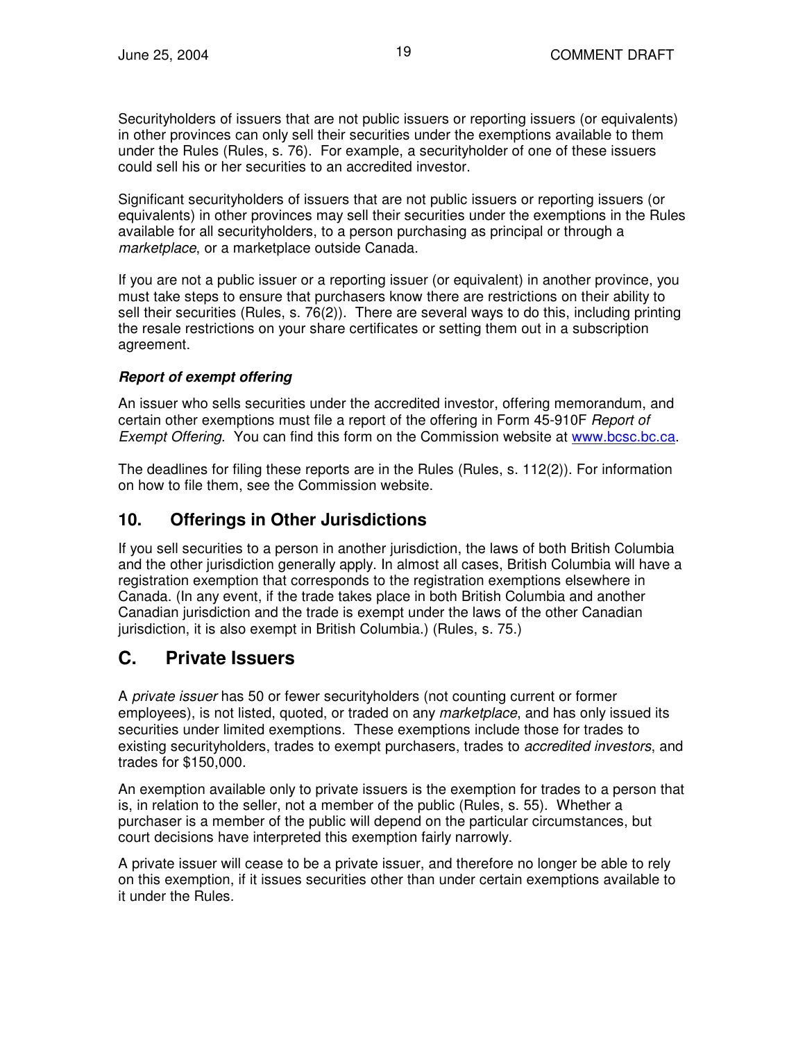Securityholders of issuers that are not public issuers or reporting issuers (or equivalents) in other provinces can only sell their securities under the exemptions available to them under the Rules (Rules, s. 76). For example, a securityholder of one of these issuers could sell his or her securities to an accredited investor.

Significant securityholders of issuers that are not public issuers or reporting issuers (or equivalents) in other provinces may sell their securities under the exemptions in the Rules available for all securityholders, to a person purchasing as principal or through a *marketplace*, or a marketplace outside Canada.

If you are not a public issuer or a reporting issuer (or equivalent) in another province, you must take steps to ensure that purchasers know there are restrictions on their ability to sell their securities (Rules, s. 76(2)). There are several ways to do this, including printing the resale restrictions on your share certificates or setting them out in a subscription agreement.

***Report of exempt offering***

An issuer who sells securities under the accredited investor, offering memorandum, and certain other exemptions must file a report of the offering in Form 45-910F *Report of Exempt Offering*. You can find this form on the Commission website at www.bcsc.bc.ca.

The deadlines for filing these reports are in the Rules (Rules, s. 112(2)). For information on how to file them, see the Commission website.

## 10. Offerings in Other Jurisdictions

If you sell securities to a person in another jurisdiction, the laws of both British Columbia and the other jurisdiction generally apply. In almost all cases, British Columbia will have a registration exemption that corresponds to the registration exemptions elsewhere in Canada. (In any event, if the trade takes place in both British Columbia and another Canadian jurisdiction and the trade is exempt under the laws of the other Canadian jurisdiction, it is also exempt in British Columbia.) (Rules, s. 75.)

# C. Private Issuers

A *private issuer* has 50 or fewer securityholders (not counting current or former employees), is not listed, quoted, or traded on any *marketplace*, and has only issued its securities under limited exemptions. These exemptions include those for trades to existing securityholders, trades to exempt purchasers, trades to *accredited investors*, and trades for $150,000.

An exemption available only to private issuers is the exemption for trades to a person that is, in relation to the seller, not a member of the public (Rules, s. 55). Whether a purchaser is a member of the public will depend on the particular circumstances, but court decisions have interpreted this exemption fairly narrowly.

A private issuer will cease to be a private issuer, and therefore no longer be able to rely on this exemption, if it issues securities other than under certain exemptions available to it under the Rules.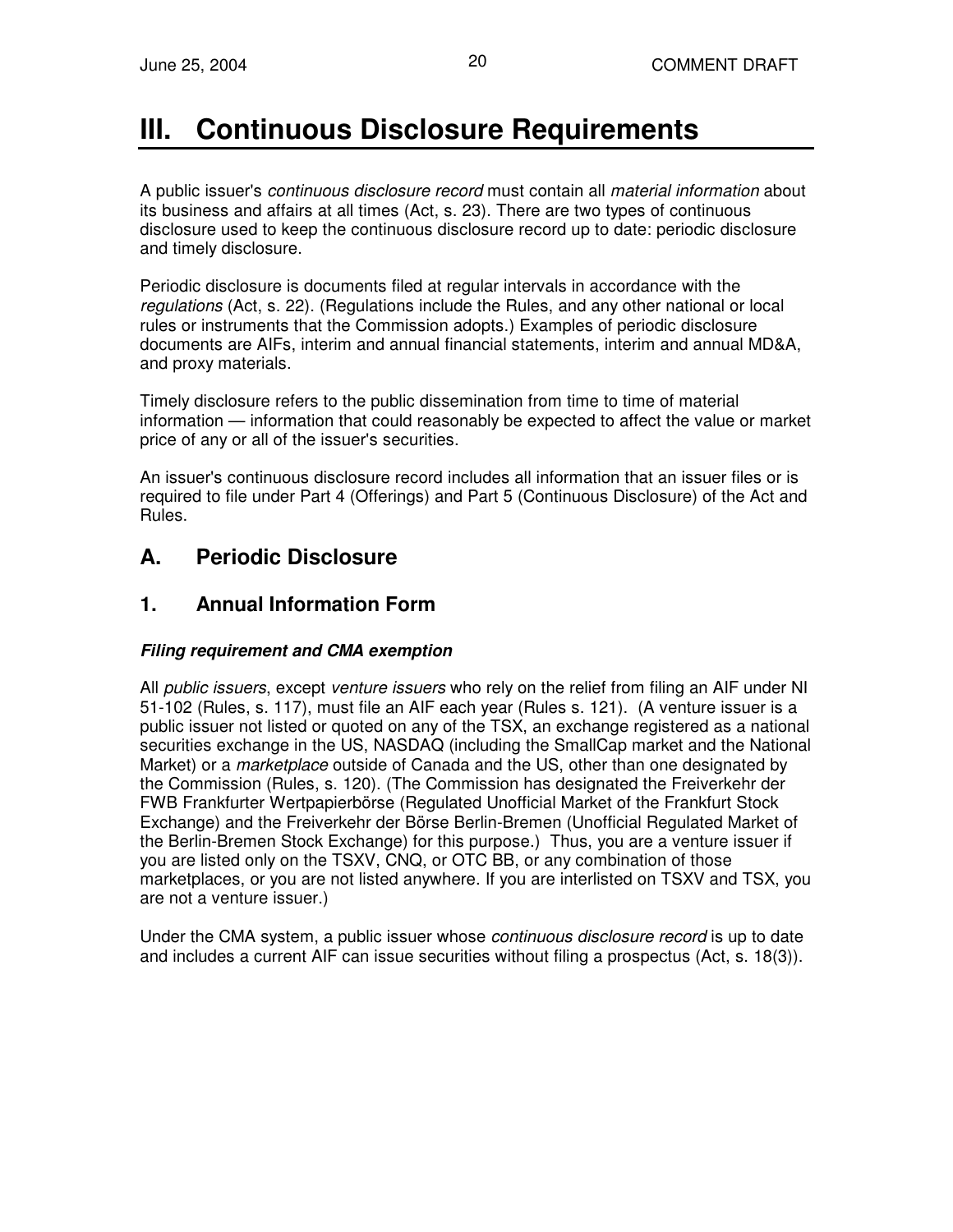# III. Continuous Disclosure Requirements

A public issuer's *continuous disclosure record* must contain all *material information* about its business and affairs at all times (Act, s. 23). There are two types of continuous disclosure used to keep the continuous disclosure record up to date: periodic disclosure and timely disclosure.

Periodic disclosure is documents filed at regular intervals in accordance with the *regulations* (Act, s. 22). (Regulations include the Rules, and any other national or local rules or instruments that the Commission adopts.) Examples of periodic disclosure documents are AIFs, interim and annual financial statements, interim and annual MD&A, and proxy materials.

Timely disclosure refers to the public dissemination from time to time of material information — information that could reasonably be expected to affect the value or market price of any or all of the issuer's securities.

An issuer's continuous disclosure record includes all information that an issuer files or is required to file under Part 4 (Offerings) and Part 5 (Continuous Disclosure) of the Act and Rules.

## A. Periodic Disclosure

### 1. Annual Information Form

#### *Filing requirement and CMA exemption*

All *public issuers*, except *venture issuers* who rely on the relief from filing an AIF under NI 51-102 (Rules, s. 117), must file an AIF each year (Rules s. 121). (A venture issuer is a public issuer not listed or quoted on any of the TSX, an exchange registered as a national securities exchange in the US, NASDAQ (including the SmallCap market and the National Market) or a *marketplace* outside of Canada and the US, other than one designated by the Commission (Rules, s. 120). (The Commission has designated the Freiverkehr der FWB Frankfurter Wertpapierbörse (Regulated Unofficial Market of the Frankfurt Stock Exchange) and the Freiverkehr der Börse Berlin-Bremen (Unofficial Regulated Market of the Berlin-Bremen Stock Exchange) for this purpose.) Thus, you are a venture issuer if you are listed only on the TSXV, CNQ, or OTC BB, or any combination of those marketplaces, or you are not listed anywhere. If you are interlisted on TSXV and TSX, you are not a venture issuer.)

Under the CMA system, a public issuer whose *continuous disclosure record* is up to date and includes a current AIF can issue securities without filing a prospectus (Act, s. 18(3)).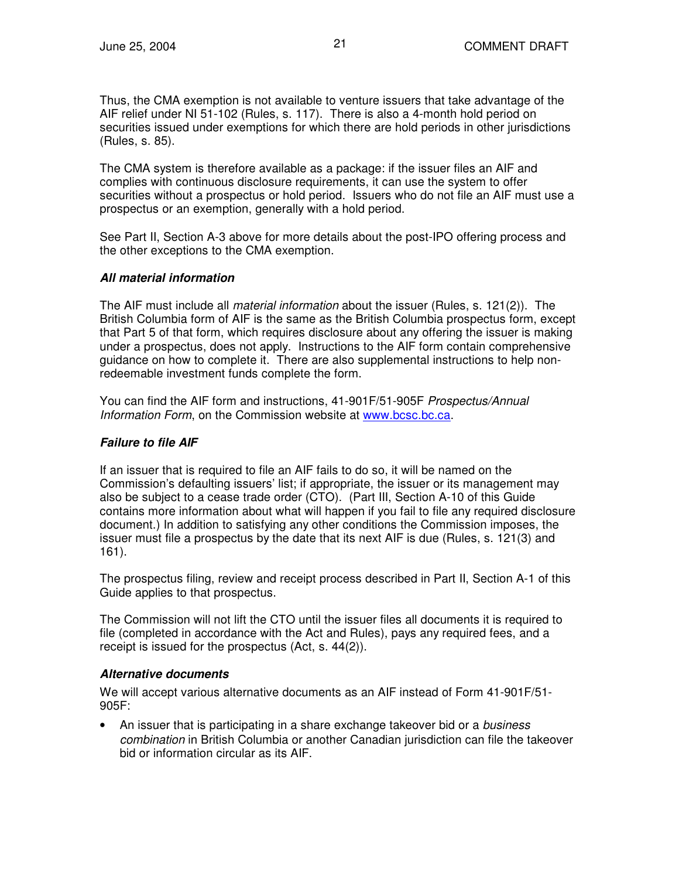Thus, the CMA exemption is not available to venture issuers that take advantage of the AIF relief under NI 51-102 (Rules, s. 117). There is also a 4-month hold period on securities issued under exemptions for which there are hold periods in other jurisdictions (Rules, s. 85).

The CMA system is therefore available as a package: if the issuer files an AIF and complies with continuous disclosure requirements, it can use the system to offer securities without a prospectus or hold period. Issuers who do not file an AIF must use a prospectus or an exemption, generally with a hold period.

See Part II, Section A-3 above for more details about the post-IPO offering process and the other exceptions to the CMA exemption.

***All material information***

The AIF must include all *material information* about the issuer (Rules, s. 121(2)). The British Columbia form of AIF is the same as the British Columbia prospectus form, except that Part 5 of that form, which requires disclosure about any offering the issuer is making under a prospectus, does not apply. Instructions to the AIF form contain comprehensive guidance on how to complete it. There are also supplemental instructions to help non-redeemable investment funds complete the form.

You can find the AIF form and instructions, 41-901F/51-905F *Prospectus/Annual Information Form*, on the Commission website at www.bcsc.bc.ca.

***Failure to file AIF***

If an issuer that is required to file an AIF fails to do so, it will be named on the Commission's defaulting issuers' list; if appropriate, the issuer or its management may also be subject to a cease trade order (CTO). (Part III, Section A-10 of this Guide contains more information about what will happen if you fail to file any required disclosure document.) In addition to satisfying any other conditions the Commission imposes, the issuer must file a prospectus by the date that its next AIF is due (Rules, s. 121(3) and 161).

The prospectus filing, review and receipt process described in Part II, Section A-1 of this Guide applies to that prospectus.

The Commission will not lift the CTO until the issuer files all documents it is required to file (completed in accordance with the Act and Rules), pays any required fees, and a receipt is issued for the prospectus (Act, s. 44(2)).

***Alternative documents***

We will accept various alternative documents as an AIF instead of Form 41-901F/51-905F:

- An issuer that is participating in a share exchange takeover bid or a *business combination* in British Columbia or another Canadian jurisdiction can file the takeover bid or information circular as its AIF.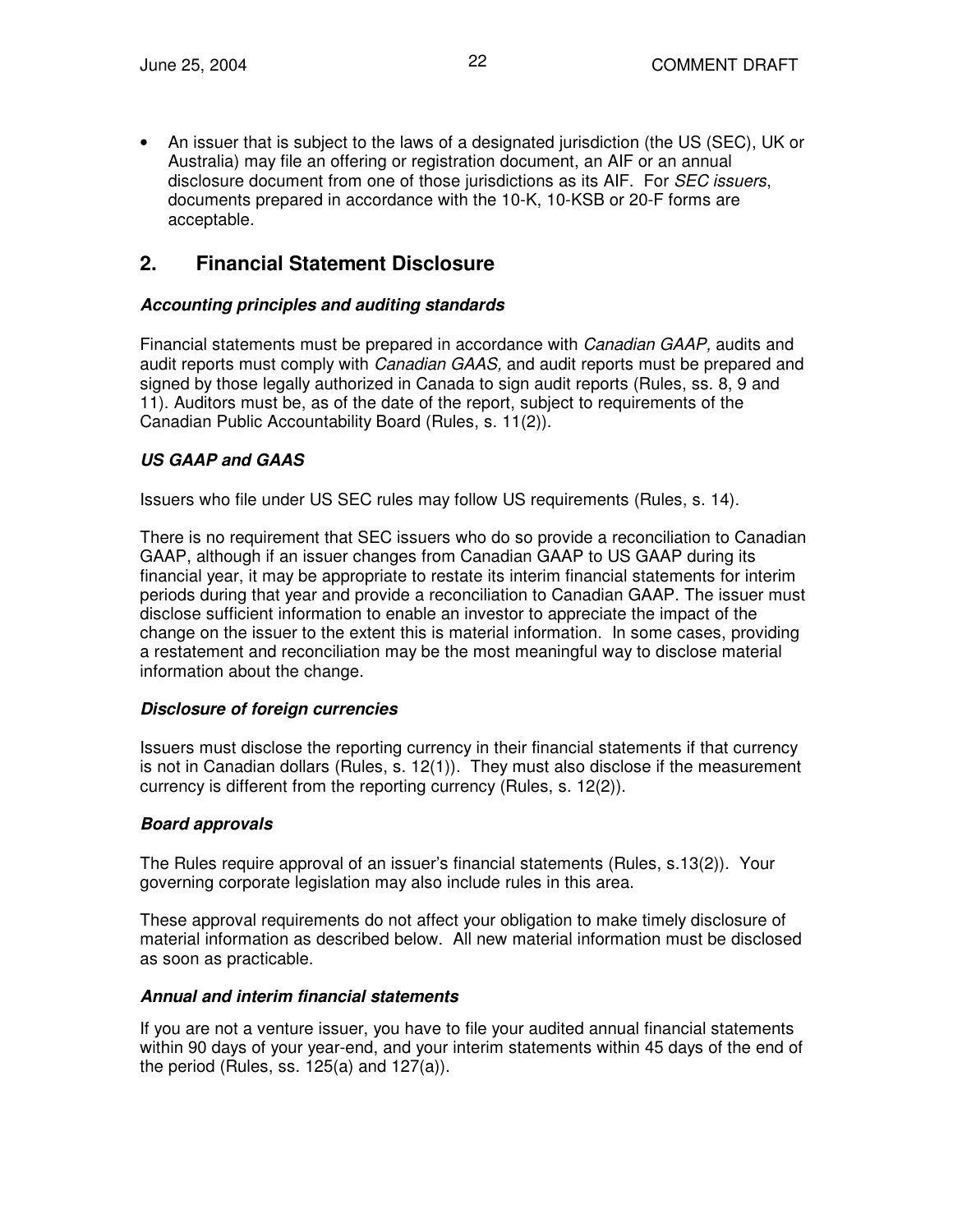- An issuer that is subject to the laws of a designated jurisdiction (the US (SEC), UK or Australia) may file an offering or registration document, an AIF or an annual disclosure document from one of those jurisdictions as its AIF. For *SEC issuers*, documents prepared in accordance with the 10-K, 10-KSB or 20-F forms are acceptable.

## 2. Financial Statement Disclosure

### *Accounting principles and auditing standards*

Financial statements must be prepared in accordance with *Canadian GAAP,* audits and audit reports must comply with *Canadian GAAS,* and audit reports must be prepared and signed by those legally authorized in Canada to sign audit reports (Rules, ss. 8, 9 and 11). Auditors must be, as of the date of the report, subject to requirements of the Canadian Public Accountability Board (Rules, s. 11(2)).

### *US GAAP and GAAS*

Issuers who file under US SEC rules may follow US requirements (Rules, s. 14).

There is no requirement that SEC issuers who do so provide a reconciliation to Canadian GAAP, although if an issuer changes from Canadian GAAP to US GAAP during its financial year, it may be appropriate to restate its interim financial statements for interim periods during that year and provide a reconciliation to Canadian GAAP. The issuer must disclose sufficient information to enable an investor to appreciate the impact of the change on the issuer to the extent this is material information. In some cases, providing a restatement and reconciliation may be the most meaningful way to disclose material information about the change.

### *Disclosure of foreign currencies*

Issuers must disclose the reporting currency in their financial statements if that currency is not in Canadian dollars (Rules, s. 12(1)). They must also disclose if the measurement currency is different from the reporting currency (Rules, s. 12(2)).

### *Board approvals*

The Rules require approval of an issuer's financial statements (Rules, s.13(2)). Your governing corporate legislation may also include rules in this area.

These approval requirements do not affect your obligation to make timely disclosure of material information as described below. All new material information must be disclosed as soon as practicable.

### *Annual and interim financial statements*

If you are not a venture issuer, you have to file your audited annual financial statements within 90 days of your year-end, and your interim statements within 45 days of the end of the period (Rules, ss. 125(a) and 127(a)).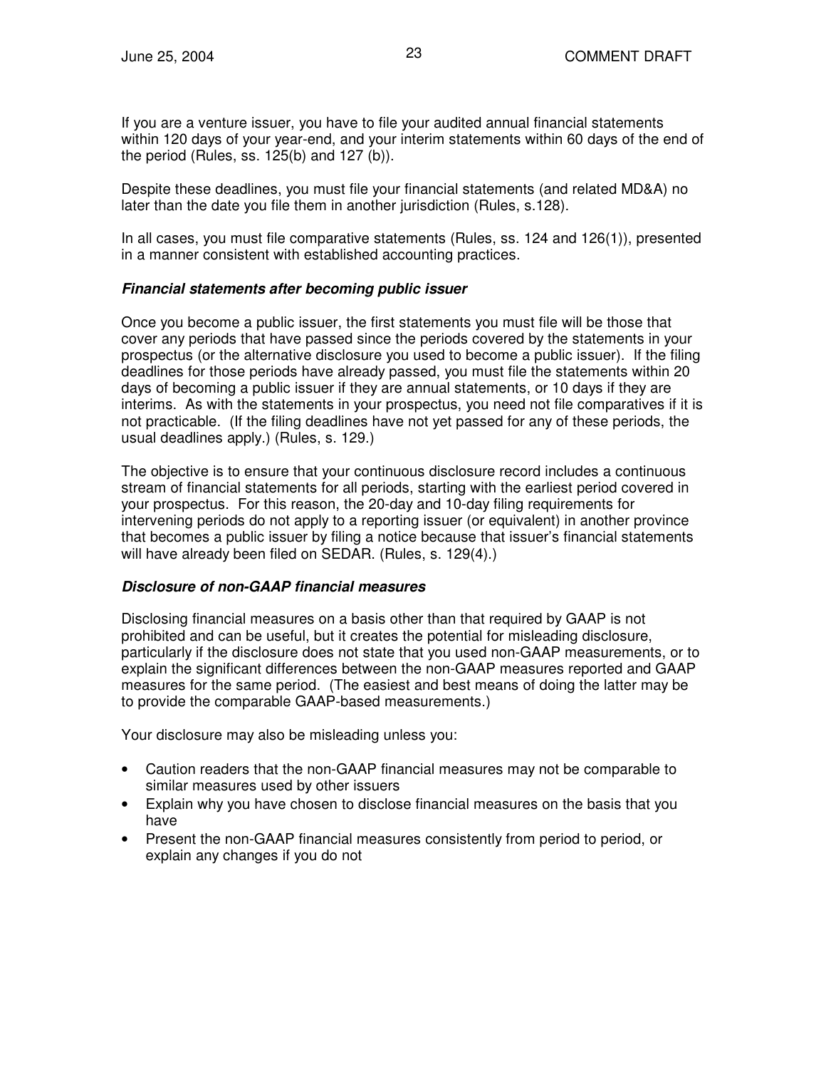If you are a venture issuer, you have to file your audited annual financial statements within 120 days of your year-end, and your interim statements within 60 days of the end of the period (Rules, ss. 125(b) and 127 (b)).

Despite these deadlines, you must file your financial statements (and related MD&A) no later than the date you file them in another jurisdiction (Rules, s.128).

In all cases, you must file comparative statements (Rules, ss. 124 and 126(1)), presented in a manner consistent with established accounting practices.

***Financial statements after becoming public issuer***

Once you become a public issuer, the first statements you must file will be those that cover any periods that have passed since the periods covered by the statements in your prospectus (or the alternative disclosure you used to become a public issuer). If the filing deadlines for those periods have already passed, you must file the statements within 20 days of becoming a public issuer if they are annual statements, or 10 days if they are interims. As with the statements in your prospectus, you need not file comparatives if it is not practicable. (If the filing deadlines have not yet passed for any of these periods, the usual deadlines apply.) (Rules, s. 129.)

The objective is to ensure that your continuous disclosure record includes a continuous stream of financial statements for all periods, starting with the earliest period covered in your prospectus. For this reason, the 20-day and 10-day filing requirements for intervening periods do not apply to a reporting issuer (or equivalent) in another province that becomes a public issuer by filing a notice because that issuer's financial statements will have already been filed on SEDAR. (Rules, s. 129(4).)

***Disclosure of non-GAAP financial measures***

Disclosing financial measures on a basis other than that required by GAAP is not prohibited and can be useful, but it creates the potential for misleading disclosure, particularly if the disclosure does not state that you used non-GAAP measurements, or to explain the significant differences between the non-GAAP measures reported and GAAP measures for the same period. (The easiest and best means of doing the latter may be to provide the comparable GAAP-based measurements.)

Your disclosure may also be misleading unless you:

- Caution readers that the non-GAAP financial measures may not be comparable to similar measures used by other issuers
- Explain why you have chosen to disclose financial measures on the basis that you have
- Present the non-GAAP financial measures consistently from period to period, or explain any changes if you do not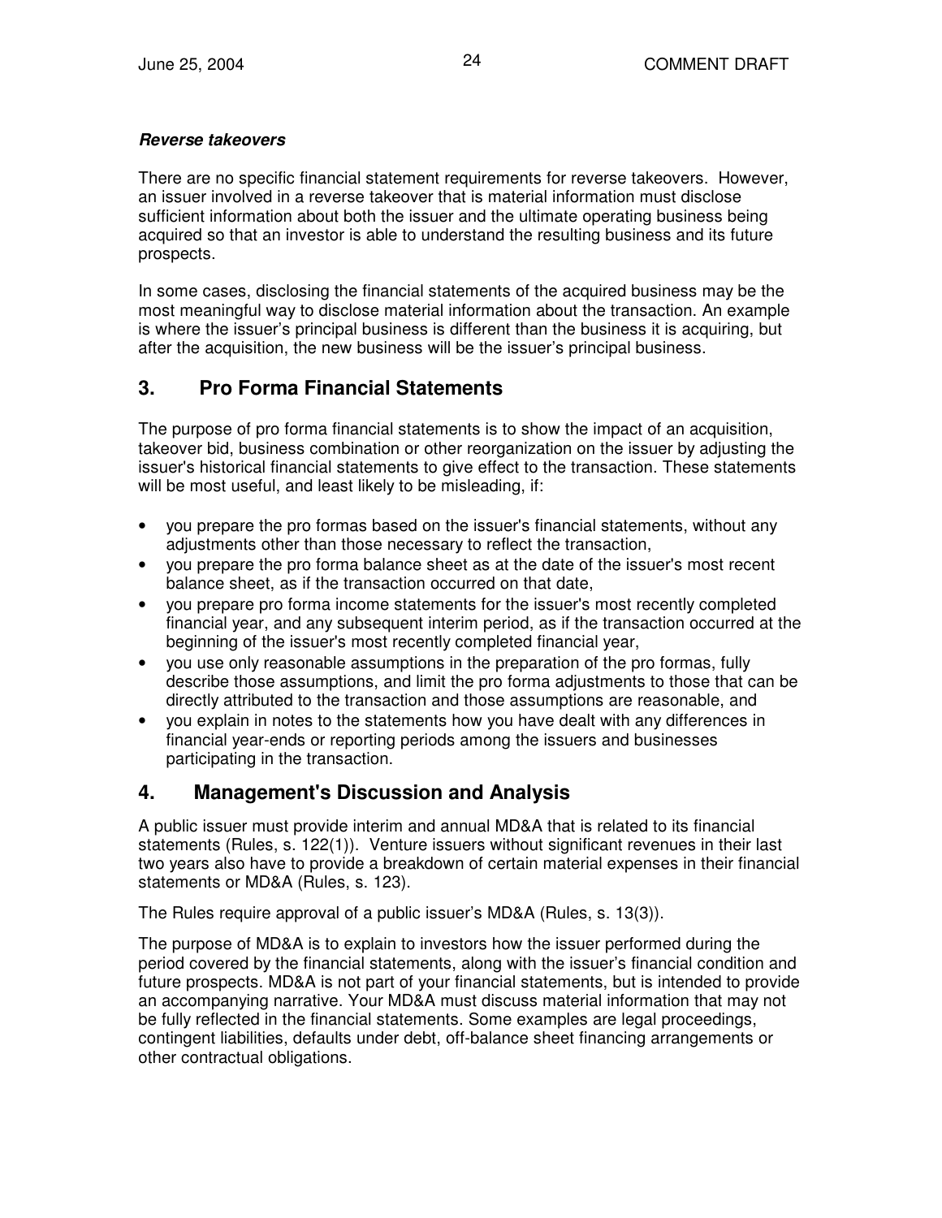***Reverse takeovers***

There are no specific financial statement requirements for reverse takeovers. However, an issuer involved in a reverse takeover that is material information must disclose sufficient information about both the issuer and the ultimate operating business being acquired so that an investor is able to understand the resulting business and its future prospects.

In some cases, disclosing the financial statements of the acquired business may be the most meaningful way to disclose material information about the transaction. An example is where the issuer's principal business is different than the business it is acquiring, but after the acquisition, the new business will be the issuer's principal business.

## 3. Pro Forma Financial Statements

The purpose of pro forma financial statements is to show the impact of an acquisition, takeover bid, business combination or other reorganization on the issuer by adjusting the issuer's historical financial statements to give effect to the transaction. These statements will be most useful, and least likely to be misleading, if:

- you prepare the pro formas based on the issuer's financial statements, without any adjustments other than those necessary to reflect the transaction,
- you prepare the pro forma balance sheet as at the date of the issuer's most recent balance sheet, as if the transaction occurred on that date,
- you prepare pro forma income statements for the issuer's most recently completed financial year, and any subsequent interim period, as if the transaction occurred at the beginning of the issuer's most recently completed financial year,
- you use only reasonable assumptions in the preparation of the pro formas, fully describe those assumptions, and limit the pro forma adjustments to those that can be directly attributed to the transaction and those assumptions are reasonable, and
- you explain in notes to the statements how you have dealt with any differences in financial year-ends or reporting periods among the issuers and businesses participating in the transaction.

## 4. Management's Discussion and Analysis

A public issuer must provide interim and annual MD&A that is related to its financial statements (Rules, s. 122(1)). Venture issuers without significant revenues in their last two years also have to provide a breakdown of certain material expenses in their financial statements or MD&A (Rules, s. 123).

The Rules require approval of a public issuer's MD&A (Rules, s. 13(3)).

The purpose of MD&A is to explain to investors how the issuer performed during the period covered by the financial statements, along with the issuer's financial condition and future prospects. MD&A is not part of your financial statements, but is intended to provide an accompanying narrative. Your MD&A must discuss material information that may not be fully reflected in the financial statements. Some examples are legal proceedings, contingent liabilities, defaults under debt, off-balance sheet financing arrangements or other contractual obligations.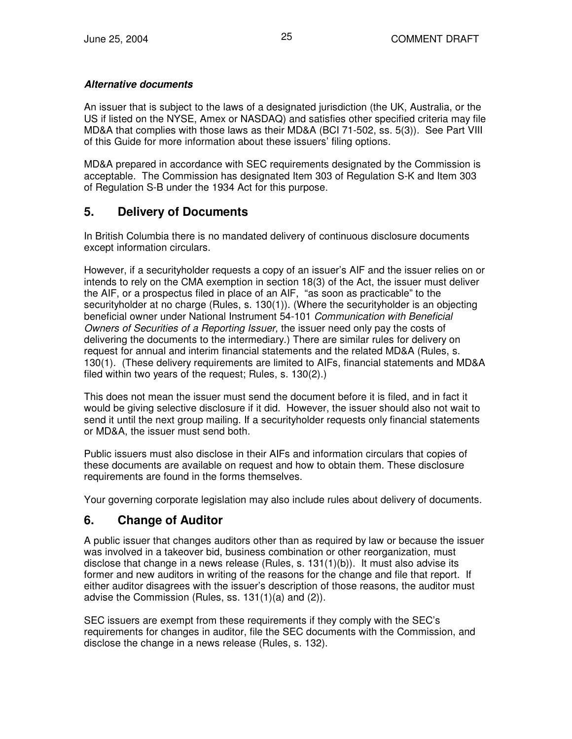***Alternative documents***

An issuer that is subject to the laws of a designated jurisdiction (the UK, Australia, or the US if listed on the NYSE, Amex or NASDAQ) and satisfies other specified criteria may file MD&A that complies with those laws as their MD&A (BCI 71-502, ss. 5(3)). See Part VIII of this Guide for more information about these issuers' filing options.

MD&A prepared in accordance with SEC requirements designated by the Commission is acceptable. The Commission has designated Item 303 of Regulation S-K and Item 303 of Regulation S-B under the 1934 Act for this purpose.

## 5. Delivery of Documents

In British Columbia there is no mandated delivery of continuous disclosure documents except information circulars.

However, if a securityholder requests a copy of an issuer's AIF and the issuer relies on or intends to rely on the CMA exemption in section 18(3) of the Act, the issuer must deliver the AIF, or a prospectus filed in place of an AIF, "as soon as practicable" to the securityholder at no charge (Rules, s. 130(1)). (Where the securityholder is an objecting beneficial owner under National Instrument 54-101 *Communication with Beneficial Owners of Securities of a Reporting Issuer,* the issuer need only pay the costs of delivering the documents to the intermediary.) There are similar rules for delivery on request for annual and interim financial statements and the related MD&A (Rules, s. 130(1). (These delivery requirements are limited to AIFs, financial statements and MD&A filed within two years of the request; Rules, s. 130(2).)

This does not mean the issuer must send the document before it is filed, and in fact it would be giving selective disclosure if it did. However, the issuer should also not wait to send it until the next group mailing. If a securityholder requests only financial statements or MD&A, the issuer must send both.

Public issuers must also disclose in their AIFs and information circulars that copies of these documents are available on request and how to obtain them. These disclosure requirements are found in the forms themselves.

Your governing corporate legislation may also include rules about delivery of documents.

## 6. Change of Auditor

A public issuer that changes auditors other than as required by law or because the issuer was involved in a takeover bid, business combination or other reorganization, must disclose that change in a news release (Rules, s. 131(1)(b)). It must also advise its former and new auditors in writing of the reasons for the change and file that report. If either auditor disagrees with the issuer's description of those reasons, the auditor must advise the Commission (Rules, ss. 131(1)(a) and (2)).

SEC issuers are exempt from these requirements if they comply with the SEC's requirements for changes in auditor, file the SEC documents with the Commission, and disclose the change in a news release (Rules, s. 132).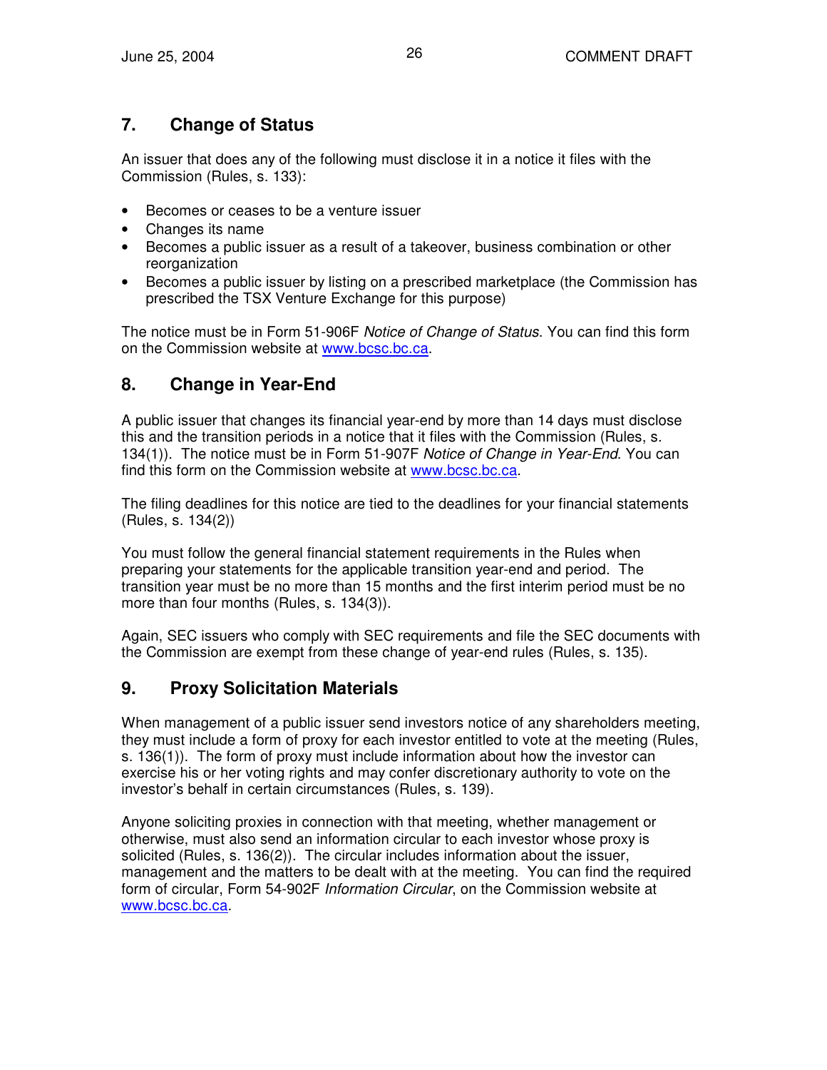## 7. Change of Status

An issuer that does any of the following must disclose it in a notice it files with the Commission (Rules, s. 133):

- Becomes or ceases to be a venture issuer
- Changes its name
- Becomes a public issuer as a result of a takeover, business combination or other reorganization
- Becomes a public issuer by listing on a prescribed marketplace (the Commission has prescribed the TSX Venture Exchange for this purpose)

The notice must be in Form 51-906F *Notice of Change of Status*. You can find this form on the Commission website at www.bcsc.bc.ca.

## 8. Change in Year-End

A public issuer that changes its financial year-end by more than 14 days must disclose this and the transition periods in a notice that it files with the Commission (Rules, s. 134(1)). The notice must be in Form 51-907F *Notice of Change in Year-End*. You can find this form on the Commission website at www.bcsc.bc.ca.

The filing deadlines for this notice are tied to the deadlines for your financial statements (Rules, s. 134(2))

You must follow the general financial statement requirements in the Rules when preparing your statements for the applicable transition year-end and period. The transition year must be no more than 15 months and the first interim period must be no more than four months (Rules, s. 134(3)).

Again, SEC issuers who comply with SEC requirements and file the SEC documents with the Commission are exempt from these change of year-end rules (Rules, s. 135).

## 9. Proxy Solicitation Materials

When management of a public issuer send investors notice of any shareholders meeting, they must include a form of proxy for each investor entitled to vote at the meeting (Rules, s. 136(1)). The form of proxy must include information about how the investor can exercise his or her voting rights and may confer discretionary authority to vote on the investor's behalf in certain circumstances (Rules, s. 139).

Anyone soliciting proxies in connection with that meeting, whether management or otherwise, must also send an information circular to each investor whose proxy is solicited (Rules, s. 136(2)). The circular includes information about the issuer, management and the matters to be dealt with at the meeting. You can find the required form of circular, Form 54-902F *Information Circular*, on the Commission website at www.bcsc.bc.ca.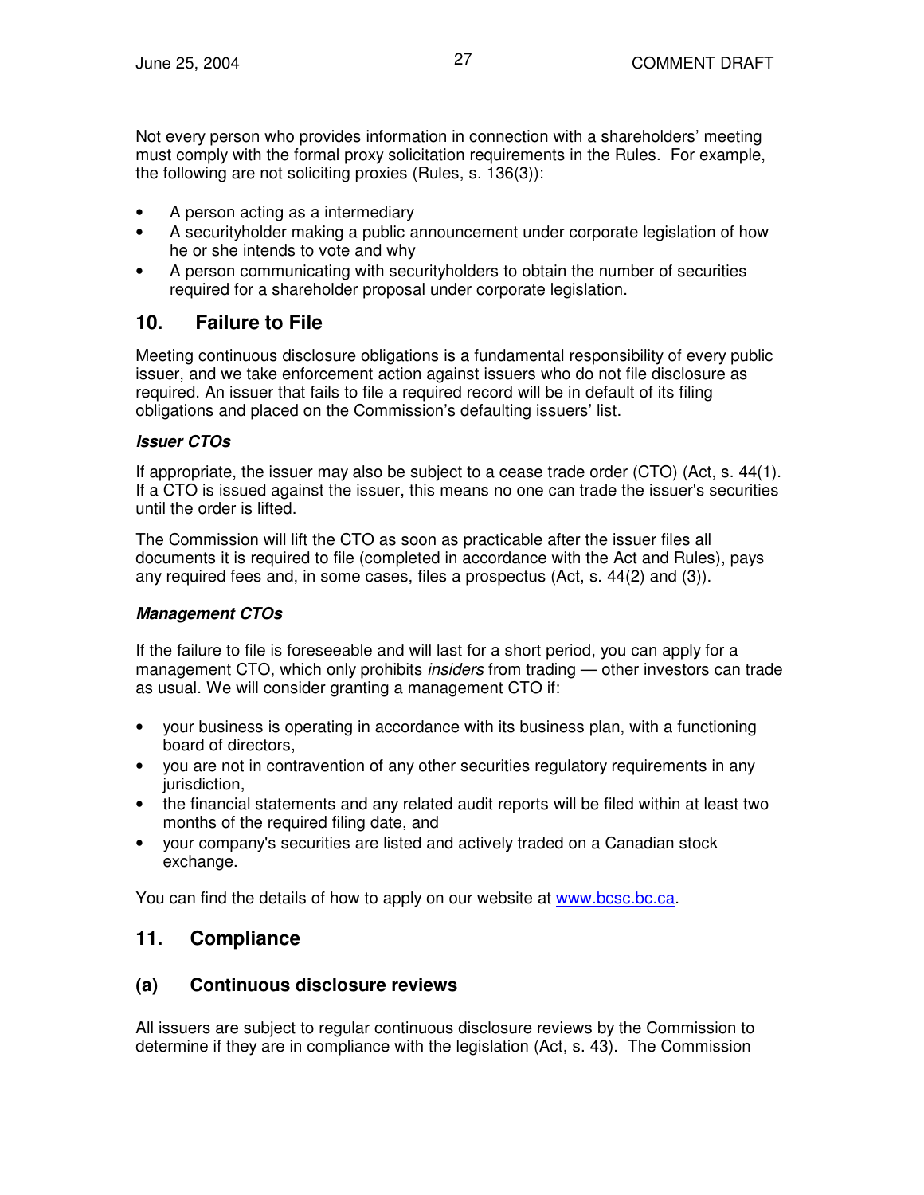Not every person who provides information in connection with a shareholders' meeting must comply with the formal proxy solicitation requirements in the Rules. For example, the following are not soliciting proxies (Rules, s. 136(3)):

- A person acting as a intermediary
- A securityholder making a public announcement under corporate legislation of how he or she intends to vote and why
- A person communicating with securityholders to obtain the number of securities required for a shareholder proposal under corporate legislation.

## 10. Failure to File

Meeting continuous disclosure obligations is a fundamental responsibility of every public issuer, and we take enforcement action against issuers who do not file disclosure as required. An issuer that fails to file a required record will be in default of its filing obligations and placed on the Commission's defaulting issuers' list.

***Issuer CTOs***

If appropriate, the issuer may also be subject to a cease trade order (CTO) (Act, s. 44(1). If a CTO is issued against the issuer, this means no one can trade the issuer's securities until the order is lifted.

The Commission will lift the CTO as soon as practicable after the issuer files all documents it is required to file (completed in accordance with the Act and Rules), pays any required fees and, in some cases, files a prospectus (Act, s. 44(2) and (3)).

***Management CTOs***

If the failure to file is foreseeable and will last for a short period, you can apply for a management CTO, which only prohibits *insiders* from trading — other investors can trade as usual. We will consider granting a management CTO if:

- your business is operating in accordance with its business plan, with a functioning board of directors,
- you are not in contravention of any other securities regulatory requirements in any jurisdiction,
- the financial statements and any related audit reports will be filed within at least two months of the required filing date, and
- your company's securities are listed and actively traded on a Canadian stock exchange.

You can find the details of how to apply on our website at www.bcsc.bc.ca.

## 11. Compliance

### (a) Continuous disclosure reviews

All issuers are subject to regular continuous disclosure reviews by the Commission to determine if they are in compliance with the legislation (Act, s. 43). The Commission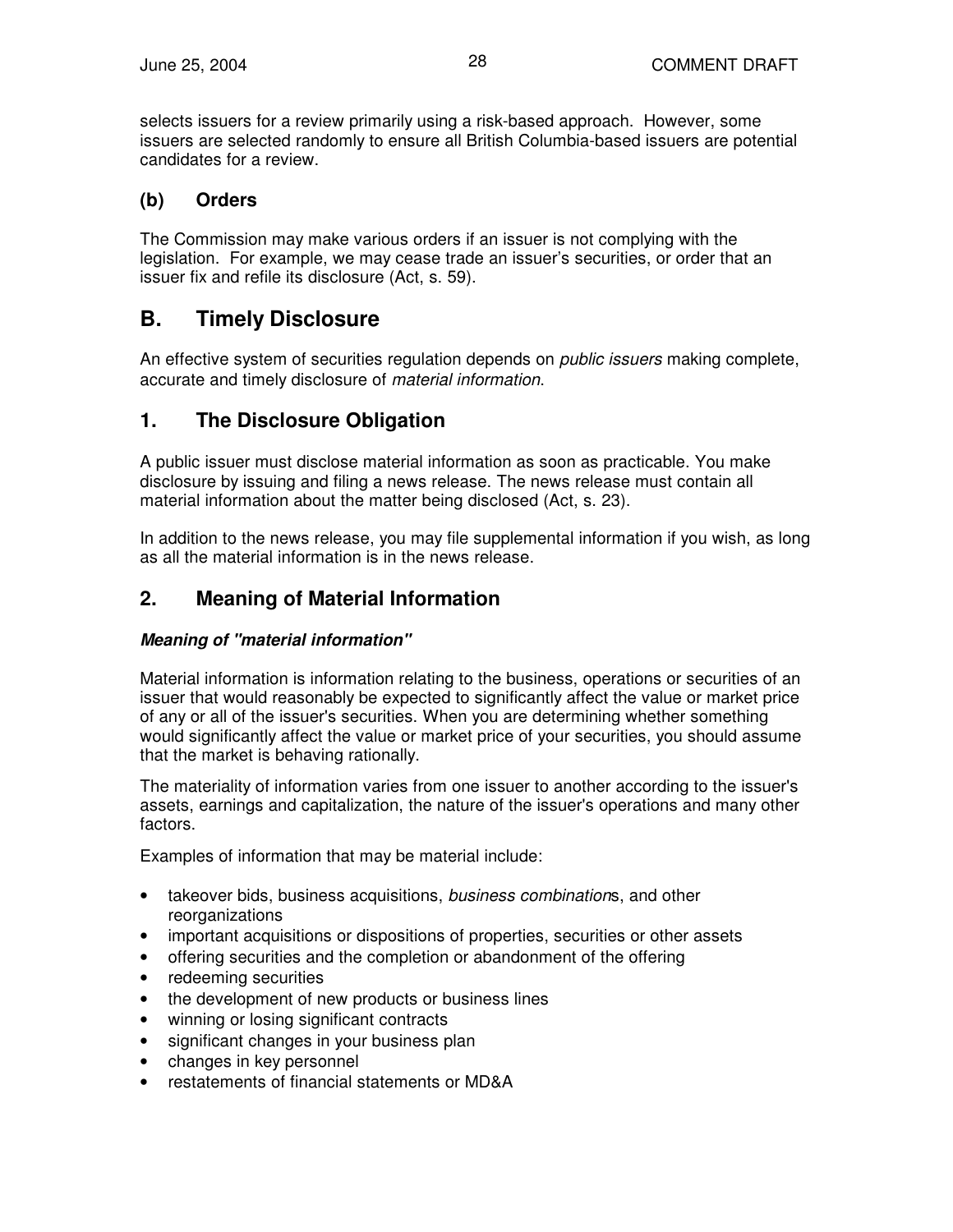selects issuers for a review primarily using a risk-based approach. However, some issuers are selected randomly to ensure all British Columbia-based issuers are potential candidates for a review.

### (b) Orders

The Commission may make various orders if an issuer is not complying with the legislation. For example, we may cease trade an issuer's securities, or order that an issuer fix and refile its disclosure (Act, s. 59).

## B. Timely Disclosure

An effective system of securities regulation depends on *public issuers* making complete, accurate and timely disclosure of *material information*.

## 1. The Disclosure Obligation

A public issuer must disclose material information as soon as practicable. You make disclosure by issuing and filing a news release. The news release must contain all material information about the matter being disclosed (Act, s. 23).

In addition to the news release, you may file supplemental information if you wish, as long as all the material information is in the news release.

## 2. Meaning of Material Information

***Meaning of "material information"***

Material information is information relating to the business, operations or securities of an issuer that would reasonably be expected to significantly affect the value or market price of any or all of the issuer's securities. When you are determining whether something would significantly affect the value or market price of your securities, you should assume that the market is behaving rationally.

The materiality of information varies from one issuer to another according to the issuer's assets, earnings and capitalization, the nature of the issuer's operations and many other factors.

Examples of information that may be material include:

- takeover bids, business acquisitions, *business combination*s, and other reorganizations
- important acquisitions or dispositions of properties, securities or other assets
- offering securities and the completion or abandonment of the offering
- redeeming securities
- the development of new products or business lines
- winning or losing significant contracts
- significant changes in your business plan
- changes in key personnel
- restatements of financial statements or MD&A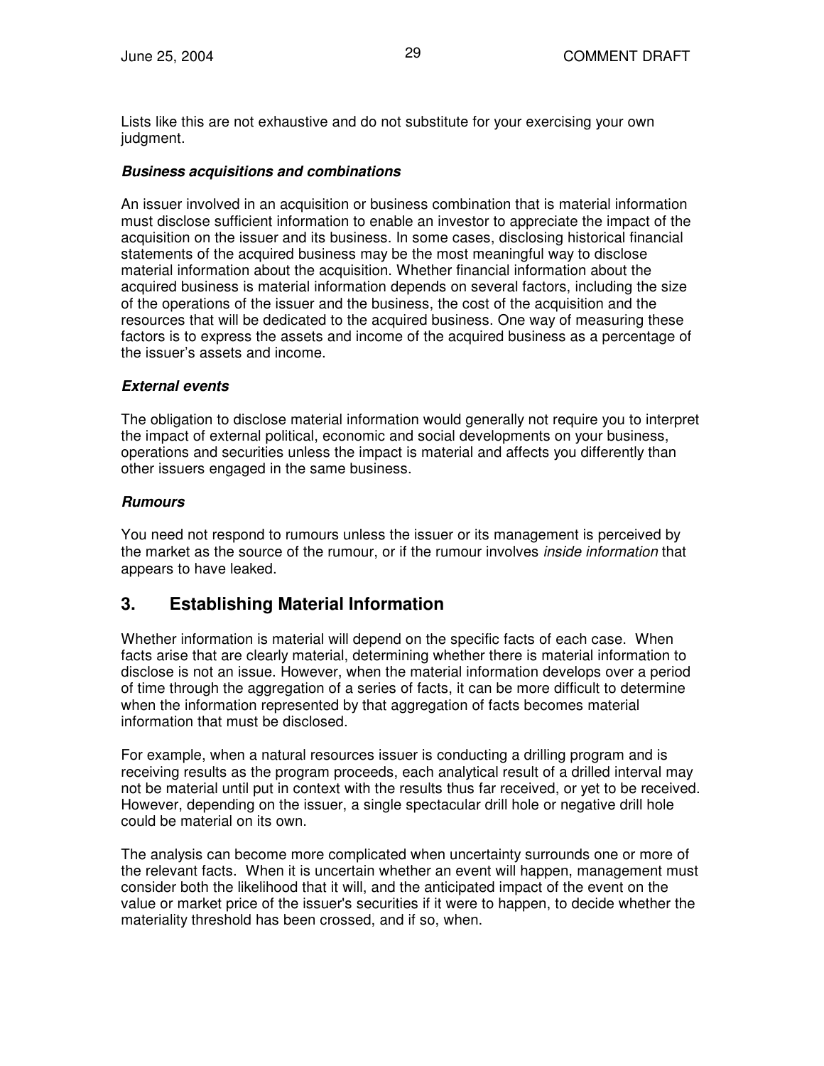Lists like this are not exhaustive and do not substitute for your exercising your own judgment.

***Business acquisitions and combinations***

An issuer involved in an acquisition or business combination that is material information must disclose sufficient information to enable an investor to appreciate the impact of the acquisition on the issuer and its business. In some cases, disclosing historical financial statements of the acquired business may be the most meaningful way to disclose material information about the acquisition. Whether financial information about the acquired business is material information depends on several factors, including the size of the operations of the issuer and the business, the cost of the acquisition and the resources that will be dedicated to the acquired business. One way of measuring these factors is to express the assets and income of the acquired business as a percentage of the issuer's assets and income.

***External events***

The obligation to disclose material information would generally not require you to interpret the impact of external political, economic and social developments on your business, operations and securities unless the impact is material and affects you differently than other issuers engaged in the same business.

***Rumours***

You need not respond to rumours unless the issuer or its management is perceived by the market as the source of the rumour, or if the rumour involves *inside information* that appears to have leaked.

## 3. Establishing Material Information

Whether information is material will depend on the specific facts of each case. When facts arise that are clearly material, determining whether there is material information to disclose is not an issue. However, when the material information develops over a period of time through the aggregation of a series of facts, it can be more difficult to determine when the information represented by that aggregation of facts becomes material information that must be disclosed.

For example, when a natural resources issuer is conducting a drilling program and is receiving results as the program proceeds, each analytical result of a drilled interval may not be material until put in context with the results thus far received, or yet to be received. However, depending on the issuer, a single spectacular drill hole or negative drill hole could be material on its own.

The analysis can become more complicated when uncertainty surrounds one or more of the relevant facts. When it is uncertain whether an event will happen, management must consider both the likelihood that it will, and the anticipated impact of the event on the value or market price of the issuer's securities if it were to happen, to decide whether the materiality threshold has been crossed, and if so, when.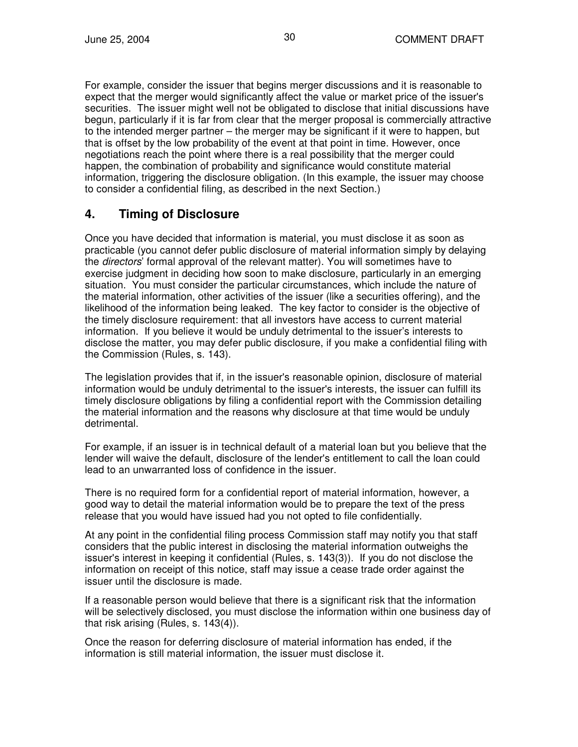For example, consider the issuer that begins merger discussions and it is reasonable to expect that the merger would significantly affect the value or market price of the issuer's securities. The issuer might well not be obligated to disclose that initial discussions have begun, particularly if it is far from clear that the merger proposal is commercially attractive to the intended merger partner – the merger may be significant if it were to happen, but that is offset by the low probability of the event at that point in time. However, once negotiations reach the point where there is a real possibility that the merger could happen, the combination of probability and significance would constitute material information, triggering the disclosure obligation. (In this example, the issuer may choose to consider a confidential filing, as described in the next Section.)

## 4. Timing of Disclosure

Once you have decided that information is material, you must disclose it as soon as practicable (you cannot defer public disclosure of material information simply by delaying the *directors*' formal approval of the relevant matter). You will sometimes have to exercise judgment in deciding how soon to make disclosure, particularly in an emerging situation. You must consider the particular circumstances, which include the nature of the material information, other activities of the issuer (like a securities offering), and the likelihood of the information being leaked. The key factor to consider is the objective of the timely disclosure requirement: that all investors have access to current material information. If you believe it would be unduly detrimental to the issuer's interests to disclose the matter, you may defer public disclosure, if you make a confidential filing with the Commission (Rules, s. 143).

The legislation provides that if, in the issuer's reasonable opinion, disclosure of material information would be unduly detrimental to the issuer's interests, the issuer can fulfill its timely disclosure obligations by filing a confidential report with the Commission detailing the material information and the reasons why disclosure at that time would be unduly detrimental.

For example, if an issuer is in technical default of a material loan but you believe that the lender will waive the default, disclosure of the lender's entitlement to call the loan could lead to an unwarranted loss of confidence in the issuer.

There is no required form for a confidential report of material information, however, a good way to detail the material information would be to prepare the text of the press release that you would have issued had you not opted to file confidentially.

At any point in the confidential filing process Commission staff may notify you that staff considers that the public interest in disclosing the material information outweighs the issuer's interest in keeping it confidential (Rules, s. 143(3)). If you do not disclose the information on receipt of this notice, staff may issue a cease trade order against the issuer until the disclosure is made.

If a reasonable person would believe that there is a significant risk that the information will be selectively disclosed, you must disclose the information within one business day of that risk arising (Rules, s. 143(4)).

Once the reason for deferring disclosure of material information has ended, if the information is still material information, the issuer must disclose it.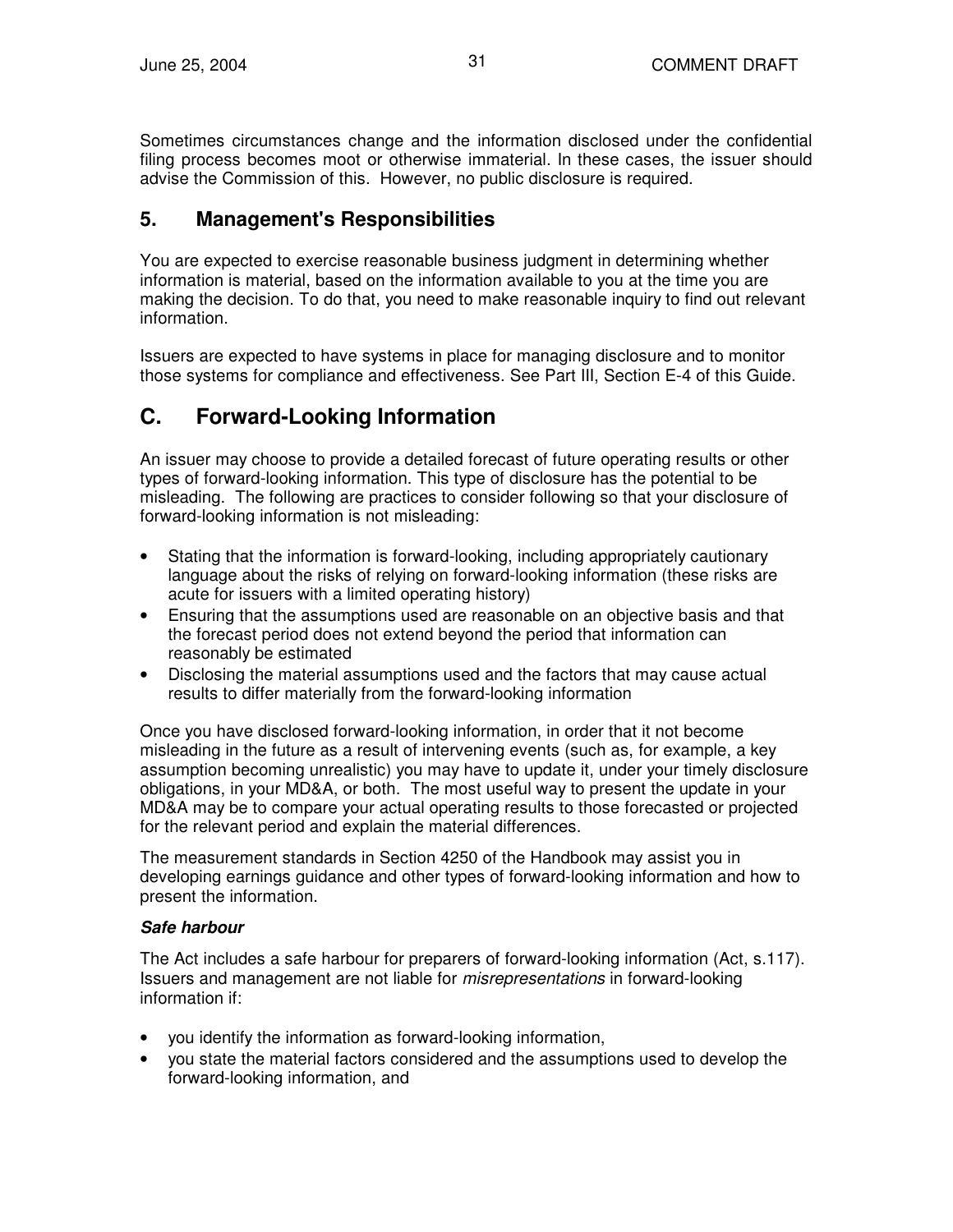Sometimes circumstances change and the information disclosed under the confidential filing process becomes moot or otherwise immaterial. In these cases, the issuer should advise the Commission of this. However, no public disclosure is required.

### 5. Management's Responsibilities

You are expected to exercise reasonable business judgment in determining whether information is material, based on the information available to you at the time you are making the decision. To do that, you need to make reasonable inquiry to find out relevant information.

Issuers are expected to have systems in place for managing disclosure and to monitor those systems for compliance and effectiveness. See Part III, Section E-4 of this Guide.

## C. Forward-Looking Information

An issuer may choose to provide a detailed forecast of future operating results or other types of forward-looking information. This type of disclosure has the potential to be misleading. The following are practices to consider following so that your disclosure of forward-looking information is not misleading:

- Stating that the information is forward-looking, including appropriately cautionary language about the risks of relying on forward-looking information (these risks are acute for issuers with a limited operating history)
- Ensuring that the assumptions used are reasonable on an objective basis and that the forecast period does not extend beyond the period that information can reasonably be estimated
- Disclosing the material assumptions used and the factors that may cause actual results to differ materially from the forward-looking information

Once you have disclosed forward-looking information, in order that it not become misleading in the future as a result of intervening events (such as, for example, a key assumption becoming unrealistic) you may have to update it, under your timely disclosure obligations, in your MD&A, or both. The most useful way to present the update in your MD&A may be to compare your actual operating results to those forecasted or projected for the relevant period and explain the material differences.

The measurement standards in Section 4250 of the Handbook may assist you in developing earnings guidance and other types of forward-looking information and how to present the information.

***Safe harbour***

The Act includes a safe harbour for preparers of forward-looking information (Act, s.117). Issuers and management are not liable for *misrepresentations* in forward-looking information if:

- you identify the information as forward-looking information,
- you state the material factors considered and the assumptions used to develop the forward-looking information, and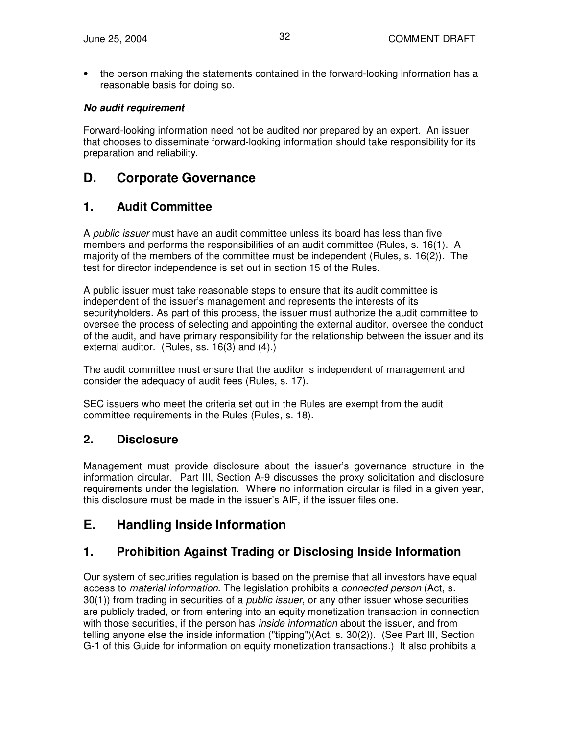- the person making the statements contained in the forward-looking information has a reasonable basis for doing so.

***No audit requirement***

Forward-looking information need not be audited nor prepared by an expert. An issuer that chooses to disseminate forward-looking information should take responsibility for its preparation and reliability.

## D. Corporate Governance

### 1. Audit Committee

A *public issuer* must have an audit committee unless its board has less than five members and performs the responsibilities of an audit committee (Rules, s. 16(1). A majority of the members of the committee must be independent (Rules, s. 16(2)). The test for director independence is set out in section 15 of the Rules.

A public issuer must take reasonable steps to ensure that its audit committee is independent of the issuer's management and represents the interests of its securityholders. As part of this process, the issuer must authorize the audit committee to oversee the process of selecting and appointing the external auditor, oversee the conduct of the audit, and have primary responsibility for the relationship between the issuer and its external auditor. (Rules, ss. 16(3) and (4).)

The audit committee must ensure that the auditor is independent of management and consider the adequacy of audit fees (Rules, s. 17).

SEC issuers who meet the criteria set out in the Rules are exempt from the audit committee requirements in the Rules (Rules, s. 18).

### 2. Disclosure

Management must provide disclosure about the issuer's governance structure in the information circular. Part III, Section A-9 discusses the proxy solicitation and disclosure requirements under the legislation. Where no information circular is filed in a given year, this disclosure must be made in the issuer's AIF, if the issuer files one.

## E. Handling Inside Information

### 1. Prohibition Against Trading or Disclosing Inside Information

Our system of securities regulation is based on the premise that all investors have equal access to *material information*. The legislation prohibits a *connected person* (Act, s. 30(1)) from trading in securities of a *public issuer*, or any other issuer whose securities are publicly traded, or from entering into an equity monetization transaction in connection with those securities, if the person has *inside information* about the issuer, and from telling anyone else the inside information ("tipping")(Act, s. 30(2)). (See Part III, Section G-1 of this Guide for information on equity monetization transactions.) It also prohibits a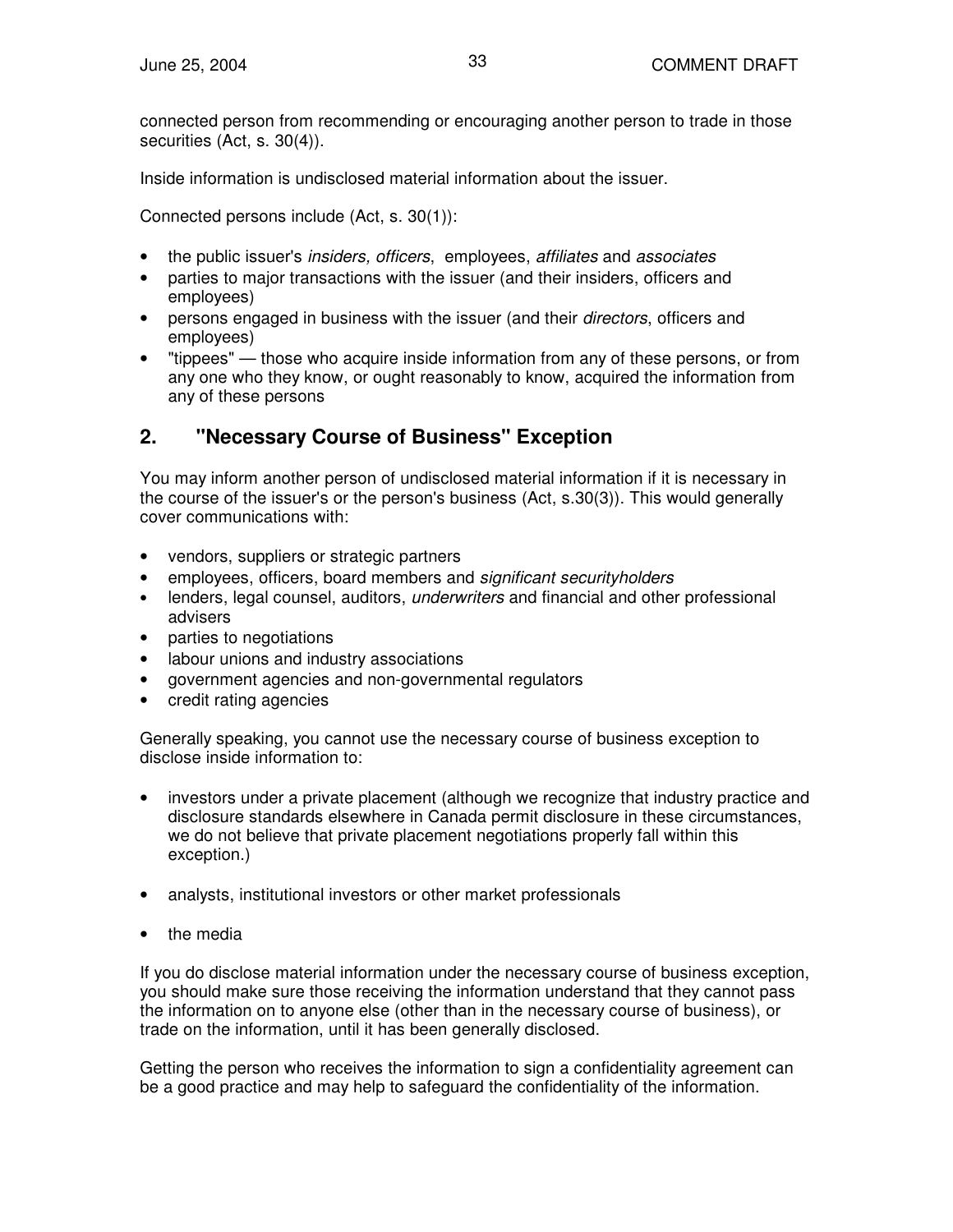connected person from recommending or encouraging another person to trade in those securities (Act, s. 30(4)).

Inside information is undisclosed material information about the issuer.

Connected persons include (Act, s. 30(1)):

- the public issuer's *insiders, officers*, employees, *affiliates* and *associates*
- parties to major transactions with the issuer (and their insiders, officers and employees)
- persons engaged in business with the issuer (and their *directors*, officers and employees)
- "tippees" — those who acquire inside information from any of these persons, or from any one who they know, or ought reasonably to know, acquired the information from any of these persons

## 2. "Necessary Course of Business" Exception

You may inform another person of undisclosed material information if it is necessary in the course of the issuer's or the person's business (Act, s.30(3)). This would generally cover communications with:

- vendors, suppliers or strategic partners
- employees, officers, board members and *significant securityholders*
- lenders, legal counsel, auditors, *underwriters* and financial and other professional advisers
- parties to negotiations
- labour unions and industry associations
- government agencies and non-governmental regulators
- credit rating agencies

Generally speaking, you cannot use the necessary course of business exception to disclose inside information to:

- investors under a private placement (although we recognize that industry practice and disclosure standards elsewhere in Canada permit disclosure in these circumstances, we do not believe that private placement negotiations properly fall within this exception.)
- analysts, institutional investors or other market professionals
- the media

If you do disclose material information under the necessary course of business exception, you should make sure those receiving the information understand that they cannot pass the information on to anyone else (other than in the necessary course of business), or trade on the information, until it has been generally disclosed.

Getting the person who receives the information to sign a confidentiality agreement can be a good practice and may help to safeguard the confidentiality of the information.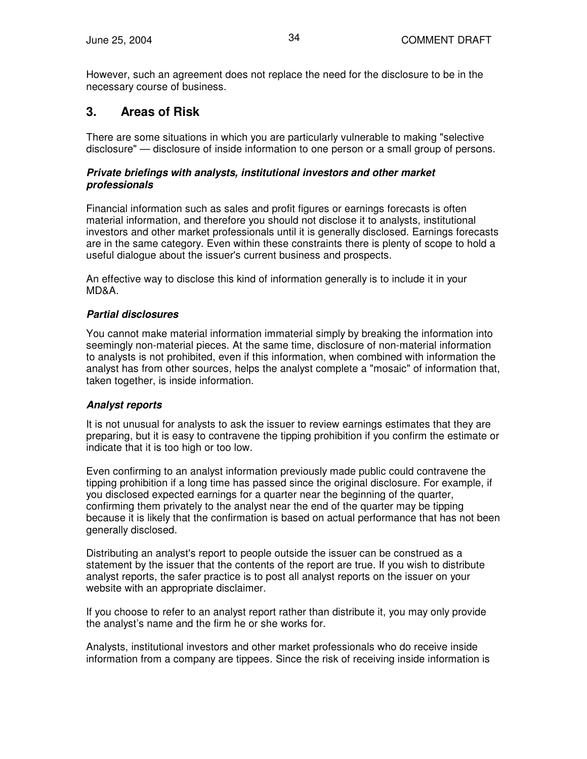However, such an agreement does not replace the need for the disclosure to be in the necessary course of business.

## 3. Areas of Risk

There are some situations in which you are particularly vulnerable to making "selective disclosure" — disclosure of inside information to one person or a small group of persons.

***Private briefings with analysts, institutional investors and other market professionals***

Financial information such as sales and profit figures or earnings forecasts is often material information, and therefore you should not disclose it to analysts, institutional investors and other market professionals until it is generally disclosed. Earnings forecasts are in the same category. Even within these constraints there is plenty of scope to hold a useful dialogue about the issuer's current business and prospects.

An effective way to disclose this kind of information generally is to include it in your MD&A.

***Partial disclosures***

You cannot make material information immaterial simply by breaking the information into seemingly non-material pieces. At the same time, disclosure of non-material information to analysts is not prohibited, even if this information, when combined with information the analyst has from other sources, helps the analyst complete a "mosaic" of information that, taken together, is inside information.

***Analyst reports***

It is not unusual for analysts to ask the issuer to review earnings estimates that they are preparing, but it is easy to contravene the tipping prohibition if you confirm the estimate or indicate that it is too high or too low.

Even confirming to an analyst information previously made public could contravene the tipping prohibition if a long time has passed since the original disclosure. For example, if you disclosed expected earnings for a quarter near the beginning of the quarter, confirming them privately to the analyst near the end of the quarter may be tipping because it is likely that the confirmation is based on actual performance that has not been generally disclosed.

Distributing an analyst's report to people outside the issuer can be construed as a statement by the issuer that the contents of the report are true. If you wish to distribute analyst reports, the safer practice is to post all analyst reports on the issuer on your website with an appropriate disclaimer.

If you choose to refer to an analyst report rather than distribute it, you may only provide the analyst's name and the firm he or she works for.

Analysts, institutional investors and other market professionals who do receive inside information from a company are tippees. Since the risk of receiving inside information is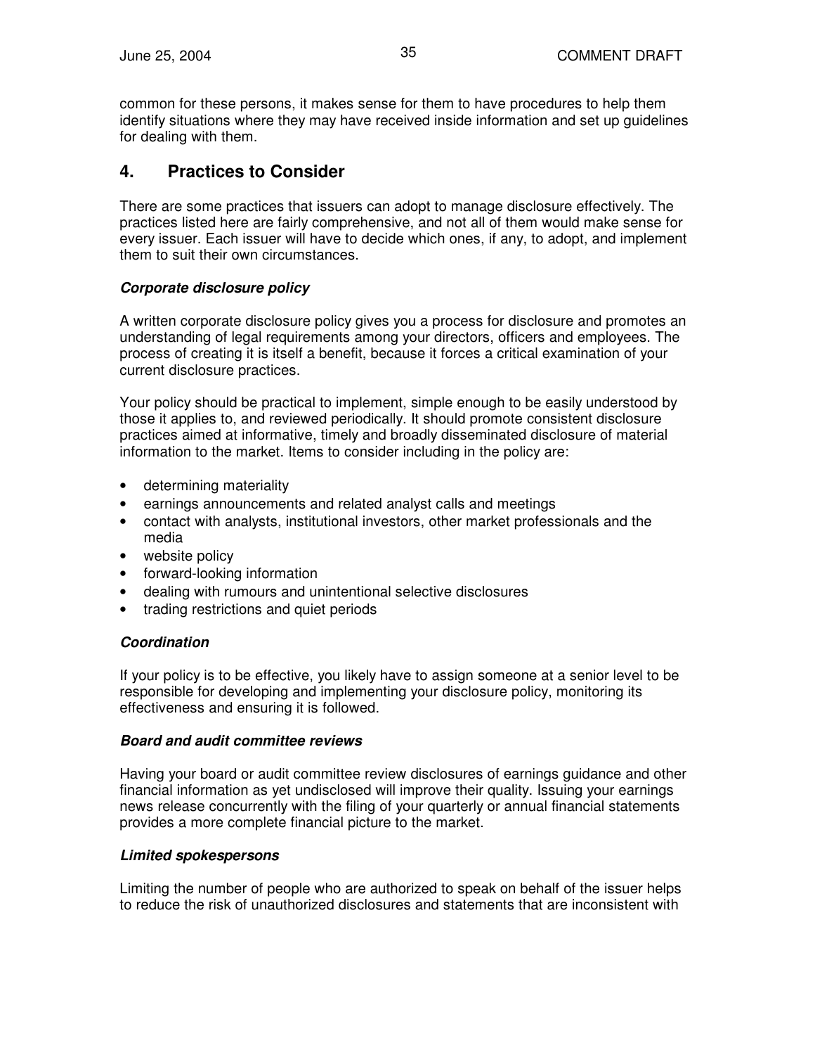common for these persons, it makes sense for them to have procedures to help them identify situations where they may have received inside information and set up guidelines for dealing with them.

## 4. Practices to Consider

There are some practices that issuers can adopt to manage disclosure effectively. The practices listed here are fairly comprehensive, and not all of them would make sense for every issuer. Each issuer will have to decide which ones, if any, to adopt, and implement them to suit their own circumstances.

### *Corporate disclosure policy*

A written corporate disclosure policy gives you a process for disclosure and promotes an understanding of legal requirements among your directors, officers and employees. The process of creating it is itself a benefit, because it forces a critical examination of your current disclosure practices.

Your policy should be practical to implement, simple enough to be easily understood by those it applies to, and reviewed periodically. It should promote consistent disclosure practices aimed at informative, timely and broadly disseminated disclosure of material information to the market. Items to consider including in the policy are:

- determining materiality
- earnings announcements and related analyst calls and meetings
- contact with analysts, institutional investors, other market professionals and the media
- website policy
- forward-looking information
- dealing with rumours and unintentional selective disclosures
- trading restrictions and quiet periods

### *Coordination*

If your policy is to be effective, you likely have to assign someone at a senior level to be responsible for developing and implementing your disclosure policy, monitoring its effectiveness and ensuring it is followed.

### *Board and audit committee reviews*

Having your board or audit committee review disclosures of earnings guidance and other financial information as yet undisclosed will improve their quality. Issuing your earnings news release concurrently with the filing of your quarterly or annual financial statements provides a more complete financial picture to the market.

### *Limited spokespersons*

Limiting the number of people who are authorized to speak on behalf of the issuer helps to reduce the risk of unauthorized disclosures and statements that are inconsistent with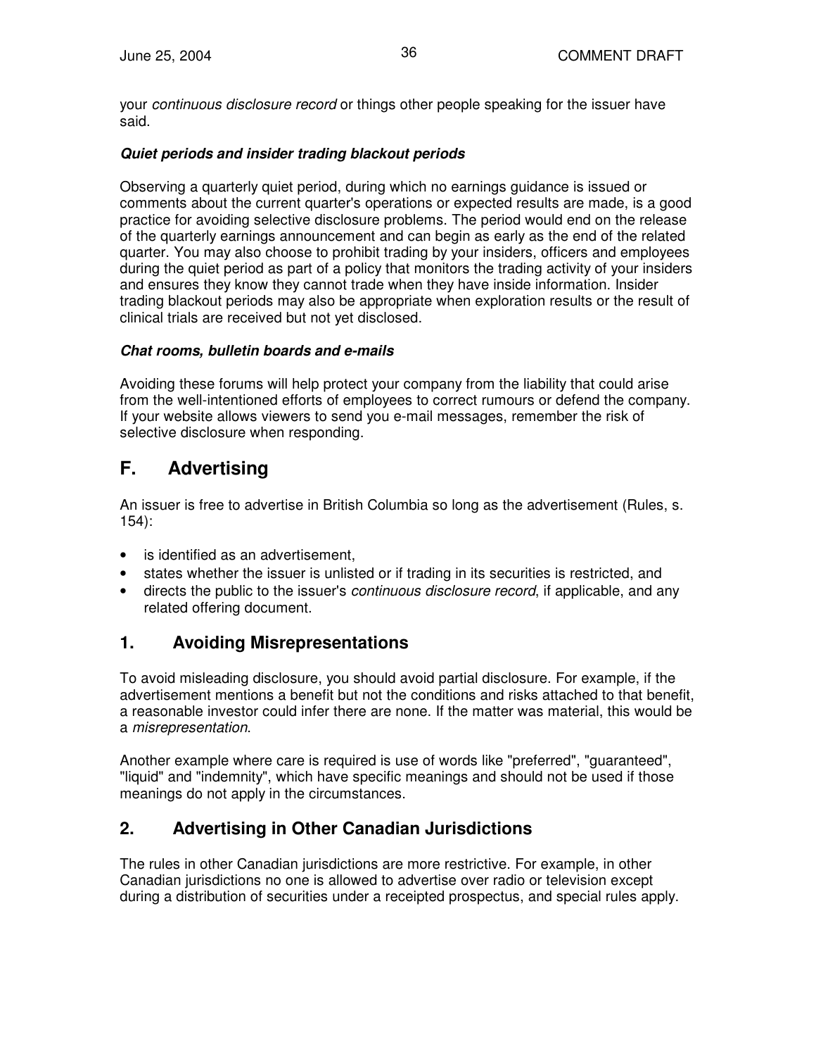your *continuous disclosure record* or things other people speaking for the issuer have said.

***Quiet periods and insider trading blackout periods***

Observing a quarterly quiet period, during which no earnings guidance is issued or comments about the current quarter's operations or expected results are made, is a good practice for avoiding selective disclosure problems. The period would end on the release of the quarterly earnings announcement and can begin as early as the end of the related quarter. You may also choose to prohibit trading by your insiders, officers and employees during the quiet period as part of a policy that monitors the trading activity of your insiders and ensures they know they cannot trade when they have inside information. Insider trading blackout periods may also be appropriate when exploration results or the result of clinical trials are received but not yet disclosed.

***Chat rooms, bulletin boards and e-mails***

Avoiding these forums will help protect your company from the liability that could arise from the well-intentioned efforts of employees to correct rumours or defend the company. If your website allows viewers to send you e-mail messages, remember the risk of selective disclosure when responding.

# F. Advertising

An issuer is free to advertise in British Columbia so long as the advertisement (Rules, s. 154):

- is identified as an advertisement,
- states whether the issuer is unlisted or if trading in its securities is restricted, and
- directs the public to the issuer's *continuous disclosure record*, if applicable, and any related offering document.

## 1. Avoiding Misrepresentations

To avoid misleading disclosure, you should avoid partial disclosure. For example, if the advertisement mentions a benefit but not the conditions and risks attached to that benefit, a reasonable investor could infer there are none. If the matter was material, this would be a *misrepresentation*.

Another example where care is required is use of words like "preferred", "guaranteed", "liquid" and "indemnity", which have specific meanings and should not be used if those meanings do not apply in the circumstances.

## 2. Advertising in Other Canadian Jurisdictions

The rules in other Canadian jurisdictions are more restrictive. For example, in other Canadian jurisdictions no one is allowed to advertise over radio or television except during a distribution of securities under a receipted prospectus, and special rules apply.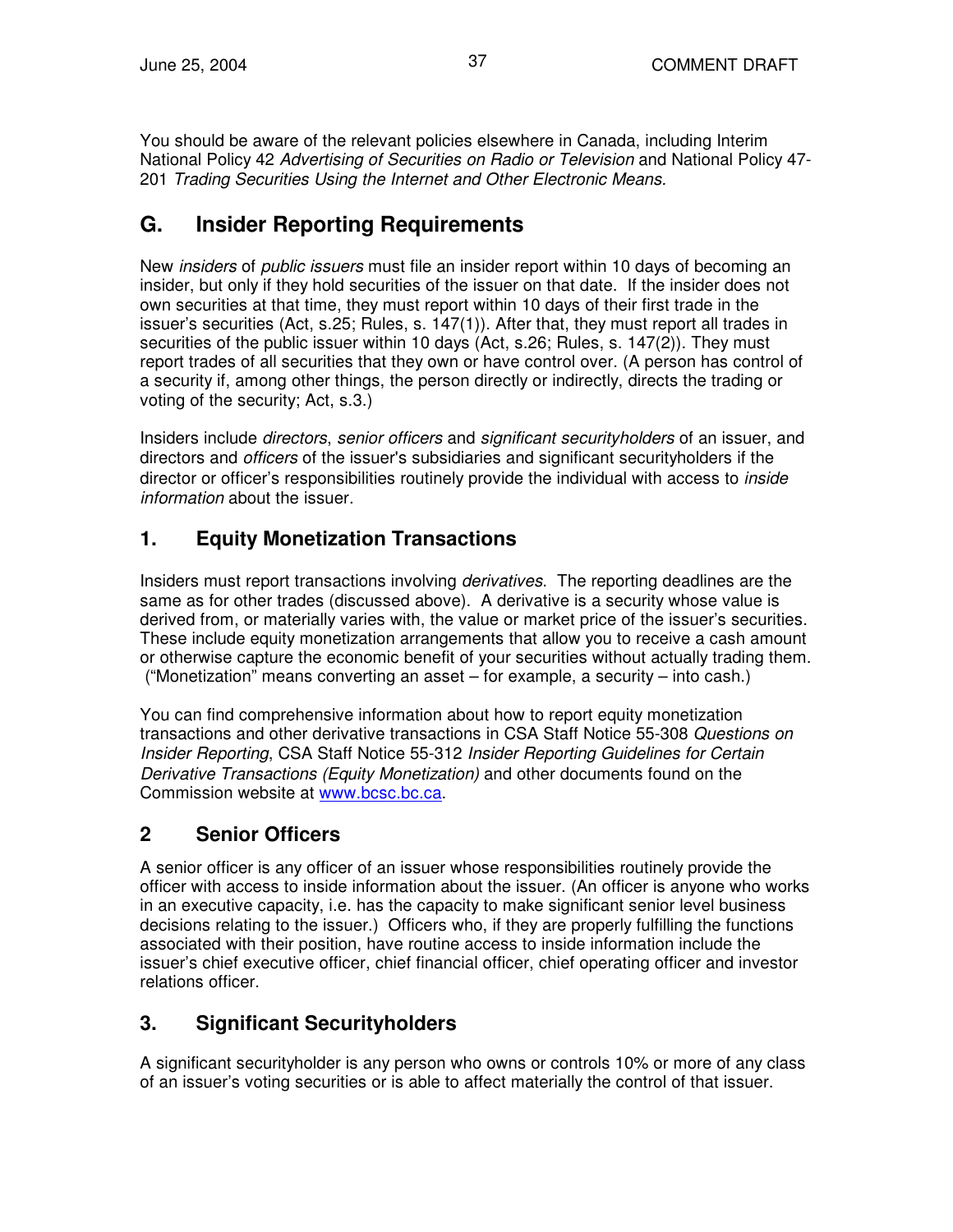You should be aware of the relevant policies elsewhere in Canada, including Interim National Policy 42 *Advertising of Securities on Radio or Television* and National Policy 47-201 *Trading Securities Using the Internet and Other Electronic Means.*

## G. Insider Reporting Requirements

New *insiders* of *public issuers* must file an insider report within 10 days of becoming an insider, but only if they hold securities of the issuer on that date. If the insider does not own securities at that time, they must report within 10 days of their first trade in the issuer's securities (Act, s.25; Rules, s. 147(1)). After that, they must report all trades in securities of the public issuer within 10 days (Act, s.26; Rules, s. 147(2)). They must report trades of all securities that they own or have control over. (A person has control of a security if, among other things, the person directly or indirectly, directs the trading or voting of the security; Act, s.3.)

Insiders include *directors*, *senior officers* and *significant securityholders* of an issuer, and directors and *officers* of the issuer's subsidiaries and significant securityholders if the director or officer's responsibilities routinely provide the individual with access to *inside information* about the issuer.

### 1. Equity Monetization Transactions

Insiders must report transactions involving *derivatives*. The reporting deadlines are the same as for other trades (discussed above). A derivative is a security whose value is derived from, or materially varies with, the value or market price of the issuer's securities. These include equity monetization arrangements that allow you to receive a cash amount or otherwise capture the economic benefit of your securities without actually trading them. ("Monetization" means converting an asset – for example, a security – into cash.)

You can find comprehensive information about how to report equity monetization transactions and other derivative transactions in CSA Staff Notice 55-308 *Questions on Insider Reporting*, CSA Staff Notice 55-312 *Insider Reporting Guidelines for Certain Derivative Transactions (Equity Monetization)* and other documents found on the Commission website at www.bcsc.bc.ca.

### 2 Senior Officers

A senior officer is any officer of an issuer whose responsibilities routinely provide the officer with access to inside information about the issuer. (An officer is anyone who works in an executive capacity, i.e. has the capacity to make significant senior level business decisions relating to the issuer.) Officers who, if they are properly fulfilling the functions associated with their position, have routine access to inside information include the issuer's chief executive officer, chief financial officer, chief operating officer and investor relations officer.

### 3. Significant Securityholders

A significant securityholder is any person who owns or controls 10% or more of any class of an issuer's voting securities or is able to affect materially the control of that issuer.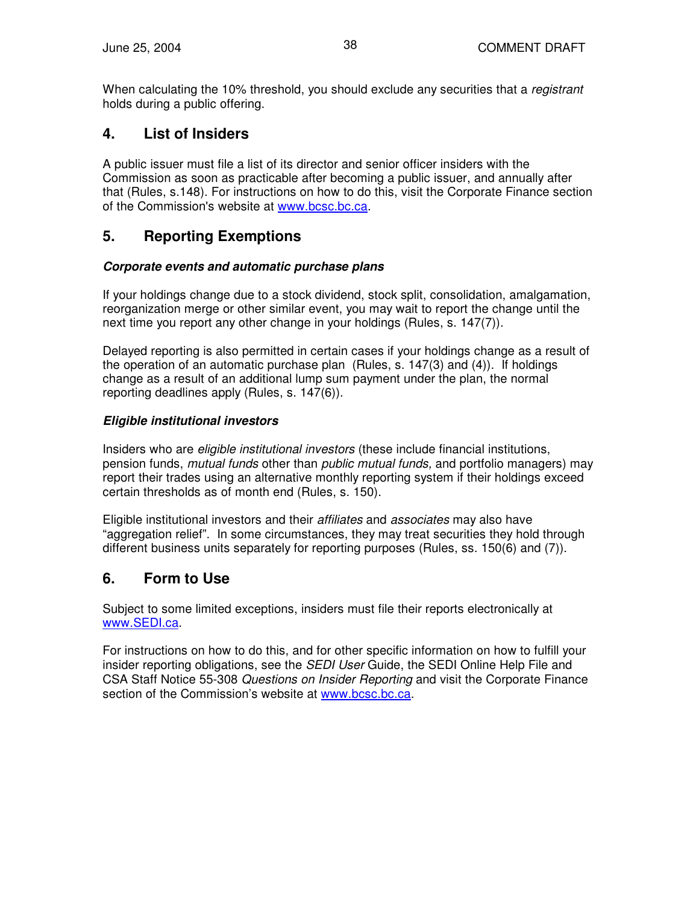When calculating the 10% threshold, you should exclude any securities that a *registrant* holds during a public offering.

## 4. List of Insiders

A public issuer must file a list of its director and senior officer insiders with the Commission as soon as practicable after becoming a public issuer, and annually after that (Rules, s.148). For instructions on how to do this, visit the Corporate Finance section of the Commission's website at www.bcsc.bc.ca.

## 5. Reporting Exemptions

***Corporate events and automatic purchase plans***

If your holdings change due to a stock dividend, stock split, consolidation, amalgamation, reorganization merge or other similar event, you may wait to report the change until the next time you report any other change in your holdings (Rules, s. 147(7)).

Delayed reporting is also permitted in certain cases if your holdings change as a result of the operation of an automatic purchase plan (Rules, s. 147(3) and (4)). If holdings change as a result of an additional lump sum payment under the plan, the normal reporting deadlines apply (Rules, s. 147(6)).

***Eligible institutional investors***

Insiders who are *eligible institutional investors* (these include financial institutions, pension funds, *mutual funds* other than *public mutual funds,* and portfolio managers) may report their trades using an alternative monthly reporting system if their holdings exceed certain thresholds as of month end (Rules, s. 150).

Eligible institutional investors and their *affiliates* and *associates* may also have "aggregation relief". In some circumstances, they may treat securities they hold through different business units separately for reporting purposes (Rules, ss. 150(6) and (7)).

## 6. Form to Use

Subject to some limited exceptions, insiders must file their reports electronically at www.SEDI.ca.

For instructions on how to do this, and for other specific information on how to fulfill your insider reporting obligations, see the *SEDI User* Guide, the SEDI Online Help File and CSA Staff Notice 55-308 *Questions on Insider Reporting* and visit the Corporate Finance section of the Commission's website at www.bcsc.bc.ca.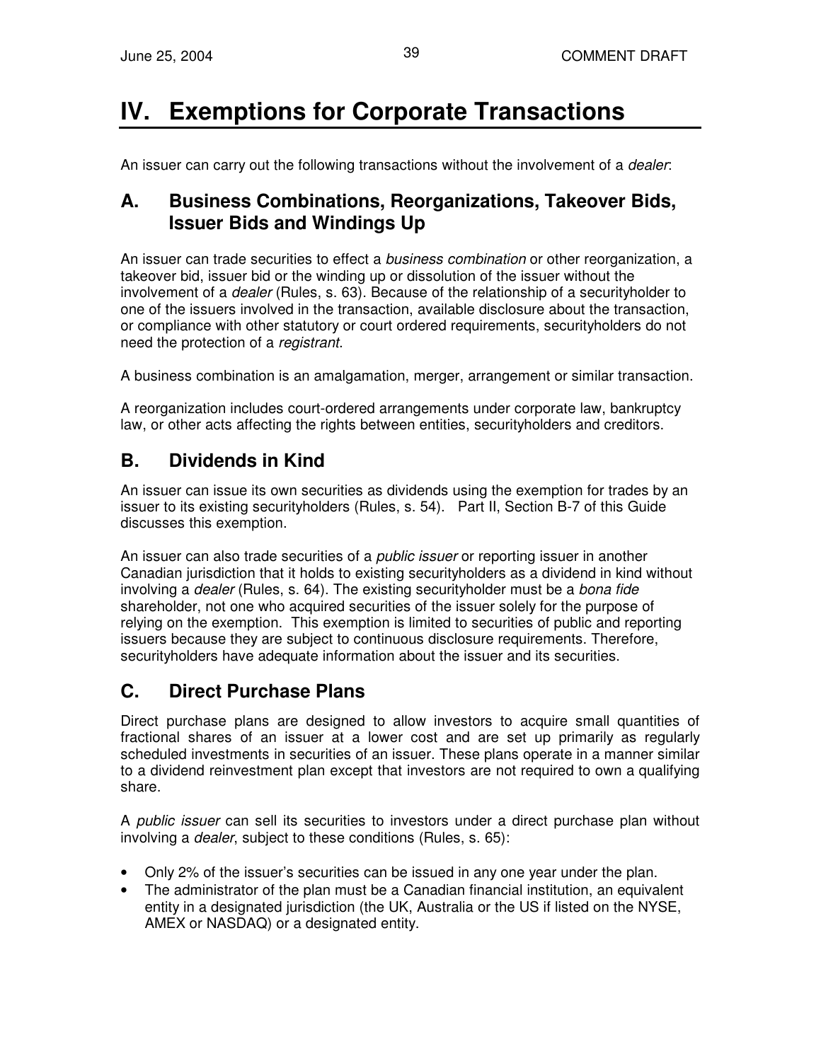# IV. Exemptions for Corporate Transactions

An issuer can carry out the following transactions without the involvement of a *dealer*:

## A. Business Combinations, Reorganizations, Takeover Bids, Issuer Bids and Windings Up

An issuer can trade securities to effect a *business combination* or other reorganization, a takeover bid, issuer bid or the winding up or dissolution of the issuer without the involvement of a *dealer* (Rules, s. 63). Because of the relationship of a securityholder to one of the issuers involved in the transaction, available disclosure about the transaction, or compliance with other statutory or court ordered requirements, securityholders do not need the protection of a *registrant*.

A business combination is an amalgamation, merger, arrangement or similar transaction.

A reorganization includes court-ordered arrangements under corporate law, bankruptcy law, or other acts affecting the rights between entities, securityholders and creditors.

## B. Dividends in Kind

An issuer can issue its own securities as dividends using the exemption for trades by an issuer to its existing securityholders (Rules, s. 54). Part II, Section B-7 of this Guide discusses this exemption.

An issuer can also trade securities of a *public issuer* or reporting issuer in another Canadian jurisdiction that it holds to existing securityholders as a dividend in kind without involving a *dealer* (Rules, s. 64). The existing securityholder must be a *bona fide* shareholder, not one who acquired securities of the issuer solely for the purpose of relying on the exemption. This exemption is limited to securities of public and reporting issuers because they are subject to continuous disclosure requirements. Therefore, securityholders have adequate information about the issuer and its securities.

## C. Direct Purchase Plans

Direct purchase plans are designed to allow investors to acquire small quantities of fractional shares of an issuer at a lower cost and are set up primarily as regularly scheduled investments in securities of an issuer. These plans operate in a manner similar to a dividend reinvestment plan except that investors are not required to own a qualifying share.

A *public issuer* can sell its securities to investors under a direct purchase plan without involving a *dealer*, subject to these conditions (Rules, s. 65):

- Only 2% of the issuer's securities can be issued in any one year under the plan.
- The administrator of the plan must be a Canadian financial institution, an equivalent entity in a designated jurisdiction (the UK, Australia or the US if listed on the NYSE, AMEX or NASDAQ) or a designated entity.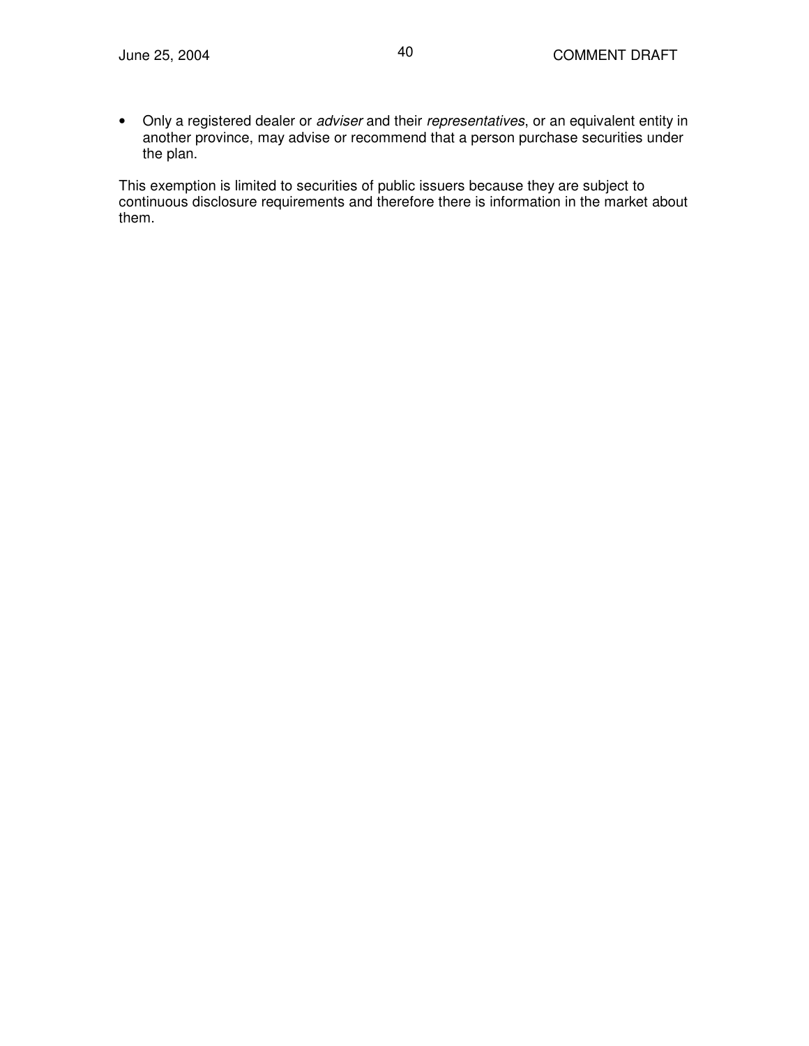- Only a registered dealer or *adviser* and their *representatives*, or an equivalent entity in another province, may advise or recommend that a person purchase securities under the plan.

This exemption is limited to securities of public issuers because they are subject to continuous disclosure requirements and therefore there is information in the market about them.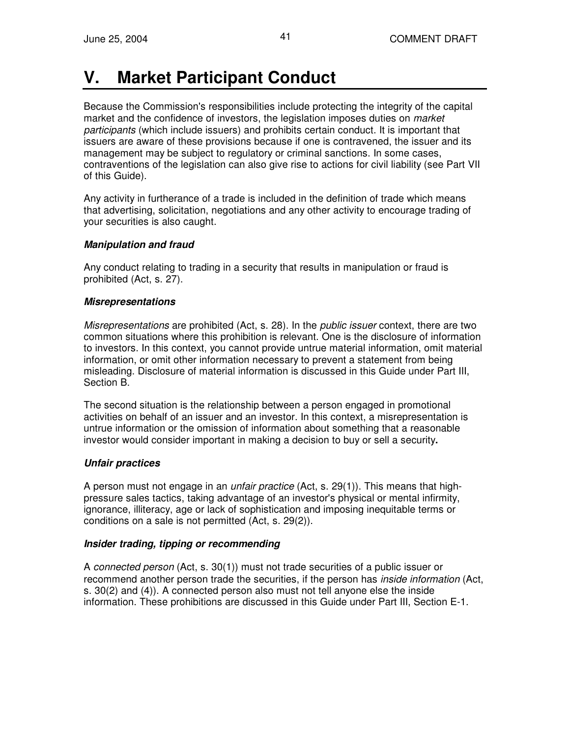# V. Market Participant Conduct

Because the Commission's responsibilities include protecting the integrity of the capital market and the confidence of investors, the legislation imposes duties on *market participants* (which include issuers) and prohibits certain conduct. It is important that issuers are aware of these provisions because if one is contravened, the issuer and its management may be subject to regulatory or criminal sanctions. In some cases, contraventions of the legislation can also give rise to actions for civil liability (see Part VII of this Guide).

Any activity in furtherance of a trade is included in the definition of trade which means that advertising, solicitation, negotiations and any other activity to encourage trading of your securities is also caught.

***Manipulation and fraud***

Any conduct relating to trading in a security that results in manipulation or fraud is prohibited (Act, s. 27).

***Misrepresentations***

*Misrepresentations* are prohibited (Act, s. 28). In the *public issuer* context, there are two common situations where this prohibition is relevant. One is the disclosure of information to investors. In this context, you cannot provide untrue material information, omit material information, or omit other information necessary to prevent a statement from being misleading. Disclosure of material information is discussed in this Guide under Part III, Section B.

The second situation is the relationship between a person engaged in promotional activities on behalf of an issuer and an investor. In this context, a misrepresentation is untrue information or the omission of information about something that a reasonable investor would consider important in making a decision to buy or sell a security**.**

***Unfair practices***

A person must not engage in an *unfair practice* (Act, s. 29(1)). This means that high-pressure sales tactics, taking advantage of an investor's physical or mental infirmity, ignorance, illiteracy, age or lack of sophistication and imposing inequitable terms or conditions on a sale is not permitted (Act, s. 29(2)).

***Insider trading, tipping or recommending***

A *connected person* (Act, s. 30(1)) must not trade securities of a public issuer or recommend another person trade the securities, if the person has *inside information* (Act, s. 30(2) and (4)). A connected person also must not tell anyone else the inside information. These prohibitions are discussed in this Guide under Part III, Section E-1.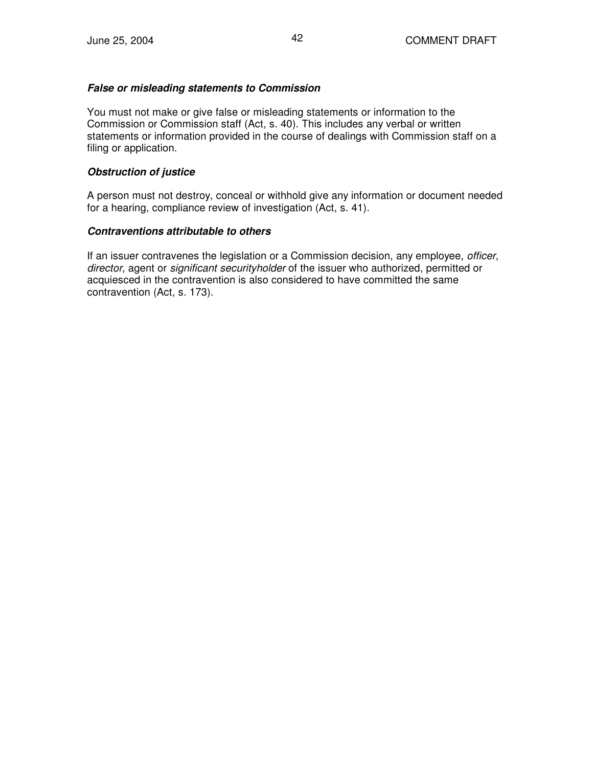***False or misleading statements to Commission***

You must not make or give false or misleading statements or information to the Commission or Commission staff (Act, s. 40). This includes any verbal or written statements or information provided in the course of dealings with Commission staff on a filing or application.

***Obstruction of justice***

A person must not destroy, conceal or withhold give any information or document needed for a hearing, compliance review of investigation (Act, s. 41).

***Contraventions attributable to others***

If an issuer contravenes the legislation or a Commission decision, any employee, *officer*, *director*, agent or *significant securityholder* of the issuer who authorized, permitted or acquiesced in the contravention is also considered to have committed the same contravention (Act, s. 173).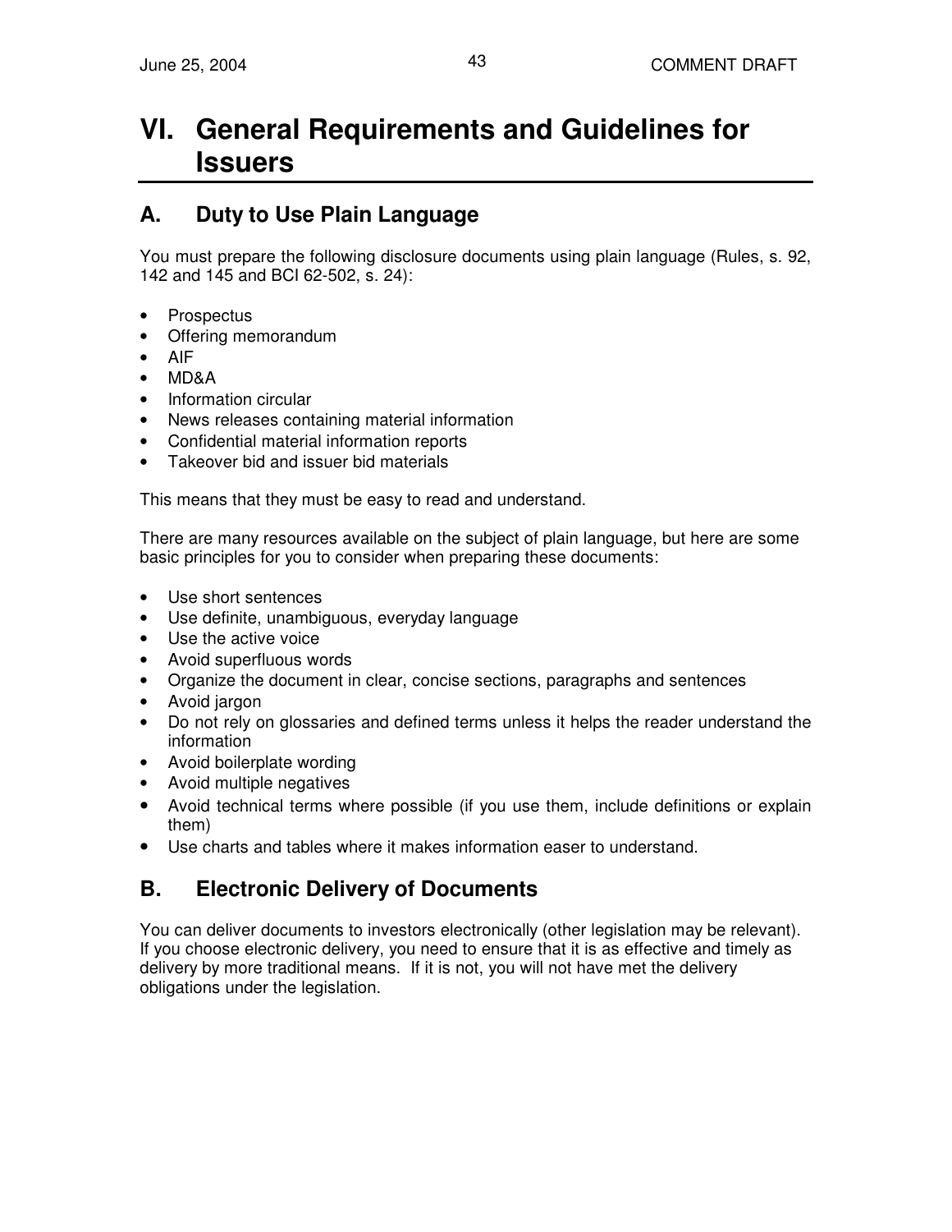# VI. General Requirements and Guidelines for Issuers

## A. Duty to Use Plain Language

You must prepare the following disclosure documents using plain language (Rules, s. 92, 142 and 145 and BCI 62-502, s. 24):

- Prospectus
- Offering memorandum
- AIF
- MD&A
- Information circular
- News releases containing material information
- Confidential material information reports
- Takeover bid and issuer bid materials

This means that they must be easy to read and understand.

There are many resources available on the subject of plain language, but here are some basic principles for you to consider when preparing these documents:

- Use short sentences
- Use definite, unambiguous, everyday language
- Use the active voice
- Avoid superfluous words
- Organize the document in clear, concise sections, paragraphs and sentences
- Avoid jargon
- Do not rely on glossaries and defined terms unless it helps the reader understand the information
- Avoid boilerplate wording
- Avoid multiple negatives
- Avoid technical terms where possible (if you use them, include definitions or explain them)
- Use charts and tables where it makes information easer to understand.

## B. Electronic Delivery of Documents

You can deliver documents to investors electronically (other legislation may be relevant). If you choose electronic delivery, you need to ensure that it is as effective and timely as delivery by more traditional means. If it is not, you will not have met the delivery obligations under the legislation.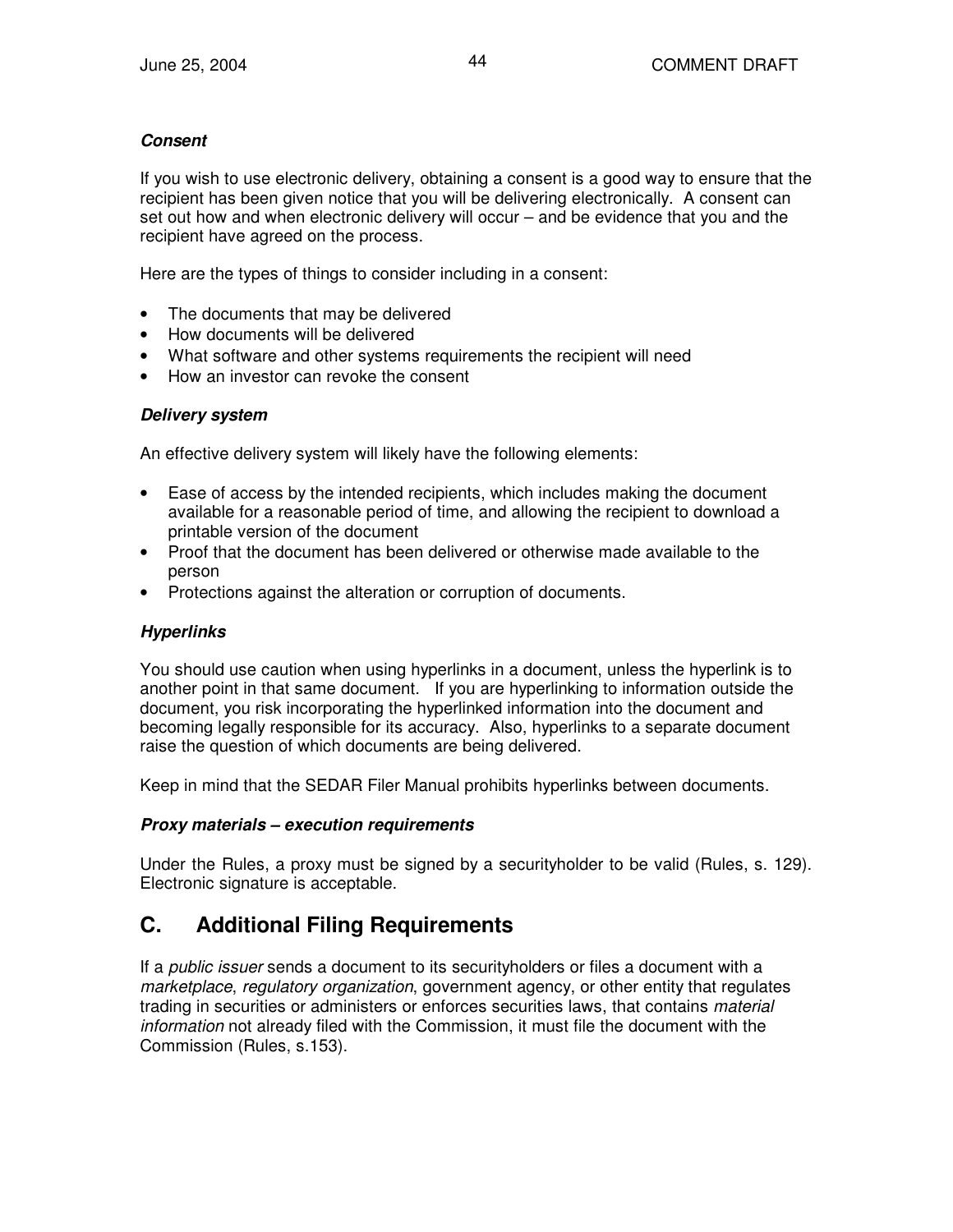***Consent***

If you wish to use electronic delivery, obtaining a consent is a good way to ensure that the recipient has been given notice that you will be delivering electronically. A consent can set out how and when electronic delivery will occur – and be evidence that you and the recipient have agreed on the process.

Here are the types of things to consider including in a consent:

- The documents that may be delivered
- How documents will be delivered
- What software and other systems requirements the recipient will need
- How an investor can revoke the consent

***Delivery system***

An effective delivery system will likely have the following elements:

- Ease of access by the intended recipients, which includes making the document available for a reasonable period of time, and allowing the recipient to download a printable version of the document
- Proof that the document has been delivered or otherwise made available to the person
- Protections against the alteration or corruption of documents.

***Hyperlinks***

You should use caution when using hyperlinks in a document, unless the hyperlink is to another point in that same document. If you are hyperlinking to information outside the document, you risk incorporating the hyperlinked information into the document and becoming legally responsible for its accuracy. Also, hyperlinks to a separate document raise the question of which documents are being delivered.

Keep in mind that the SEDAR Filer Manual prohibits hyperlinks between documents.

***Proxy materials – execution requirements***

Under the Rules, a proxy must be signed by a securityholder to be valid (Rules, s. 129). Electronic signature is acceptable.

## C. Additional Filing Requirements

If a *public issuer* sends a document to its securityholders or files a document with a *marketplace*, *regulatory organization*, government agency, or other entity that regulates trading in securities or administers or enforces securities laws, that contains *material information* not already filed with the Commission, it must file the document with the Commission (Rules, s.153).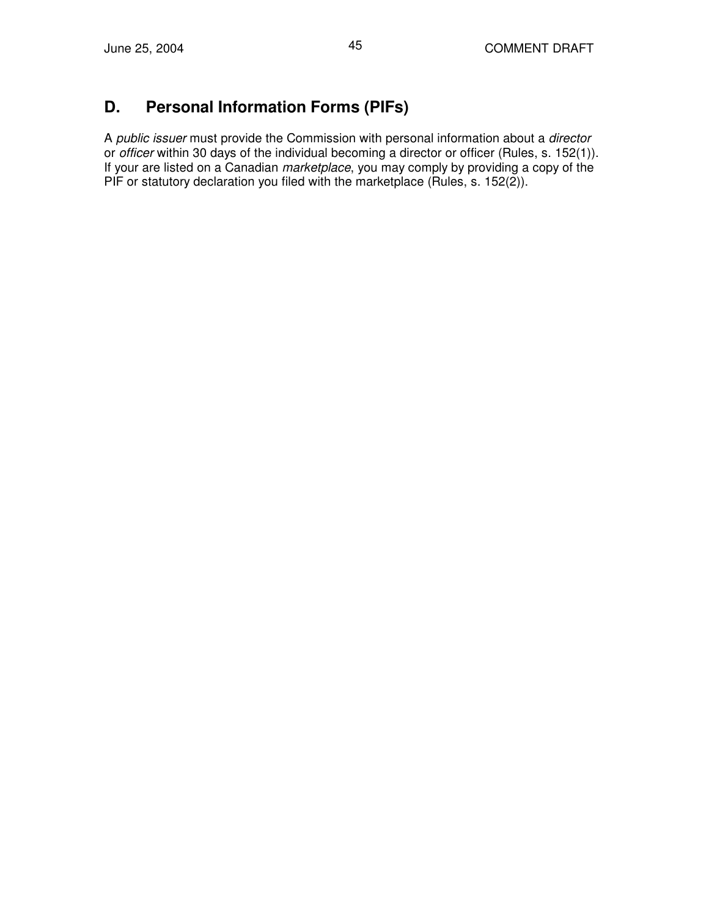## D. Personal Information Forms (PIFs)

A *public issuer* must provide the Commission with personal information about a *director* or *officer* within 30 days of the individual becoming a director or officer (Rules, s. 152(1)). If your are listed on a Canadian *marketplace*, you may comply by providing a copy of the PIF or statutory declaration you filed with the marketplace (Rules, s. 152(2)).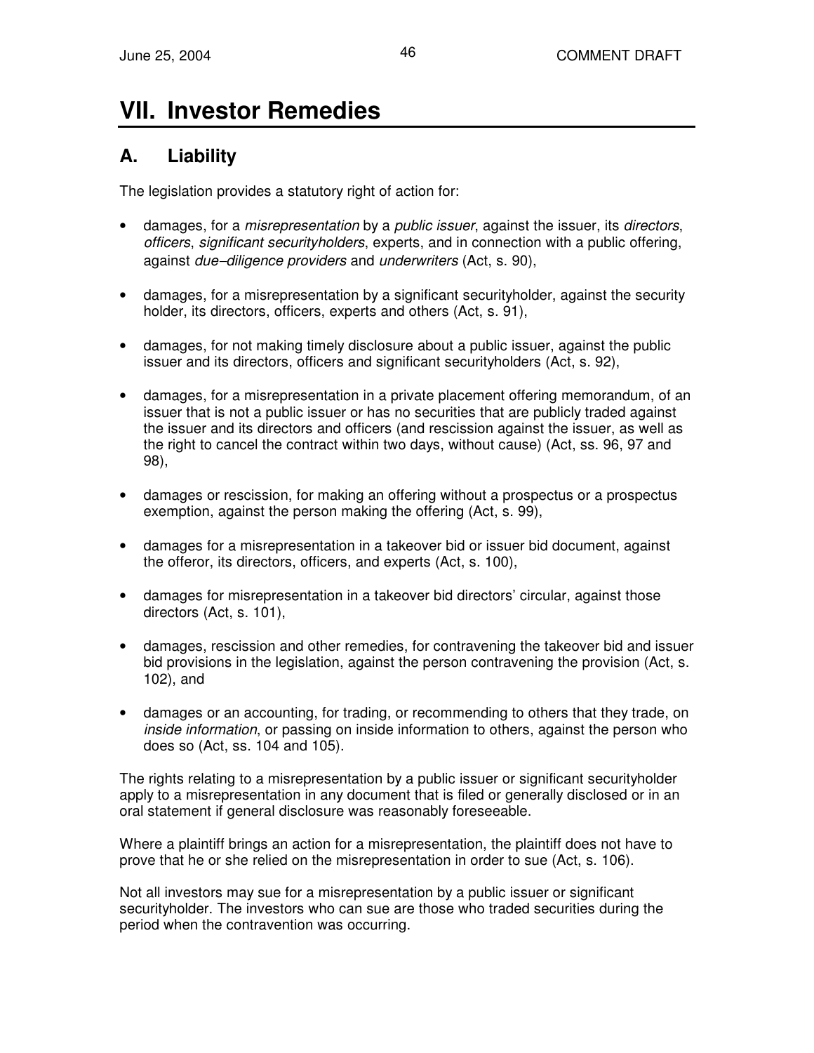# VII. Investor Remedies

## A. Liability

The legislation provides a statutory right of action for:

- damages, for a *misrepresentation* by a *public issuer*, against the issuer, its *directors*, *officers*, *significant securityholders*, experts, and in connection with a public offering, against *due–diligence providers* and *underwriters* (Act, s. 90),

- damages, for a misrepresentation by a significant securityholder, against the security holder, its directors, officers, experts and others (Act, s. 91),

- damages, for not making timely disclosure about a public issuer, against the public issuer and its directors, officers and significant securityholders (Act, s. 92),

- damages, for a misrepresentation in a private placement offering memorandum, of an issuer that is not a public issuer or has no securities that are publicly traded against the issuer and its directors and officers (and rescission against the issuer, as well as the right to cancel the contract within two days, without cause) (Act, ss. 96, 97 and 98),

- damages or rescission, for making an offering without a prospectus or a prospectus exemption, against the person making the offering (Act, s. 99),

- damages for a misrepresentation in a takeover bid or issuer bid document, against the offeror, its directors, officers, and experts (Act, s. 100),

- damages for misrepresentation in a takeover bid directors' circular, against those directors (Act, s. 101),

- damages, rescission and other remedies, for contravening the takeover bid and issuer bid provisions in the legislation, against the person contravening the provision (Act, s. 102), and

- damages or an accounting, for trading, or recommending to others that they trade, on *inside information*, or passing on inside information to others, against the person who does so (Act, ss. 104 and 105).

The rights relating to a misrepresentation by a public issuer or significant securityholder apply to a misrepresentation in any document that is filed or generally disclosed or in an oral statement if general disclosure was reasonably foreseeable.

Where a plaintiff brings an action for a misrepresentation, the plaintiff does not have to prove that he or she relied on the misrepresentation in order to sue (Act, s. 106).

Not all investors may sue for a misrepresentation by a public issuer or significant securityholder. The investors who can sue are those who traded securities during the period when the contravention was occurring.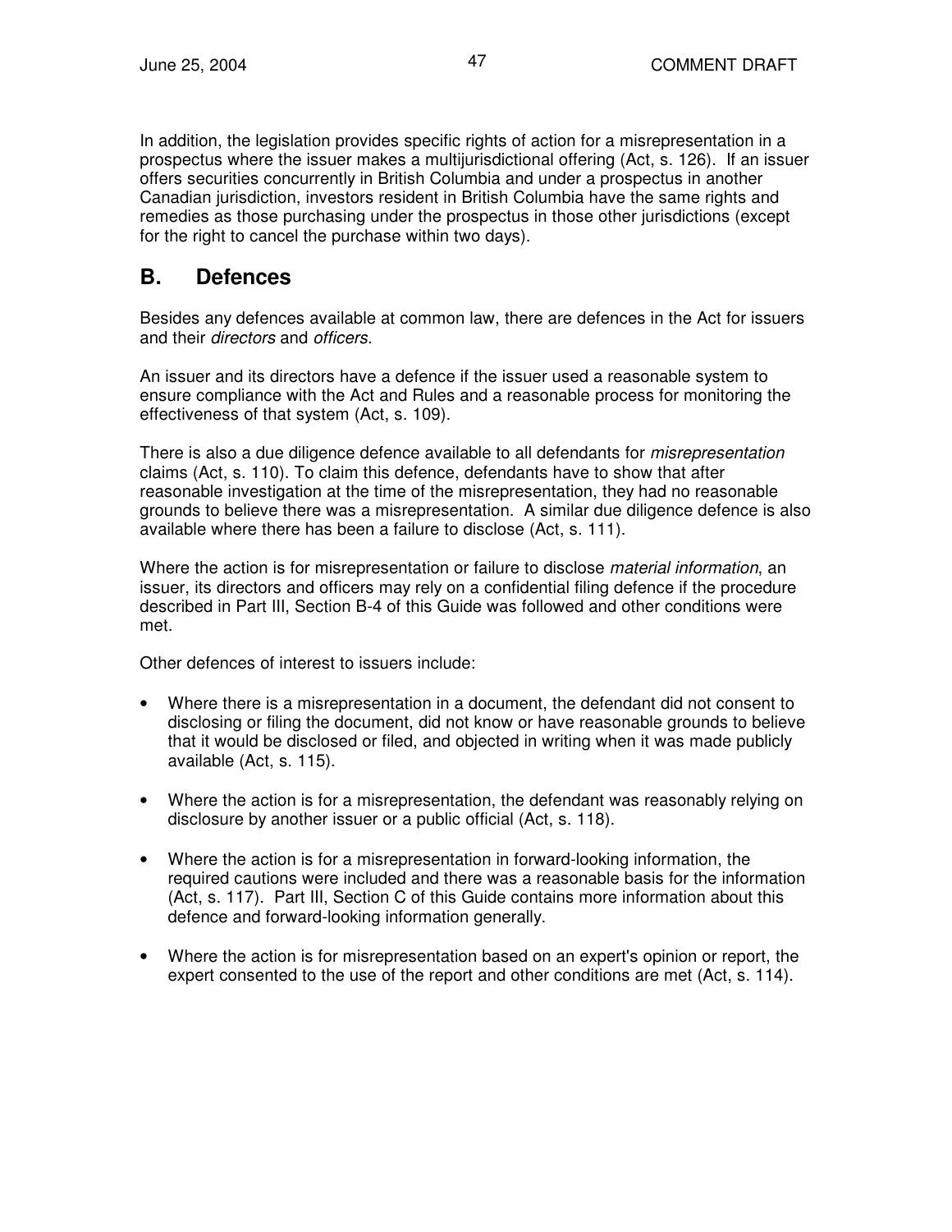In addition, the legislation provides specific rights of action for a misrepresentation in a prospectus where the issuer makes a multijurisdictional offering (Act, s. 126). If an issuer offers securities concurrently in British Columbia and under a prospectus in another Canadian jurisdiction, investors resident in British Columbia have the same rights and remedies as those purchasing under the prospectus in those other jurisdictions (except for the right to cancel the purchase within two days).

## B. Defences

Besides any defences available at common law, there are defences in the Act for issuers and their *directors* and *officers*.

An issuer and its directors have a defence if the issuer used a reasonable system to ensure compliance with the Act and Rules and a reasonable process for monitoring the effectiveness of that system (Act, s. 109).

There is also a due diligence defence available to all defendants for *misrepresentation* claims (Act, s. 110). To claim this defence, defendants have to show that after reasonable investigation at the time of the misrepresentation, they had no reasonable grounds to believe there was a misrepresentation. A similar due diligence defence is also available where there has been a failure to disclose (Act, s. 111).

Where the action is for misrepresentation or failure to disclose *material information*, an issuer, its directors and officers may rely on a confidential filing defence if the procedure described in Part III, Section B-4 of this Guide was followed and other conditions were met.

Other defences of interest to issuers include:

- Where there is a misrepresentation in a document, the defendant did not consent to disclosing or filing the document, did not know or have reasonable grounds to believe that it would be disclosed or filed, and objected in writing when it was made publicly available (Act, s. 115).

- Where the action is for a misrepresentation, the defendant was reasonably relying on disclosure by another issuer or a public official (Act, s. 118).

- Where the action is for a misrepresentation in forward-looking information, the required cautions were included and there was a reasonable basis for the information (Act, s. 117). Part III, Section C of this Guide contains more information about this defence and forward-looking information generally.

- Where the action is for misrepresentation based on an expert's opinion or report, the expert consented to the use of the report and other conditions are met (Act, s. 114).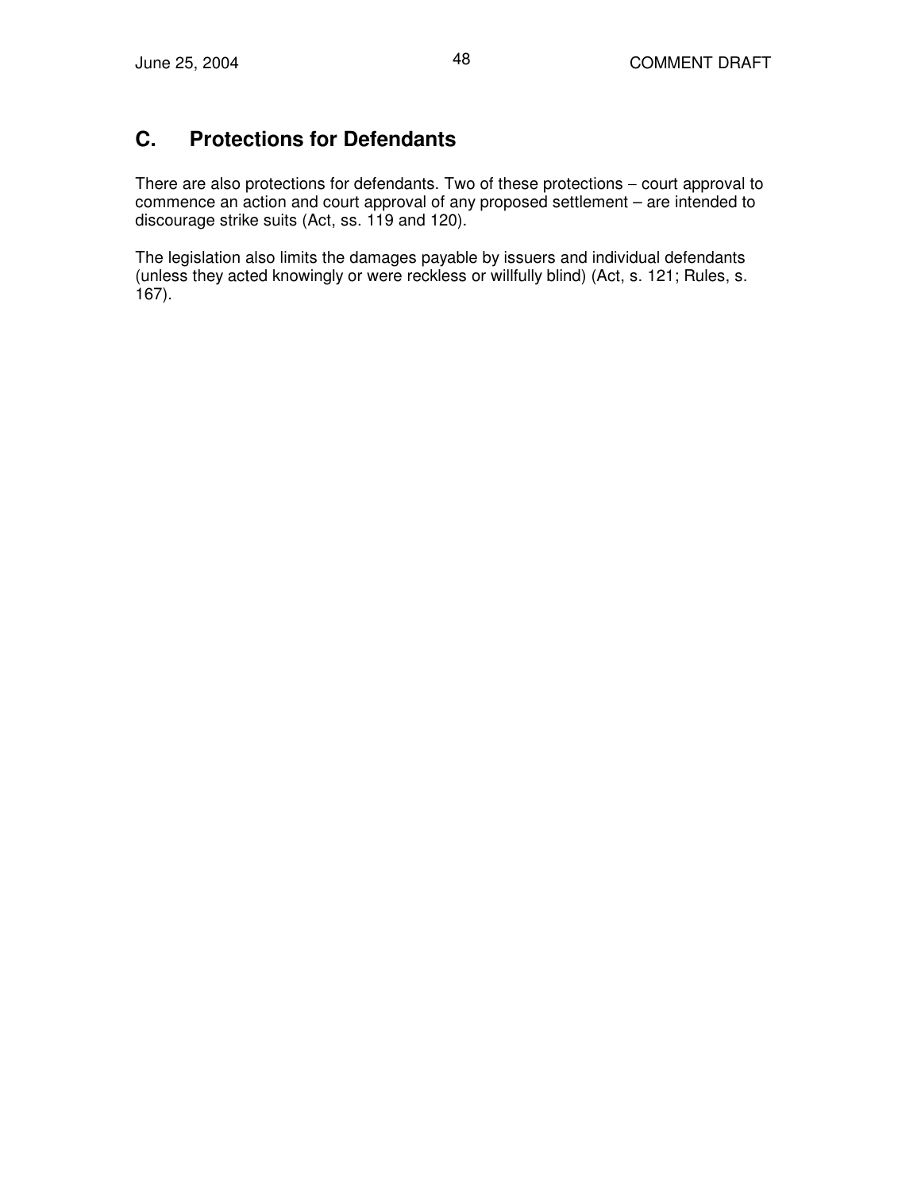## C. Protections for Defendants

There are also protections for defendants. Two of these protections – court approval to commence an action and court approval of any proposed settlement – are intended to discourage strike suits (Act, ss. 119 and 120).

The legislation also limits the damages payable by issuers and individual defendants (unless they acted knowingly or were reckless or willfully blind) (Act, s. 121; Rules, s. 167).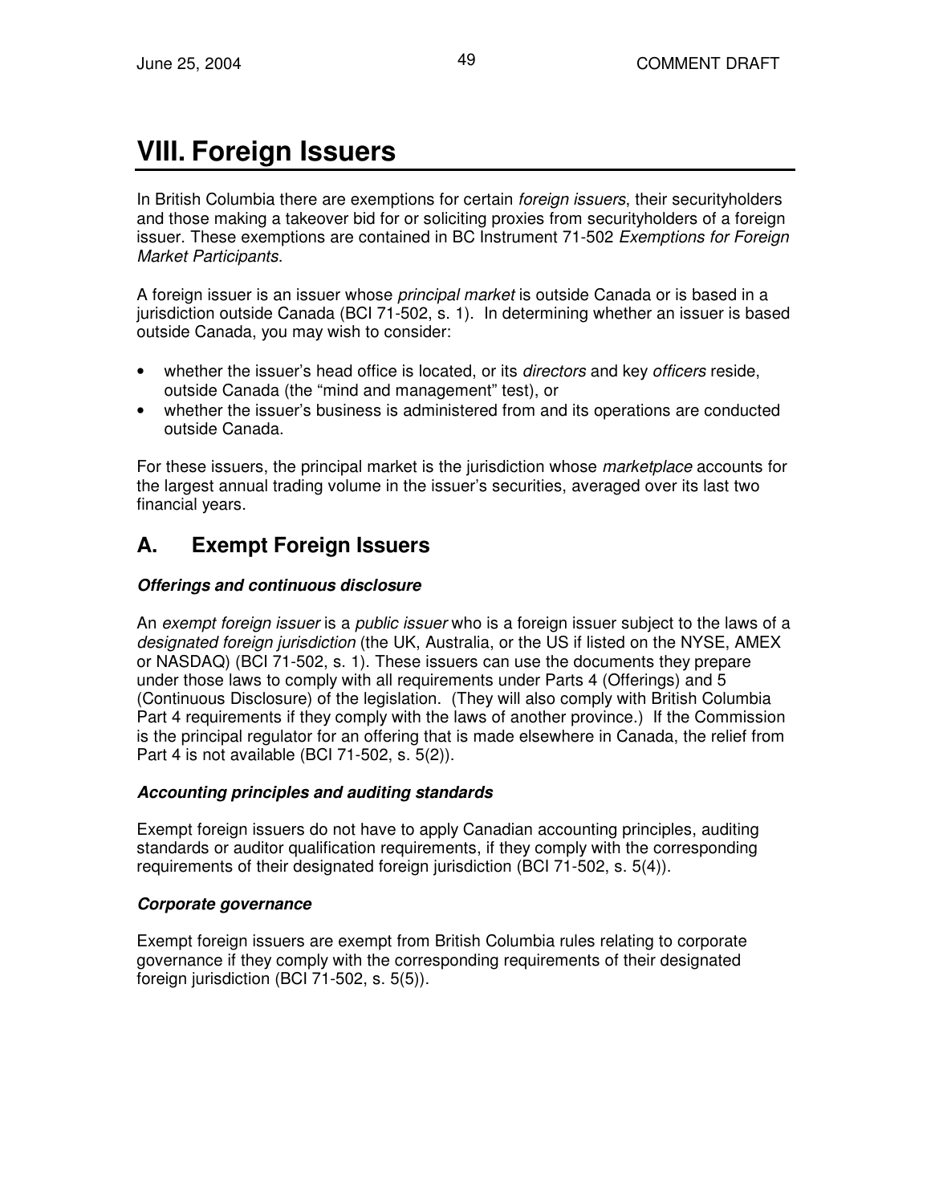# VIII. Foreign Issuers

In British Columbia there are exemptions for certain *foreign issuers*, their securityholders and those making a takeover bid for or soliciting proxies from securityholders of a foreign issuer. These exemptions are contained in BC Instrument 71-502 *Exemptions for Foreign Market Participants*.

A foreign issuer is an issuer whose *principal market* is outside Canada or is based in a jurisdiction outside Canada (BCI 71-502, s. 1). In determining whether an issuer is based outside Canada, you may wish to consider:

- whether the issuer's head office is located, or its *directors* and key *officers* reside, outside Canada (the "mind and management" test), or
- whether the issuer's business is administered from and its operations are conducted outside Canada.

For these issuers, the principal market is the jurisdiction whose *marketplace* accounts for the largest annual trading volume in the issuer's securities, averaged over its last two financial years.

## A. Exempt Foreign Issuers

***Offerings and continuous disclosure***

An *exempt foreign issuer* is a *public issuer* who is a foreign issuer subject to the laws of a *designated foreign jurisdiction* (the UK, Australia, or the US if listed on the NYSE, AMEX or NASDAQ) (BCI 71-502, s. 1). These issuers can use the documents they prepare under those laws to comply with all requirements under Parts 4 (Offerings) and 5 (Continuous Disclosure) of the legislation. (They will also comply with British Columbia Part 4 requirements if they comply with the laws of another province.) If the Commission is the principal regulator for an offering that is made elsewhere in Canada, the relief from Part 4 is not available (BCI 71-502, s. 5(2)).

***Accounting principles and auditing standards***

Exempt foreign issuers do not have to apply Canadian accounting principles, auditing standards or auditor qualification requirements, if they comply with the corresponding requirements of their designated foreign jurisdiction (BCI 71-502, s. 5(4)).

***Corporate governance***

Exempt foreign issuers are exempt from British Columbia rules relating to corporate governance if they comply with the corresponding requirements of their designated foreign jurisdiction (BCI 71-502, s. 5(5)).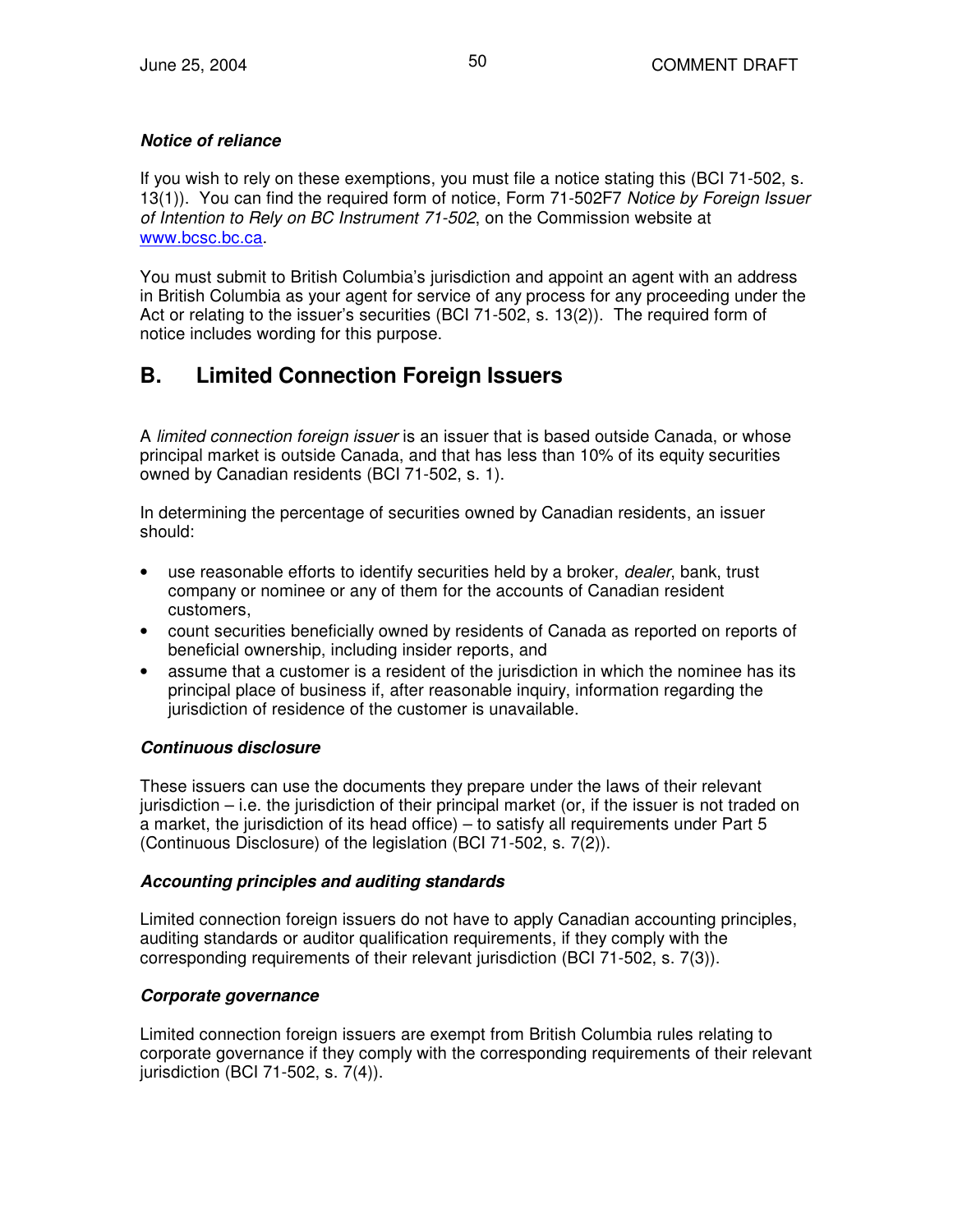***Notice of reliance***

If you wish to rely on these exemptions, you must file a notice stating this (BCI 71-502, s. 13(1)). You can find the required form of notice, Form 71-502F7 *Notice by Foreign Issuer of Intention to Rely on BC Instrument 71-502*, on the Commission website at www.bcsc.bc.ca.

You must submit to British Columbia's jurisdiction and appoint an agent with an address in British Columbia as your agent for service of any process for any proceeding under the Act or relating to the issuer's securities (BCI 71-502, s. 13(2)). The required form of notice includes wording for this purpose.

## B. Limited Connection Foreign Issuers

A *limited connection foreign issuer* is an issuer that is based outside Canada, or whose principal market is outside Canada, and that has less than 10% of its equity securities owned by Canadian residents (BCI 71-502, s. 1).

In determining the percentage of securities owned by Canadian residents, an issuer should:

- use reasonable efforts to identify securities held by a broker, *dealer*, bank, trust company or nominee or any of them for the accounts of Canadian resident customers,
- count securities beneficially owned by residents of Canada as reported on reports of beneficial ownership, including insider reports, and
- assume that a customer is a resident of the jurisdiction in which the nominee has its principal place of business if, after reasonable inquiry, information regarding the jurisdiction of residence of the customer is unavailable.

***Continuous disclosure***

These issuers can use the documents they prepare under the laws of their relevant jurisdiction – i.e. the jurisdiction of their principal market (or, if the issuer is not traded on a market, the jurisdiction of its head office) – to satisfy all requirements under Part 5 (Continuous Disclosure) of the legislation (BCI 71-502, s. 7(2)).

***Accounting principles and auditing standards***

Limited connection foreign issuers do not have to apply Canadian accounting principles, auditing standards or auditor qualification requirements, if they comply with the corresponding requirements of their relevant jurisdiction (BCI 71-502, s. 7(3)).

***Corporate governance***

Limited connection foreign issuers are exempt from British Columbia rules relating to corporate governance if they comply with the corresponding requirements of their relevant jurisdiction (BCI 71-502, s. 7(4)).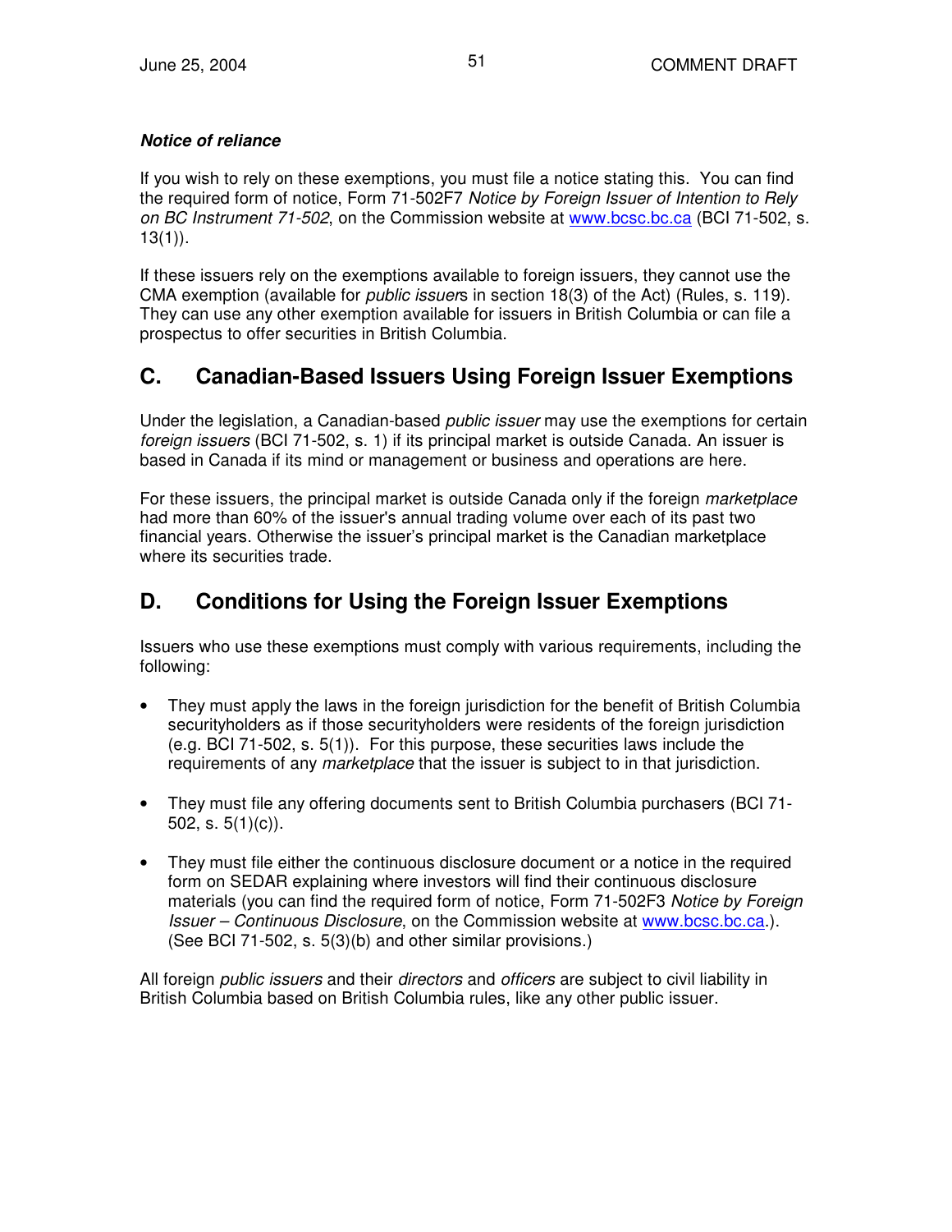***Notice of reliance***

If you wish to rely on these exemptions, you must file a notice stating this. You can find the required form of notice, Form 71-502F7 *Notice by Foreign Issuer of Intention to Rely on BC Instrument 71-502*, on the Commission website at www.bcsc.bc.ca (BCI 71-502, s. 13(1)).

If these issuers rely on the exemptions available to foreign issuers, they cannot use the CMA exemption (available for *public issuer*s in section 18(3) of the Act) (Rules, s. 119). They can use any other exemption available for issuers in British Columbia or can file a prospectus to offer securities in British Columbia.

## C. Canadian-Based Issuers Using Foreign Issuer Exemptions

Under the legislation, a Canadian-based *public issuer* may use the exemptions for certain *foreign issuers* (BCI 71-502, s. 1) if its principal market is outside Canada. An issuer is based in Canada if its mind or management or business and operations are here.

For these issuers, the principal market is outside Canada only if the foreign *marketplace* had more than 60% of the issuer's annual trading volume over each of its past two financial years. Otherwise the issuer's principal market is the Canadian marketplace where its securities trade.

## D. Conditions for Using the Foreign Issuer Exemptions

Issuers who use these exemptions must comply with various requirements, including the following:

- They must apply the laws in the foreign jurisdiction for the benefit of British Columbia securityholders as if those securityholders were residents of the foreign jurisdiction (e.g. BCI 71-502, s. 5(1)). For this purpose, these securities laws include the requirements of any *marketplace* that the issuer is subject to in that jurisdiction.

- They must file any offering documents sent to British Columbia purchasers (BCI 71-502, s. 5(1)(c)).

- They must file either the continuous disclosure document or a notice in the required form on SEDAR explaining where investors will find their continuous disclosure materials (you can find the required form of notice, Form 71-502F3 *Notice by Foreign Issuer – Continuous Disclosure*, on the Commission website at www.bcsc.bc.ca.). (See BCI 71-502, s. 5(3)(b) and other similar provisions.)

All foreign *public issuers* and their *directors* and *officers* are subject to civil liability in British Columbia based on British Columbia rules, like any other public issuer.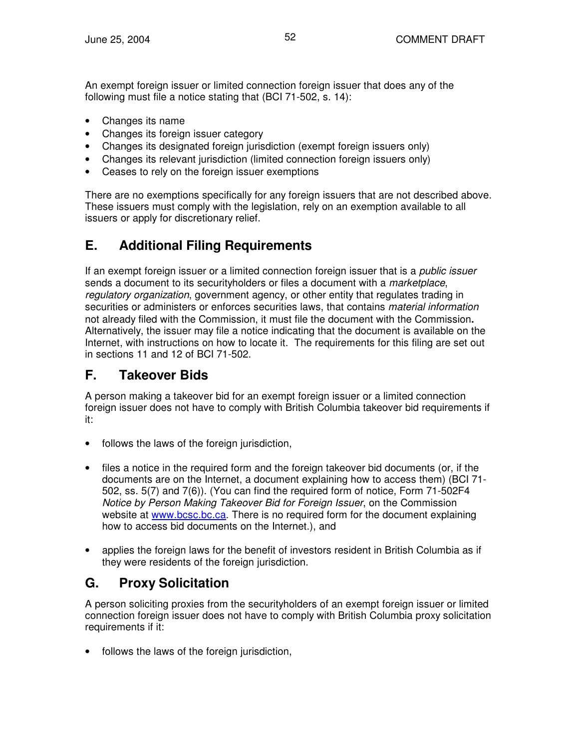An exempt foreign issuer or limited connection foreign issuer that does any of the following must file a notice stating that (BCI 71-502, s. 14):

- Changes its name
- Changes its foreign issuer category
- Changes its designated foreign jurisdiction (exempt foreign issuers only)
- Changes its relevant jurisdiction (limited connection foreign issuers only)
- Ceases to rely on the foreign issuer exemptions

There are no exemptions specifically for any foreign issuers that are not described above. These issuers must comply with the legislation, rely on an exemption available to all issuers or apply for discretionary relief.

## E. Additional Filing Requirements

If an exempt foreign issuer or a limited connection foreign issuer that is a *public issuer* sends a document to its securityholders or files a document with a *marketplace*, *regulatory organization*, government agency, or other entity that regulates trading in securities or administers or enforces securities laws, that contains *material information* not already filed with the Commission, it must file the document with the Commission**.** Alternatively, the issuer may file a notice indicating that the document is available on the Internet, with instructions on how to locate it. The requirements for this filing are set out in sections 11 and 12 of BCI 71-502.

## F. Takeover Bids

A person making a takeover bid for an exempt foreign issuer or a limited connection foreign issuer does not have to comply with British Columbia takeover bid requirements if it:

- follows the laws of the foreign jurisdiction,
- files a notice in the required form and the foreign takeover bid documents (or, if the documents are on the Internet, a document explaining how to access them) (BCI 71-502, ss. 5(7) and 7(6)). (You can find the required form of notice, Form 71-502F4 *Notice by Person Making Takeover Bid for Foreign Issuer*, on the Commission website at www.bcsc.bc.ca. There is no required form for the document explaining how to access bid documents on the Internet.), and
- applies the foreign laws for the benefit of investors resident in British Columbia as if they were residents of the foreign jurisdiction.

## G. Proxy Solicitation

A person soliciting proxies from the securityholders of an exempt foreign issuer or limited connection foreign issuer does not have to comply with British Columbia proxy solicitation requirements if it:

- follows the laws of the foreign jurisdiction,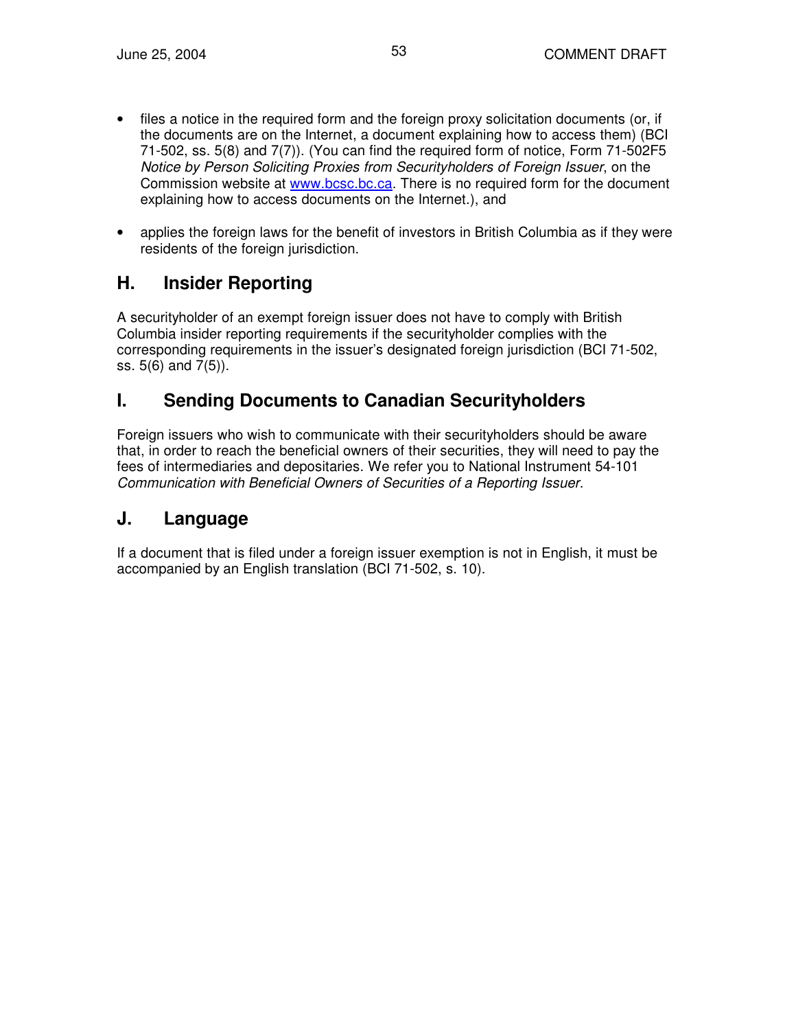- files a notice in the required form and the foreign proxy solicitation documents (or, if the documents are on the Internet, a document explaining how to access them) (BCI 71-502, ss. 5(8) and 7(7)). (You can find the required form of notice, Form 71-502F5 *Notice by Person Soliciting Proxies from Securityholders of Foreign Issuer*, on the Commission website at www.bcsc.bc.ca. There is no required form for the document explaining how to access documents on the Internet.), and
- applies the foreign laws for the benefit of investors in British Columbia as if they were residents of the foreign jurisdiction.

## H. Insider Reporting

A securityholder of an exempt foreign issuer does not have to comply with British Columbia insider reporting requirements if the securityholder complies with the corresponding requirements in the issuer's designated foreign jurisdiction (BCI 71-502, ss. 5(6) and 7(5)).

## I. Sending Documents to Canadian Securityholders

Foreign issuers who wish to communicate with their securityholders should be aware that, in order to reach the beneficial owners of their securities, they will need to pay the fees of intermediaries and depositaries. We refer you to National Instrument 54-101 *Communication with Beneficial Owners of Securities of a Reporting Issuer.*

## J. Language

If a document that is filed under a foreign issuer exemption is not in English, it must be accompanied by an English translation (BCI 71-502, s. 10).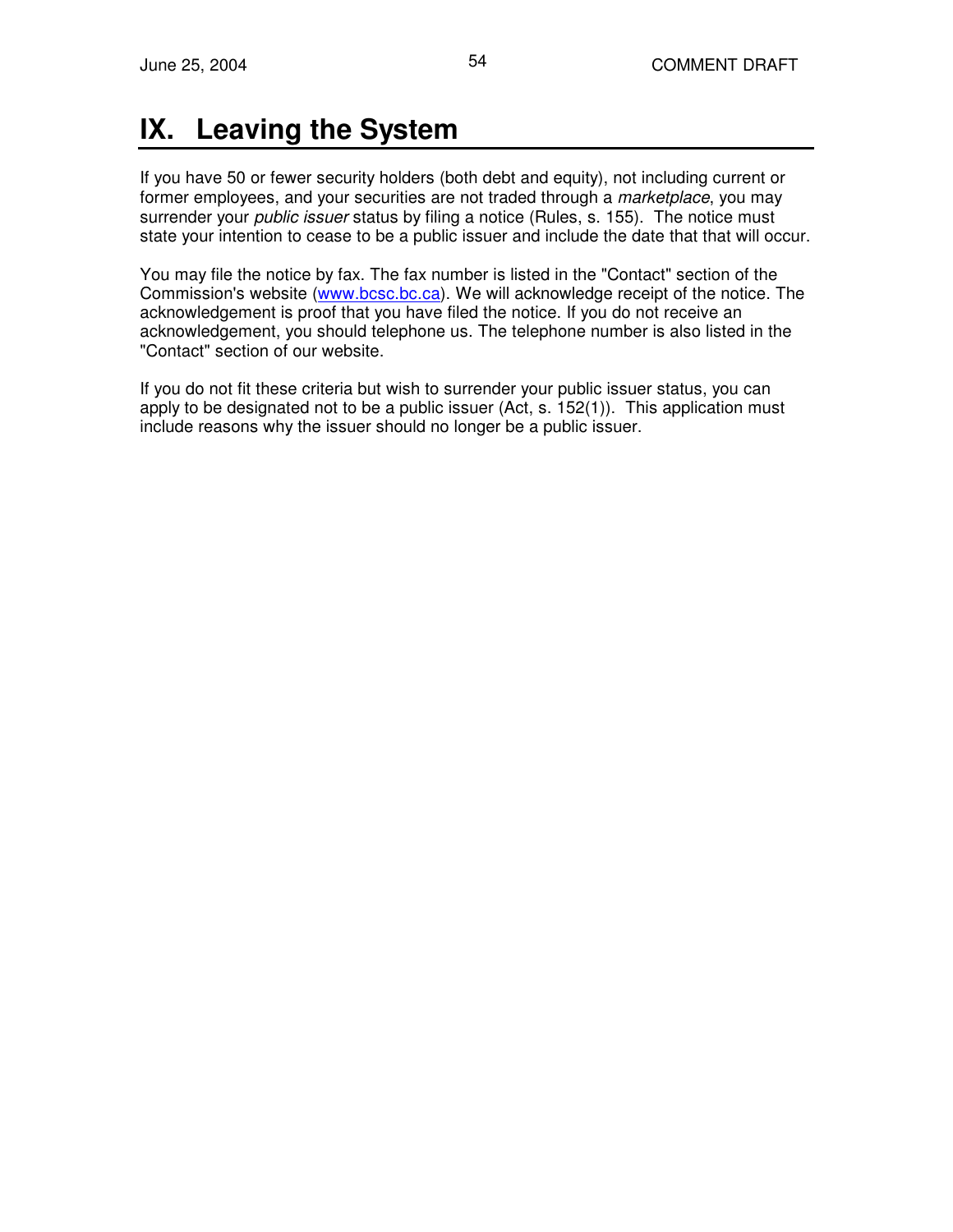# IX. Leaving the System

If you have 50 or fewer security holders (both debt and equity), not including current or former employees, and your securities are not traded through a *marketplace*, you may surrender your *public issuer* status by filing a notice (Rules, s. 155). The notice must state your intention to cease to be a public issuer and include the date that that will occur.

You may file the notice by fax. The fax number is listed in the "Contact" section of the Commission's website (www.bcsc.bc.ca). We will acknowledge receipt of the notice. The acknowledgement is proof that you have filed the notice. If you do not receive an acknowledgement, you should telephone us. The telephone number is also listed in the "Contact" section of our website.

If you do not fit these criteria but wish to surrender your public issuer status, you can apply to be designated not to be a public issuer (Act, s. 152(1)). This application must include reasons why the issuer should no longer be a public issuer.